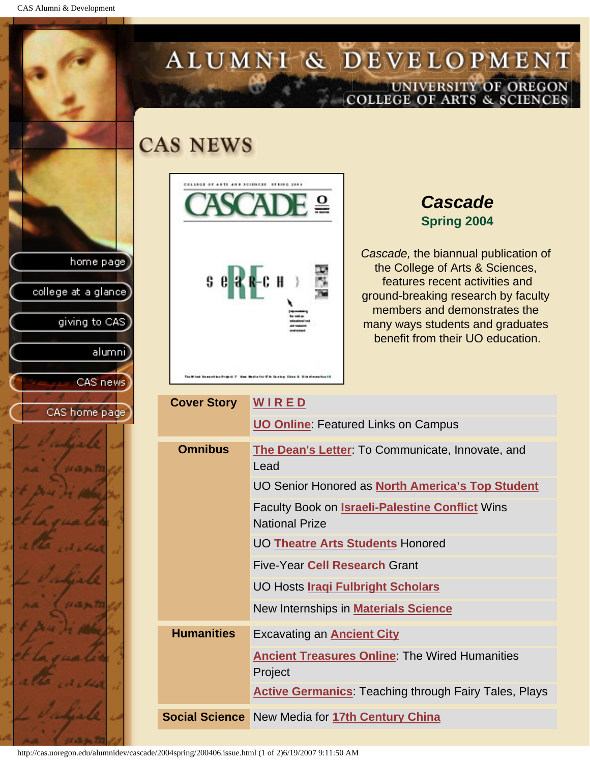# ALUMNI & DEVELOPMENT

UNIVERSITY OF OREGON
COLLEGE OF ARTS & SCIENCES

- home page
- college at a glance
- giving to CAS
- alumni
- CAS news
- CAS home page

## CAS NEWS

### *Cascade*

**Spring 2004**

*Cascade,* the biannual publication of the College of Arts & Sciences, features recent activities and ground-breaking research by faculty members and demonstrates the many ways students and graduates benefit from their UO education.

| Section | Articles |
| --- | --- |
| **Cover Story** | WIRED |
| | UO Online: Featured Links on Campus |
| **Omnibus** | The Dean's Letter: To Communicate, Innovate, and Lead |
| | UO Senior Honored as North America's Top Student |
| | Faculty Book on Israeli-Palestine Conflict Wins National Prize |
| | UO Theatre Arts Students Honored |
| | Five-Year Cell Research Grant |
| | UO Hosts Iraqi Fulbright Scholars |
| | New Internships in Materials Science |
| **Humanities** | Excavating an Ancient City |
| | Ancient Treasures Online: The Wired Humanities Project |
| | Active Germanics: Teaching through Fairy Tales, Plays |
| **Social Science** | New Media for 17th Century China |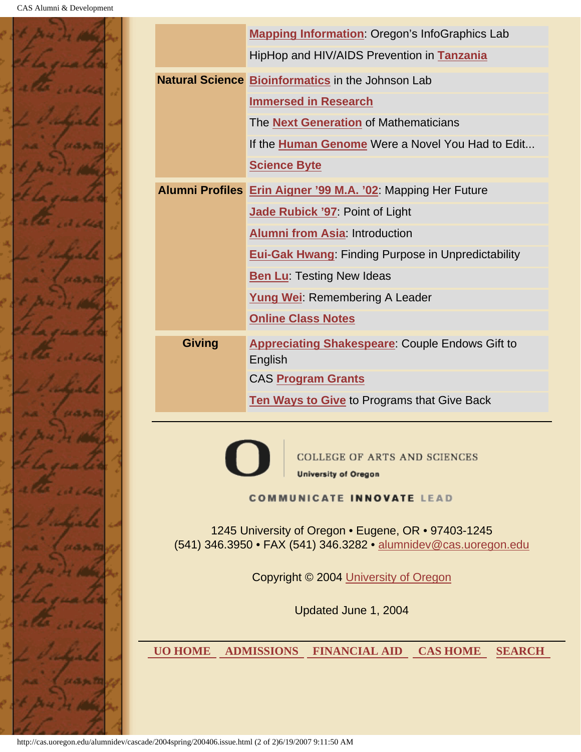| | |
|---|---|
| | **Mapping Information**: Oregon's InfoGraphics Lab |
| | HipHop and HIV/AIDS Prevention in **Tanzania** |
| **Natural Science** | **Bioinformatics** in the Johnson Lab |
| | **Immersed in Research** |
| | The **Next Generation** of Mathematicians |
| | If the **Human Genome** Were a Novel You Had to Edit... |
| | **Science Byte** |
| **Alumni Profiles** | **Erin Aigner '99 M.A. '02**: Mapping Her Future |
| | **Jade Rubick '97**: Point of Light |
| | **Alumni from Asia**: Introduction |
| | **Eui-Gak Hwang**: Finding Purpose in Unpredictability |
| | **Ben Lu**: Testing New Ideas |
| | **Yung Wei**: Remembering A Leader |
| | **Online Class Notes** |
| **Giving** | **Appreciating Shakespeare**: Couple Endows Gift to English |
| | CAS **Program Grants** |
| | **Ten Ways to Give** to Programs that Give Back |

---

COLLEGE OF ARTS AND SCIENCES
University of Oregon

COMMUNICATE INNOVATE LEAD

1245 University of Oregon • Eugene, OR • 97403-1245
(541) 346.3950 • FAX (541) 346.3282 • alumnidev@cas.uoregon.edu

Copyright © 2004 University of Oregon

Updated June 1, 2004

---

UO HOME ADMISSIONS FINANCIAL AID CAS HOME SEARCH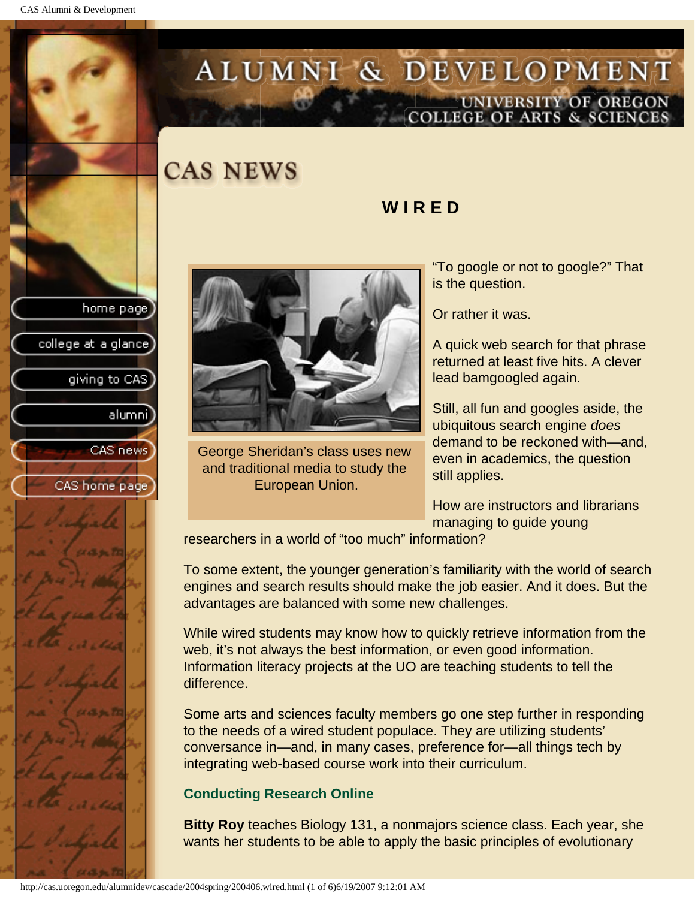# CAS NEWS

## WIRED

George Sheridan's class uses new and traditional media to study the European Union.

"To google or not to google?" That is the question.

Or rather it was.

A quick web search for that phrase returned at least five hits. A clever lead bamgoogled again.

Still, all fun and googles aside, the ubiquitous search engine *does* demand to be reckoned with—and, even in academics, the question still applies.

How are instructors and librarians managing to guide young researchers in a world of "too much" information?

To some extent, the younger generation's familiarity with the world of search engines and search results should make the job easier. And it does. But the advantages are balanced with some new challenges.

While wired students may know how to quickly retrieve information from the web, it's not always the best information, or even good information. Information literacy projects at the UO are teaching students to tell the difference.

Some arts and sciences faculty members go one step further in responding to the needs of a wired student populace. They are utilizing students' conversance in—and, in many cases, preference for—all things tech by integrating web-based course work into their curriculum.

### Conducting Research Online

**Bitty Roy** teaches Biology 131, a nonmajors science class. Each year, she wants her students to be able to apply the basic principles of evolutionary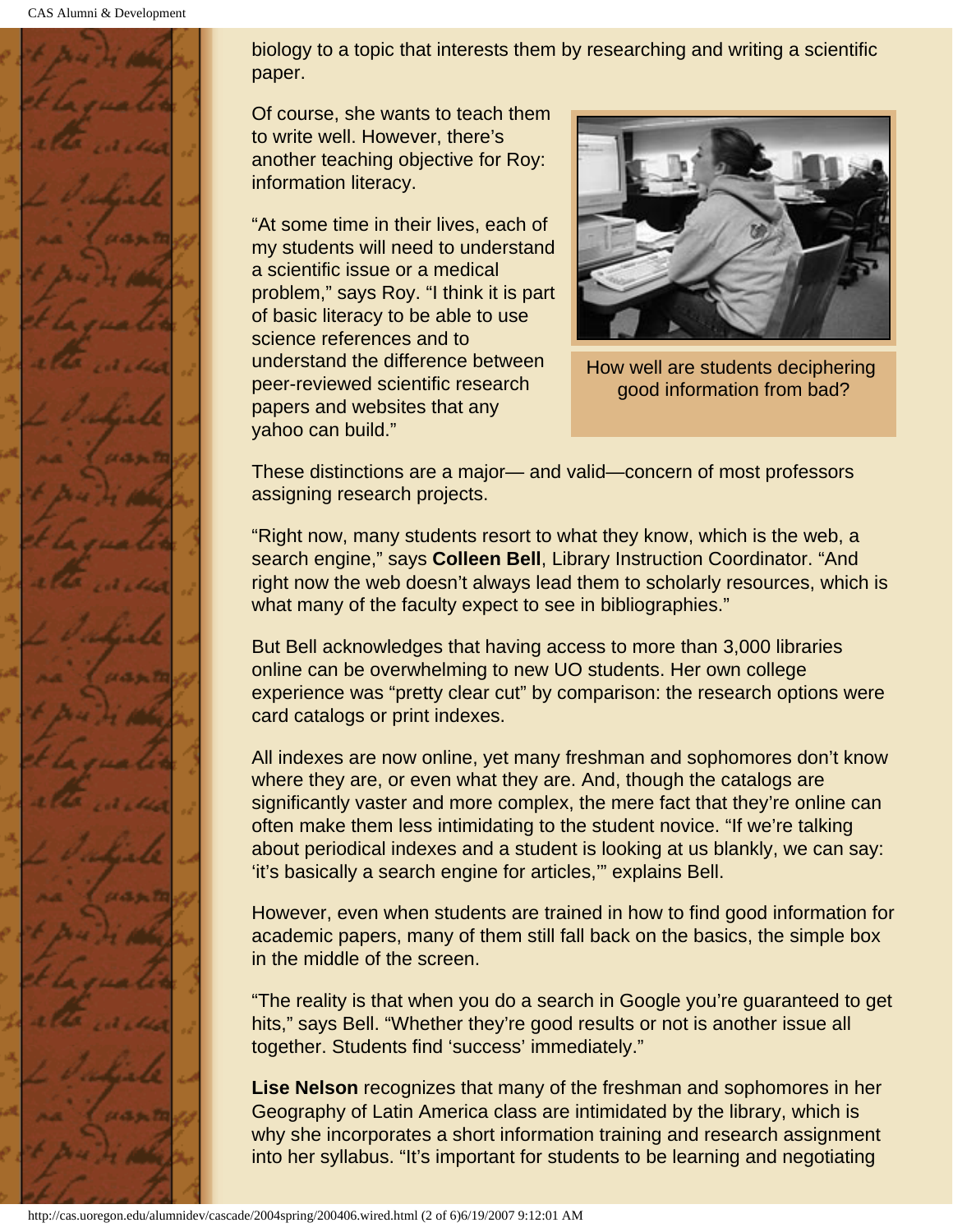biology to a topic that interests them by researching and writing a scientific paper.

Of course, she wants to teach them to write well. However, there's another teaching objective for Roy: information literacy.

"At some time in their lives, each of my students will need to understand a scientific issue or a medical problem," says Roy. "I think it is part of basic literacy to be able to use science references and to understand the difference between peer-reviewed scientific research papers and websites that any yahoo can build."

How well are students deciphering good information from bad?

These distinctions are a major— and valid—concern of most professors assigning research projects.

"Right now, many students resort to what they know, which is the web, a search engine," says **Colleen Bell**, Library Instruction Coordinator. "And right now the web doesn't always lead them to scholarly resources, which is what many of the faculty expect to see in bibliographies."

But Bell acknowledges that having access to more than 3,000 libraries online can be overwhelming to new UO students. Her own college experience was "pretty clear cut" by comparison: the research options were card catalogs or print indexes.

All indexes are now online, yet many freshman and sophomores don't know where they are, or even what they are. And, though the catalogs are significantly vaster and more complex, the mere fact that they're online can often make them less intimidating to the student novice. "If we're talking about periodical indexes and a student is looking at us blankly, we can say: 'it's basically a search engine for articles,'" explains Bell.

However, even when students are trained in how to find good information for academic papers, many of them still fall back on the basics, the simple box in the middle of the screen.

"The reality is that when you do a search in Google you're guaranteed to get hits," says Bell. "Whether they're good results or not is another issue all together. Students find 'success' immediately."

**Lise Nelson** recognizes that many of the freshman and sophomores in her Geography of Latin America class are intimidated by the library, which is why she incorporates a short information training and research assignment into her syllabus. "It's important for students to be learning and negotiating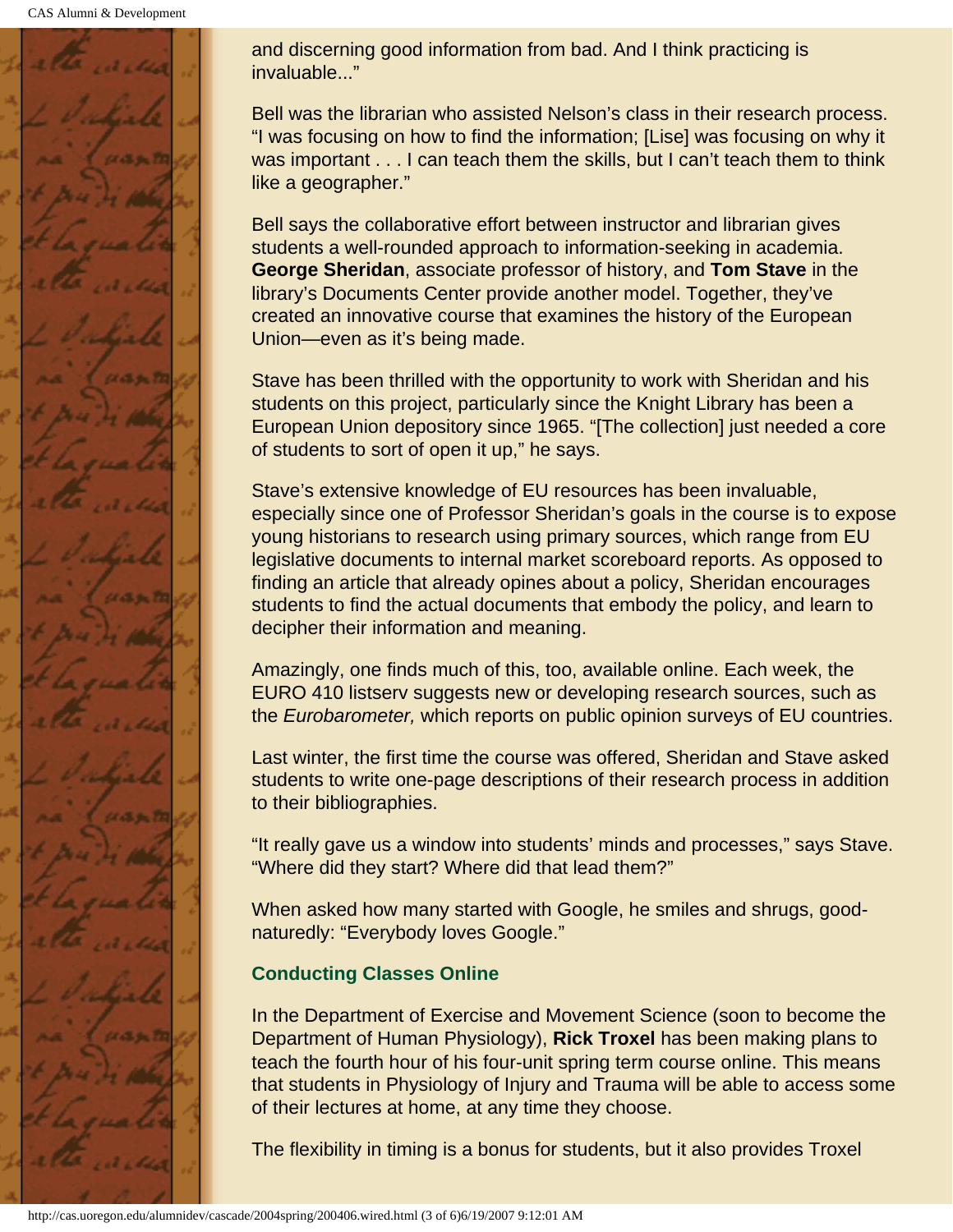and discerning good information from bad. And I think practicing is invaluable..."

Bell was the librarian who assisted Nelson's class in their research process. "I was focusing on how to find the information; [Lise] was focusing on why it was important . . . I can teach them the skills, but I can't teach them to think like a geographer."

Bell says the collaborative effort between instructor and librarian gives students a well-rounded approach to information-seeking in academia. **George Sheridan**, associate professor of history, and **Tom Stave** in the library's Documents Center provide another model. Together, they've created an innovative course that examines the history of the European Union—even as it's being made.

Stave has been thrilled with the opportunity to work with Sheridan and his students on this project, particularly since the Knight Library has been a European Union depository since 1965. "[The collection] just needed a core of students to sort of open it up," he says.

Stave's extensive knowledge of EU resources has been invaluable, especially since one of Professor Sheridan's goals in the course is to expose young historians to research using primary sources, which range from EU legislative documents to internal market scoreboard reports. As opposed to finding an article that already opines about a policy, Sheridan encourages students to find the actual documents that embody the policy, and learn to decipher their information and meaning.

Amazingly, one finds much of this, too, available online. Each week, the EURO 410 listserv suggests new or developing research sources, such as the *Eurobarometer,* which reports on public opinion surveys of EU countries.

Last winter, the first time the course was offered, Sheridan and Stave asked students to write one-page descriptions of their research process in addition to their bibliographies.

"It really gave us a window into students' minds and processes," says Stave. "Where did they start? Where did that lead them?"

When asked how many started with Google, he smiles and shrugs, good-naturedly: "Everybody loves Google."

### Conducting Classes Online

In the Department of Exercise and Movement Science (soon to become the Department of Human Physiology), **Rick Troxel** has been making plans to teach the fourth hour of his four-unit spring term course online. This means that students in Physiology of Injury and Trauma will be able to access some of their lectures at home, at any time they choose.

The flexibility in timing is a bonus for students, but it also provides Troxel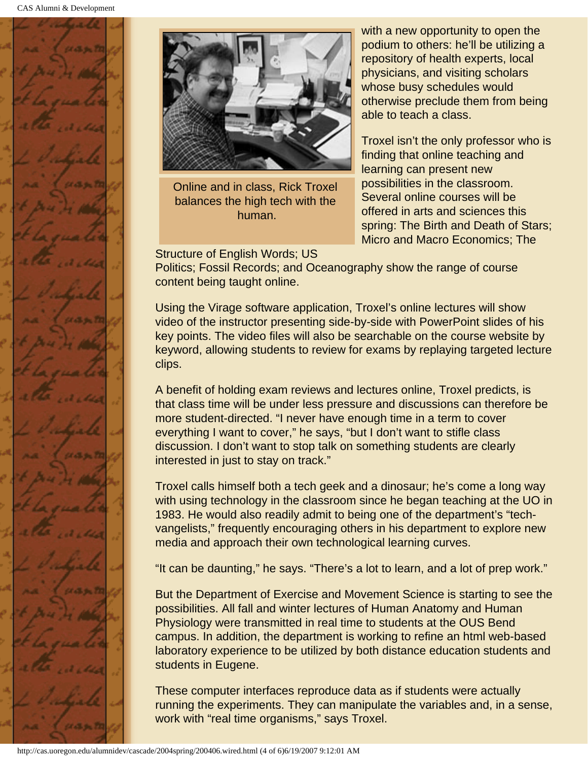Online and in class, Rick Troxel balances the high tech with the human.

with a new opportunity to open the podium to others: he'll be utilizing a repository of health experts, local physicians, and visiting scholars whose busy schedules would otherwise preclude them from being able to teach a class.

Troxel isn't the only professor who is finding that online teaching and learning can present new possibilities in the classroom. Several online courses will be offered in arts and sciences this spring: The Birth and Death of Stars; Micro and Macro Economics; The Structure of English Words; US Politics; Fossil Records; and Oceanography show the range of course content being taught online.

Using the Virage software application, Troxel's online lectures will show video of the instructor presenting side-by-side with PowerPoint slides of his key points. The video files will also be searchable on the course website by keyword, allowing students to review for exams by replaying targeted lecture clips.

A benefit of holding exam reviews and lectures online, Troxel predicts, is that class time will be under less pressure and discussions can therefore be more student-directed. "I never have enough time in a term to cover everything I want to cover," he says, "but I don't want to stifle class discussion. I don't want to stop talk on something students are clearly interested in just to stay on track."

Troxel calls himself both a tech geek and a dinosaur; he's come a long way with using technology in the classroom since he began teaching at the UO in 1983. He would also readily admit to being one of the department's "tech-vangelists," frequently encouraging others in his department to explore new media and approach their own technological learning curves.

"It can be daunting," he says. "There's a lot to learn, and a lot of prep work."

But the Department of Exercise and Movement Science is starting to see the possibilities. All fall and winter lectures of Human Anatomy and Human Physiology were transmitted in real time to students at the OUS Bend campus. In addition, the department is working to refine an html web-based laboratory experience to be utilized by both distance education students and students in Eugene.

These computer interfaces reproduce data as if students were actually running the experiments. They can manipulate the variables and, in a sense, work with "real time organisms," says Troxel.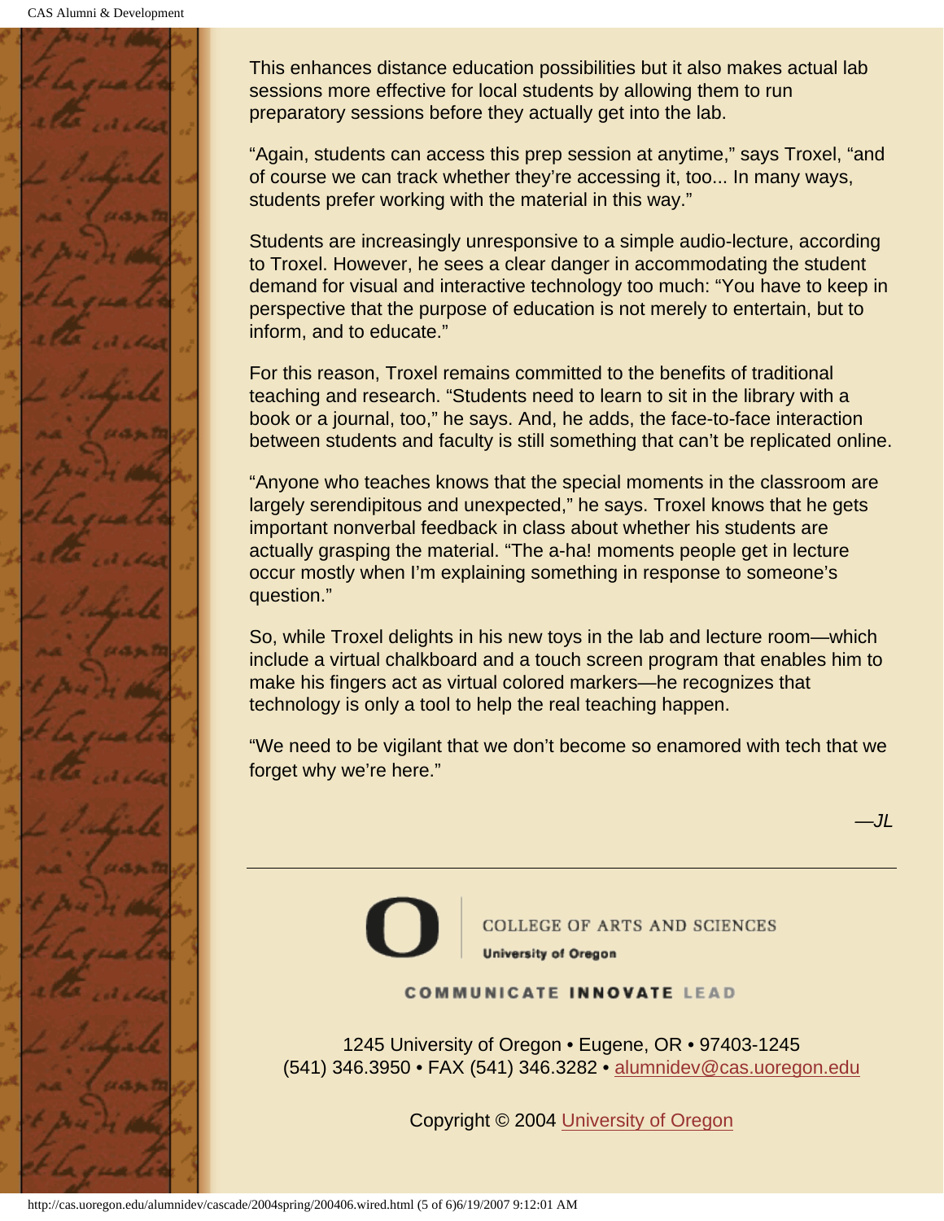This enhances distance education possibilities but it also makes actual lab sessions more effective for local students by allowing them to run preparatory sessions before they actually get into the lab.

“Again, students can access this prep session at anytime,” says Troxel, “and of course we can track whether they’re accessing it, too... In many ways, students prefer working with the material in this way.”

Students are increasingly unresponsive to a simple audio-lecture, according to Troxel. However, he sees a clear danger in accommodating the student demand for visual and interactive technology too much: “You have to keep in perspective that the purpose of education is not merely to entertain, but to inform, and to educate.”

For this reason, Troxel remains committed to the benefits of traditional teaching and research. “Students need to learn to sit in the library with a book or a journal, too,” he says. And, he adds, the face-to-face interaction between students and faculty is still something that can’t be replicated online.

“Anyone who teaches knows that the special moments in the classroom are largely serendipitous and unexpected,” he says. Troxel knows that he gets important nonverbal feedback in class about whether his students are actually grasping the material. “The a-ha! moments people get in lecture occur mostly when I’m explaining something in response to someone’s question.”

So, while Troxel delights in his new toys in the lab and lecture room—which include a virtual chalkboard and a touch screen program that enables him to make his fingers act as virtual colored markers—he recognizes that technology is only a tool to help the real teaching happen.

“We need to be vigilant that we don’t become so enamored with tech that we forget why we’re here.”

*—JL*

---

COLLEGE OF ARTS AND SCIENCES
University of Oregon

COMMUNICATE INNOVATE LEAD

1245 University of Oregon • Eugene, OR • 97403-1245
(541) 346.3950 • FAX (541) 346.3282 • alumnidev@cas.uoregon.edu

Copyright © 2004 University of Oregon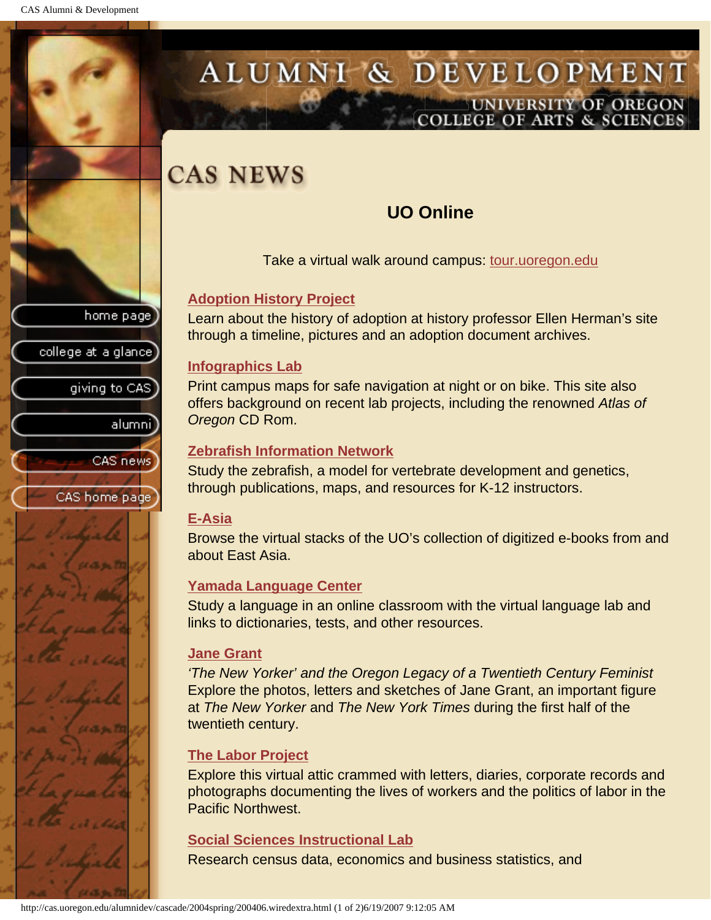# CAS NEWS

## UO Online

Take a virtual walk around campus: tour.uoregon.edu

**Adoption History Project**

Learn about the history of adoption at history professor Ellen Herman's site through a timeline, pictures and an adoption document archives.

**Infographics Lab**

Print campus maps for safe navigation at night or on bike. This site also offers background on recent lab projects, including the renowned *Atlas of Oregon* CD Rom.

**Zebrafish Information Network**

Study the zebrafish, a model for vertebrate development and genetics, through publications, maps, and resources for K-12 instructors.

**E-Asia**

Browse the virtual stacks of the UO's collection of digitized e-books from and about East Asia.

**Yamada Language Center**

Study a language in an online classroom with the virtual language lab and links to dictionaries, tests, and other resources.

**Jane Grant**

*'The New Yorker' and the Oregon Legacy of a Twentieth Century Feminist*
Explore the photos, letters and sketches of Jane Grant, an important figure at *The New Yorker* and *The New York Times* during the first half of the twentieth century.

**The Labor Project**

Explore this virtual attic crammed with letters, diaries, corporate records and photographs documenting the lives of workers and the politics of labor in the Pacific Northwest.

**Social Sciences Instructional Lab**

Research census data, economics and business statistics, and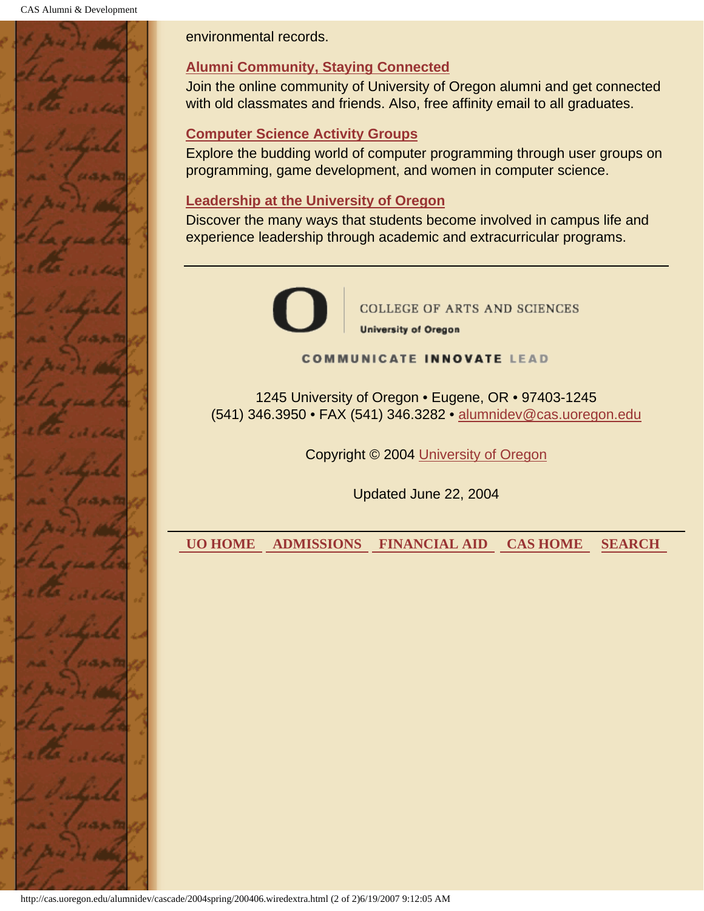environmental records.

**Alumni Community, Staying Connected**

Join the online community of University of Oregon alumni and get connected with old classmates and friends. Also, free affinity email to all graduates.

**Computer Science Activity Groups**

Explore the budding world of computer programming through user groups on programming, game development, and women in computer science.

**Leadership at the University of Oregon**

Discover the many ways that students become involved in campus life and experience leadership through academic and extracurricular programs.

---

COLLEGE OF ARTS AND SCIENCES
University of Oregon

COMMUNICATE INNOVATE LEAD

1245 University of Oregon • Eugene, OR • 97403-1245
(541) 346.3950 • FAX (541) 346.3282 • alumnidev@cas.uoregon.edu

Copyright © 2004 University of Oregon

Updated June 22, 2004

---

**UO HOME** | **ADMISSIONS** | **FINANCIAL AID** | **CAS HOME** | **SEARCH**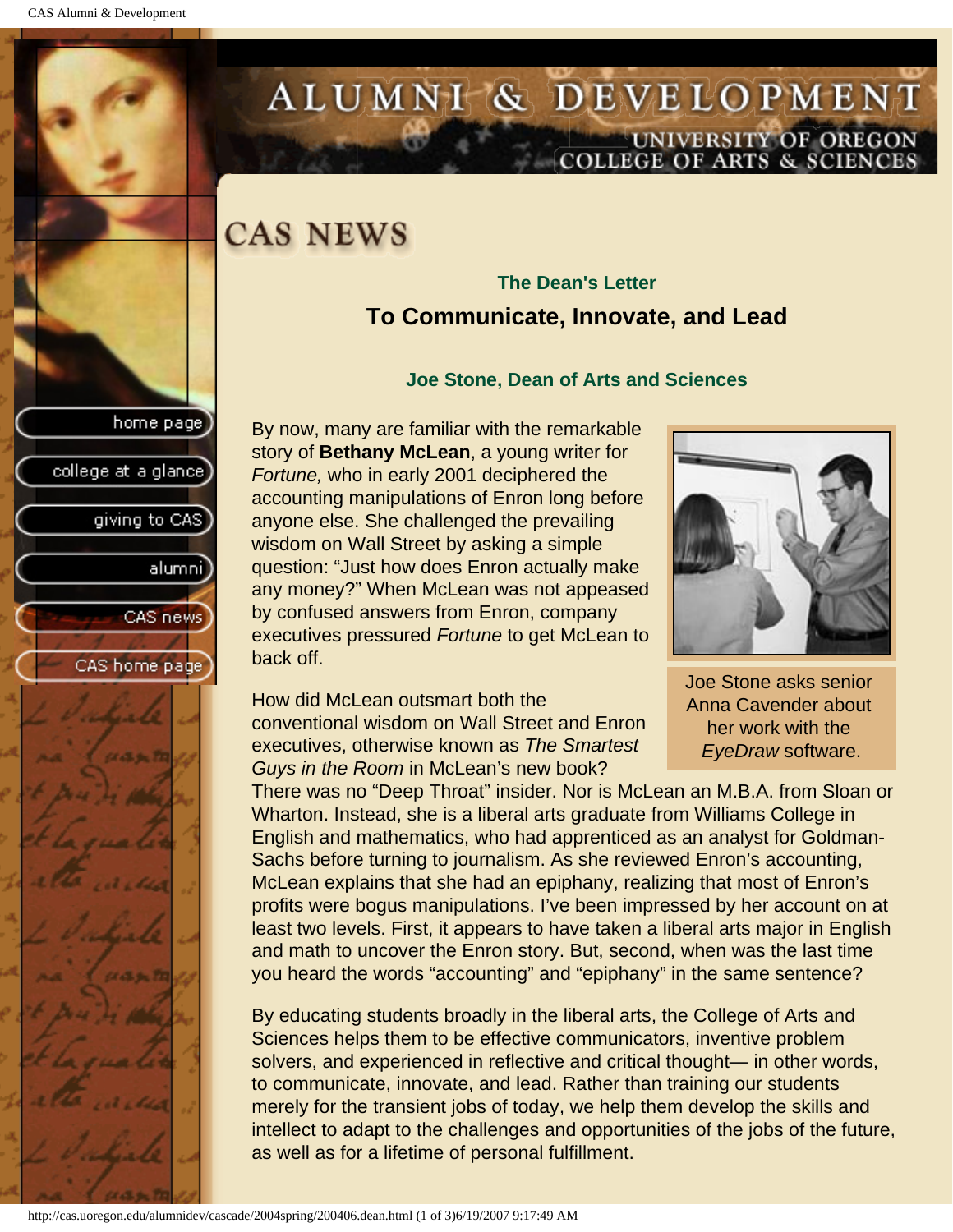# CAS NEWS

### The Dean's Letter

## To Communicate, Innovate, and Lead

**Joe Stone, Dean of Arts and Sciences**

By now, many are familiar with the remarkable story of **Bethany McLean**, a young writer for *Fortune,* who in early 2001 deciphered the accounting manipulations of Enron long before anyone else. She challenged the prevailing wisdom on Wall Street by asking a simple question: "Just how does Enron actually make any money?" When McLean was not appeased by confused answers from Enron, company executives pressured *Fortune* to get McLean to back off.

Joe Stone asks senior Anna Cavender about her work with the *EyeDraw* software.

How did McLean outsmart both the conventional wisdom on Wall Street and Enron executives, otherwise known as *The Smartest Guys in the Room* in McLean's new book? There was no "Deep Throat" insider. Nor is McLean an M.B.A. from Sloan or Wharton. Instead, she is a liberal arts graduate from Williams College in English and mathematics, who had apprenticed as an analyst for Goldman-Sachs before turning to journalism. As she reviewed Enron's accounting, McLean explains that she had an epiphany, realizing that most of Enron's profits were bogus manipulations. I've been impressed by her account on at least two levels. First, it appears to have taken a liberal arts major in English and math to uncover the Enron story. But, second, when was the last time you heard the words "accounting" and "epiphany" in the same sentence?

By educating students broadly in the liberal arts, the College of Arts and Sciences helps them to be effective communicators, inventive problem solvers, and experienced in reflective and critical thought— in other words, to communicate, innovate, and lead. Rather than training our students merely for the transient jobs of today, we help them develop the skills and intellect to adapt to the challenges and opportunities of the jobs of the future, as well as for a lifetime of personal fulfillment.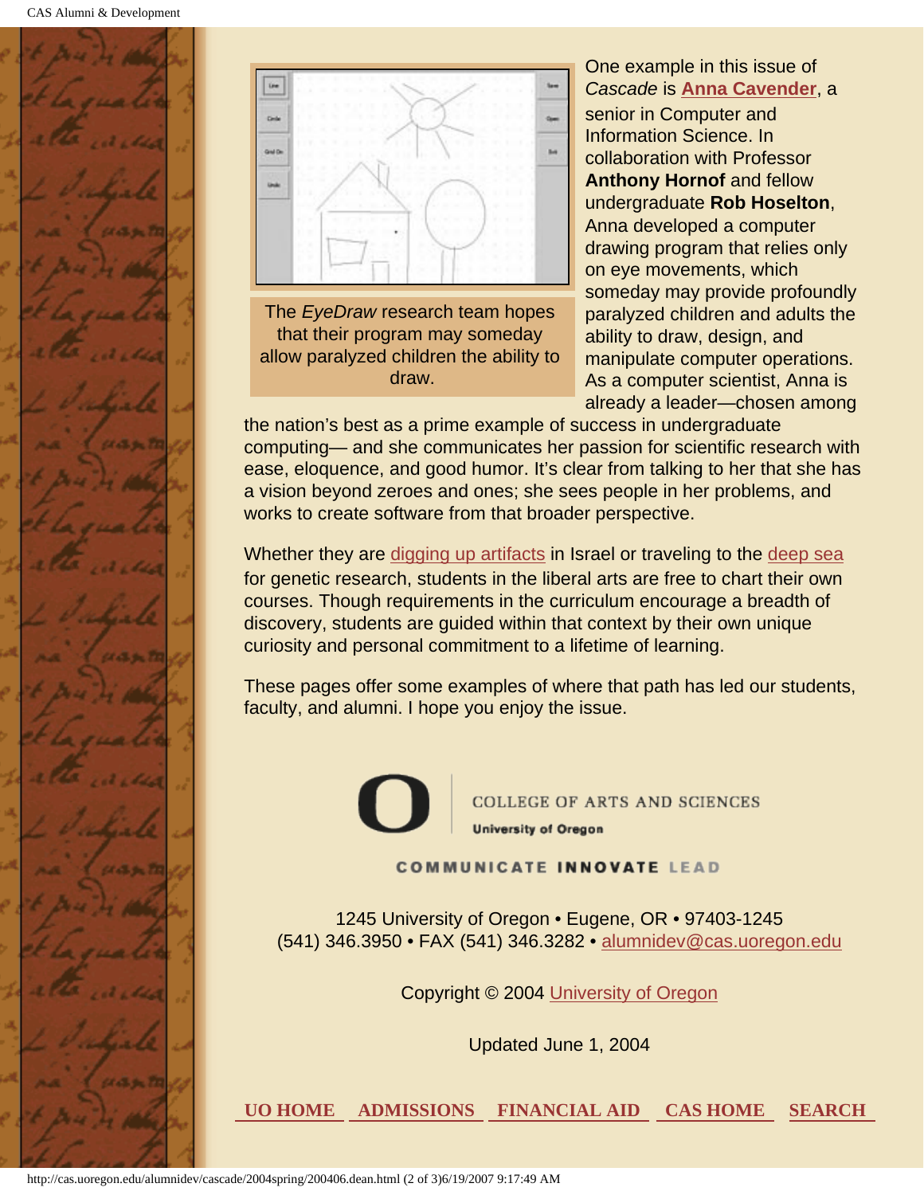The *EyeDraw* research team hopes that their program may someday allow paralyzed children the ability to draw.

One example in this issue of *Cascade* is **Anna Cavender**, a senior in Computer and Information Science. In collaboration with Professor **Anthony Hornof** and fellow undergraduate **Rob Hoselton**, Anna developed a computer drawing program that relies only on eye movements, which someday may provide profoundly paralyzed children and adults the ability to draw, design, and manipulate computer operations. As a computer scientist, Anna is already a leader—chosen among the nation's best as a prime example of success in undergraduate computing— and she communicates her passion for scientific research with ease, eloquence, and good humor. It's clear from talking to her that she has a vision beyond zeroes and ones; she sees people in her problems, and works to create software from that broader perspective.

Whether they are digging up artifacts in Israel or traveling to the deep sea for genetic research, students in the liberal arts are free to chart their own courses. Though requirements in the curriculum encourage a breadth of discovery, students are guided within that context by their own unique curiosity and personal commitment to a lifetime of learning.

These pages offer some examples of where that path has led our students, faculty, and alumni. I hope you enjoy the issue.

COLLEGE OF ARTS AND SCIENCES
University of Oregon

COMMUNICATE INNOVATE LEAD

1245 University of Oregon • Eugene, OR • 97403-1245
(541) 346.3950 • FAX (541) 346.3282 • alumnidev@cas.uoregon.edu

Copyright © 2004 University of Oregon

Updated June 1, 2004

UO HOME ADMISSIONS FINANCIAL AID CAS HOME SEARCH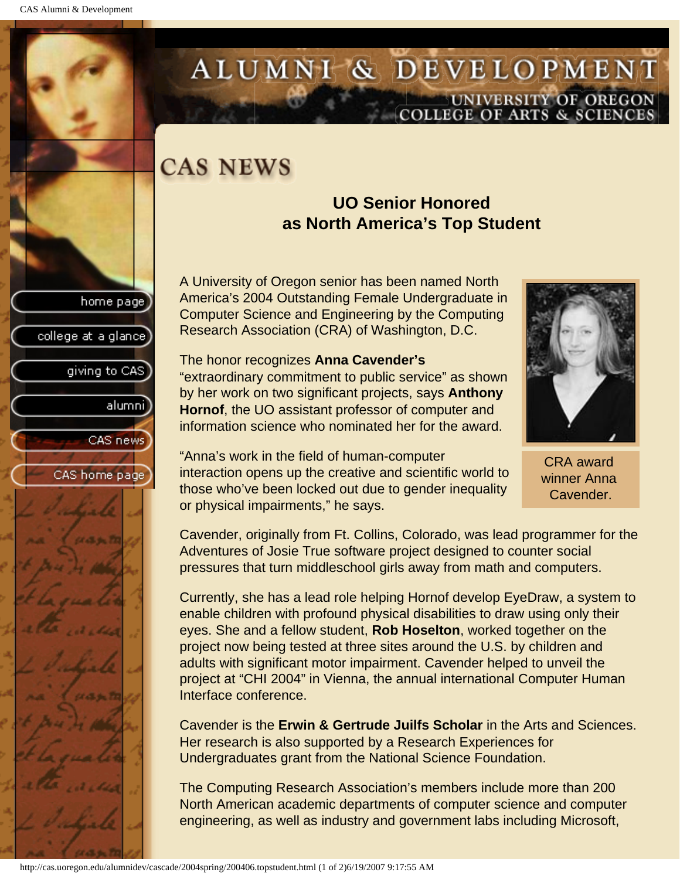# CAS NEWS

## UO Senior Honored as North America's Top Student

A University of Oregon senior has been named North America's 2004 Outstanding Female Undergraduate in Computer Science and Engineering by the Computing Research Association (CRA) of Washington, D.C.

The honor recognizes **Anna Cavender's** "extraordinary commitment to public service" as shown by her work on two significant projects, says **Anthony Hornof**, the UO assistant professor of computer and information science who nominated her for the award.

"Anna's work in the field of human-computer interaction opens up the creative and scientific world to those who've been locked out due to gender inequality or physical impairments," he says.

CRA award winner Anna Cavender.

Cavender, originally from Ft. Collins, Colorado, was lead programmer for the Adventures of Josie True software project designed to counter social pressures that turn middleschool girls away from math and computers.

Currently, she has a lead role helping Hornof develop EyeDraw, a system to enable children with profound physical disabilities to draw using only their eyes. She and a fellow student, **Rob Hoselton**, worked together on the project now being tested at three sites around the U.S. by children and adults with significant motor impairment. Cavender helped to unveil the project at "CHI 2004" in Vienna, the annual international Computer Human Interface conference.

Cavender is the **Erwin & Gertrude Juilfs Scholar** in the Arts and Sciences. Her research is also supported by a Research Experiences for Undergraduates grant from the National Science Foundation.

The Computing Research Association's members include more than 200 North American academic departments of computer science and computer engineering, as well as industry and government labs including Microsoft,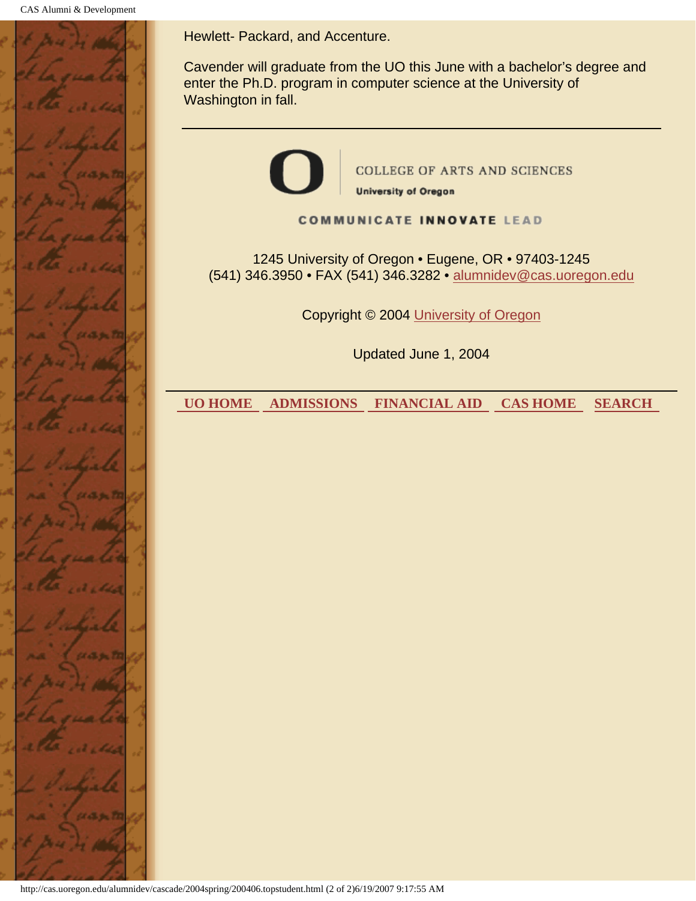Hewlett- Packard, and Accenture.

Cavender will graduate from the UO this June with a bachelor's degree and enter the Ph.D. program in computer science at the University of Washington in fall.

---

COLLEGE OF ARTS AND SCIENCES
University of Oregon

COMMUNICATE INNOVATE LEAD

1245 University of Oregon • Eugene, OR • 97403-1245
(541) 346.3950 • FAX (541) 346.3282 • alumnidev@cas.uoregon.edu

Copyright © 2004 University of Oregon

Updated June 1, 2004

---

**UO HOME** **ADMISSIONS** **FINANCIAL AID** **CAS HOME** **SEARCH**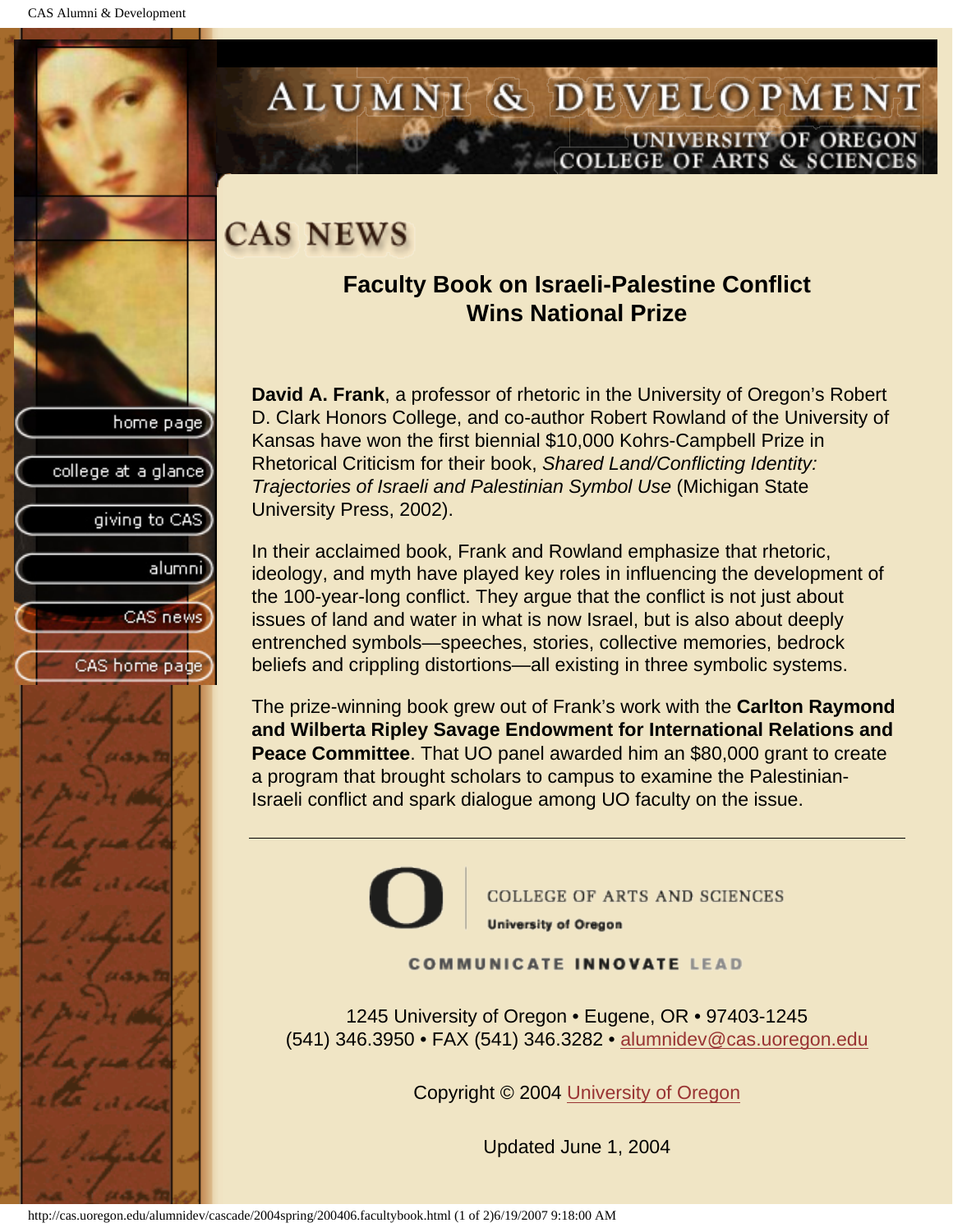# CAS NEWS

## Faculty Book on Israeli-Palestine Conflict Wins National Prize

**David A. Frank**, a professor of rhetoric in the University of Oregon's Robert D. Clark Honors College, and co-author Robert Rowland of the University of Kansas have won the first biennial $10,000 Kohrs-Campbell Prize in Rhetorical Criticism for their book, *Shared Land/Conflicting Identity: Trajectories of Israeli and Palestinian Symbol Use* (Michigan State University Press, 2002).

In their acclaimed book, Frank and Rowland emphasize that rhetoric, ideology, and myth have played key roles in influencing the development of the 100-year-long conflict. They argue that the conflict is not just about issues of land and water in what is now Israel, but is also about deeply entrenched symbols—speeches, stories, collective memories, bedrock beliefs and crippling distortions—all existing in three symbolic systems.

The prize-winning book grew out of Frank's work with the **Carlton Raymond and Wilberta Ripley Savage Endowment for International Relations and Peace Committee**. That UO panel awarded him an $80,000 grant to create a program that brought scholars to campus to examine the Palestinian-Israeli conflict and spark dialogue among UO faculty on the issue.

---

COLLEGE OF ARTS AND SCIENCES
University of Oregon

COMMUNICATE INNOVATE LEAD

1245 University of Oregon • Eugene, OR • 97403-1245
(541) 346.3950 • FAX (541) 346.3282 • alumnidev@cas.uoregon.edu

Copyright © 2004 University of Oregon

Updated June 1, 2004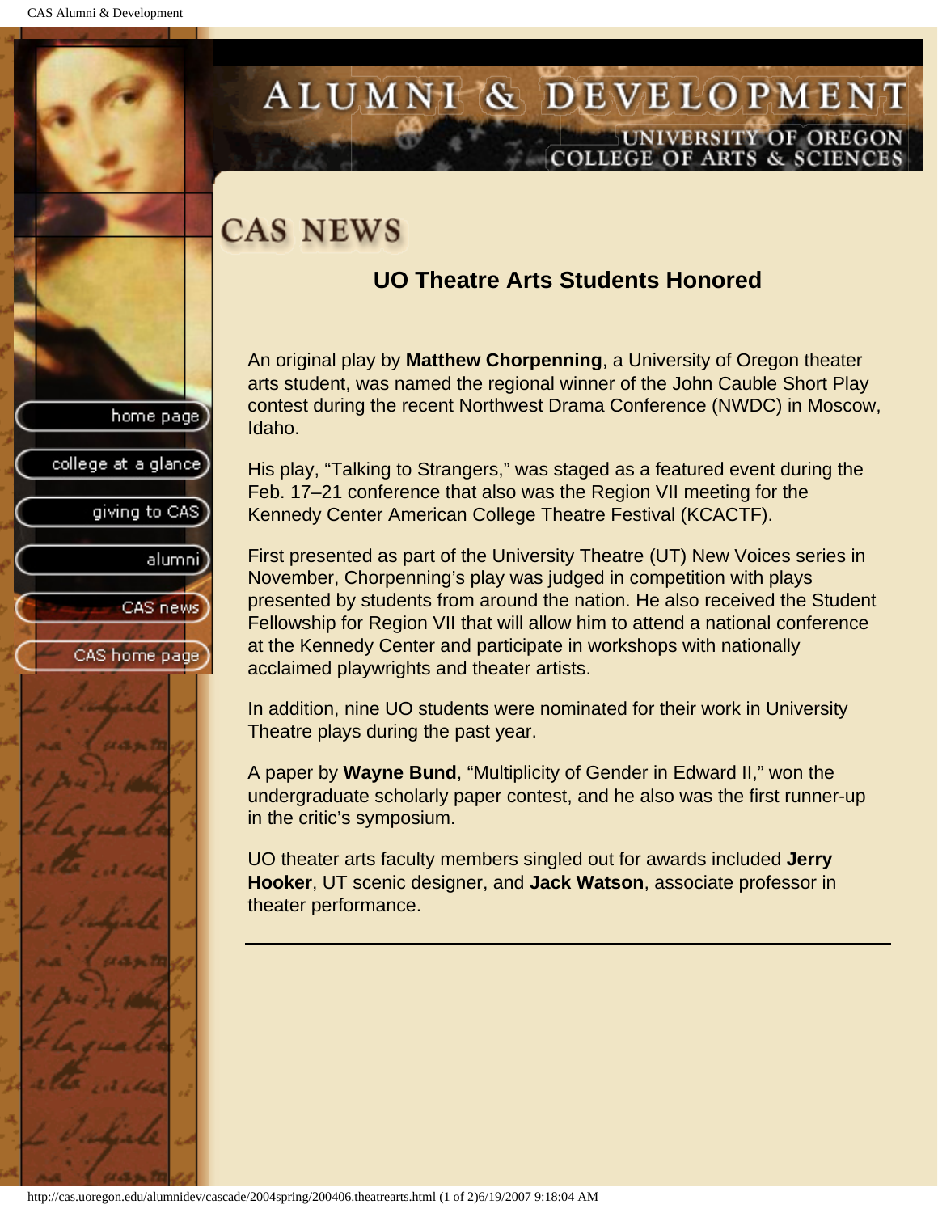# CAS NEWS

## UO Theatre Arts Students Honored

An original play by **Matthew Chorpenning**, a University of Oregon theater arts student, was named the regional winner of the John Cauble Short Play contest during the recent Northwest Drama Conference (NWDC) in Moscow, Idaho.

His play, “Talking to Strangers,” was staged as a featured event during the Feb. 17–21 conference that also was the Region VII meeting for the Kennedy Center American College Theatre Festival (KCACTF).

First presented as part of the University Theatre (UT) New Voices series in November, Chorpenning’s play was judged in competition with plays presented by students from around the nation. He also received the Student Fellowship for Region VII that will allow him to attend a national conference at the Kennedy Center and participate in workshops with nationally acclaimed playwrights and theater artists.

In addition, nine UO students were nominated for their work in University Theatre plays during the past year.

A paper by **Wayne Bund**, “Multiplicity of Gender in Edward II,” won the undergraduate scholarly paper contest, and he also was the first runner-up in the critic’s symposium.

UO theater arts faculty members singled out for awards included **Jerry Hooker**, UT scenic designer, and **Jack Watson**, associate professor in theater performance.

---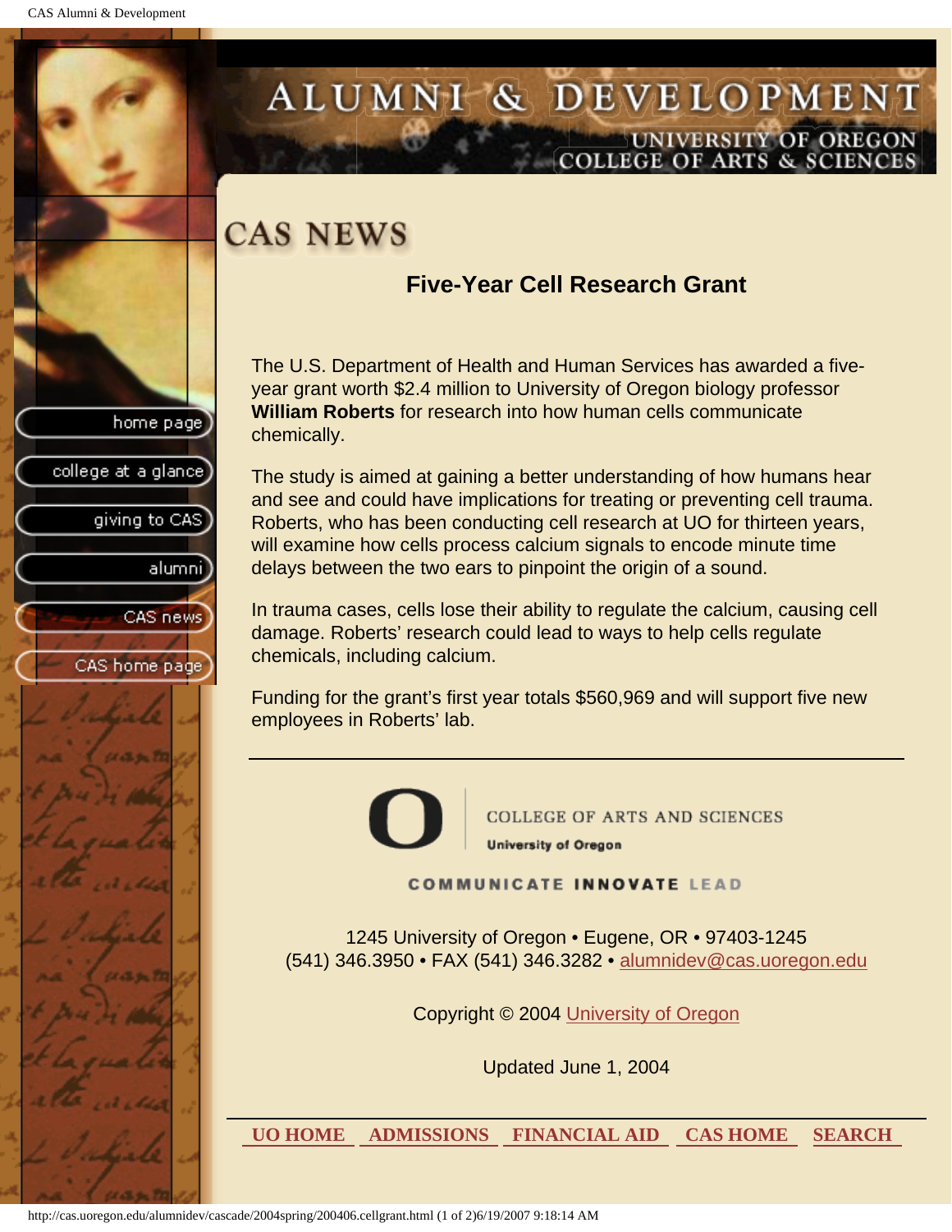# CAS NEWS

## Five-Year Cell Research Grant

The U.S. Department of Health and Human Services has awarded a five-year grant worth $2.4 million to University of Oregon biology professor **William Roberts** for research into how human cells communicate chemically.

The study is aimed at gaining a better understanding of how humans hear and see and could have implications for treating or preventing cell trauma. Roberts, who has been conducting cell research at UO for thirteen years, will examine how cells process calcium signals to encode minute time delays between the two ears to pinpoint the origin of a sound.

In trauma cases, cells lose their ability to regulate the calcium, causing cell damage. Roberts' research could lead to ways to help cells regulate chemicals, including calcium.

Funding for the grant's first year totals $560,969 and will support five new employees in Roberts' lab.

---

COLLEGE OF ARTS AND SCIENCES
University of Oregon

COMMUNICATE INNOVATE LEAD

1245 University of Oregon • Eugene, OR • 97403-1245
(541) 346.3950 • FAX (541) 346.3282 • alumnidev@cas.uoregon.edu

Copyright © 2004 University of Oregon

Updated June 1, 2004

UO HOME | ADMISSIONS | FINANCIAL AID | CAS HOME | SEARCH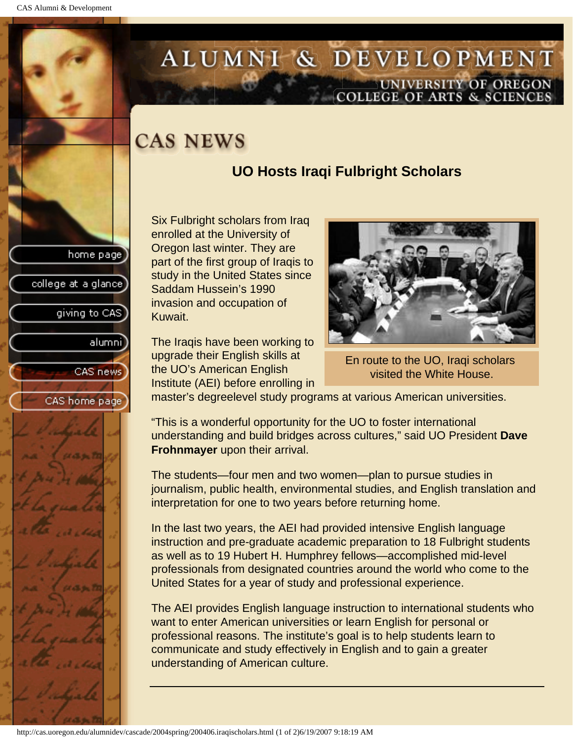# CAS NEWS

## UO Hosts Iraqi Fulbright Scholars

Six Fulbright scholars from Iraq enrolled at the University of Oregon last winter. They are part of the first group of Iraqis to study in the United States since Saddam Hussein's 1990 invasion and occupation of Kuwait.

En route to the UO, Iraqi scholars visited the White House.

The Iraqis have been working to upgrade their English skills at the UO's American English Institute (AEI) before enrolling in master's degreelevel study programs at various American universities.

"This is a wonderful opportunity for the UO to foster international understanding and build bridges across cultures," said UO President **Dave Frohnmayer** upon their arrival.

The students—four men and two women—plan to pursue studies in journalism, public health, environmental studies, and English translation and interpretation for one to two years before returning home.

In the last two years, the AEI had provided intensive English language instruction and pre-graduate academic preparation to 18 Fulbright students as well as to 19 Hubert H. Humphrey fellows—accomplished mid-level professionals from designated countries around the world who come to the United States for a year of study and professional experience.

The AEI provides English language instruction to international students who want to enter American universities or learn English for personal or professional reasons. The institute's goal is to help students learn to communicate and study effectively in English and to gain a greater understanding of American culture.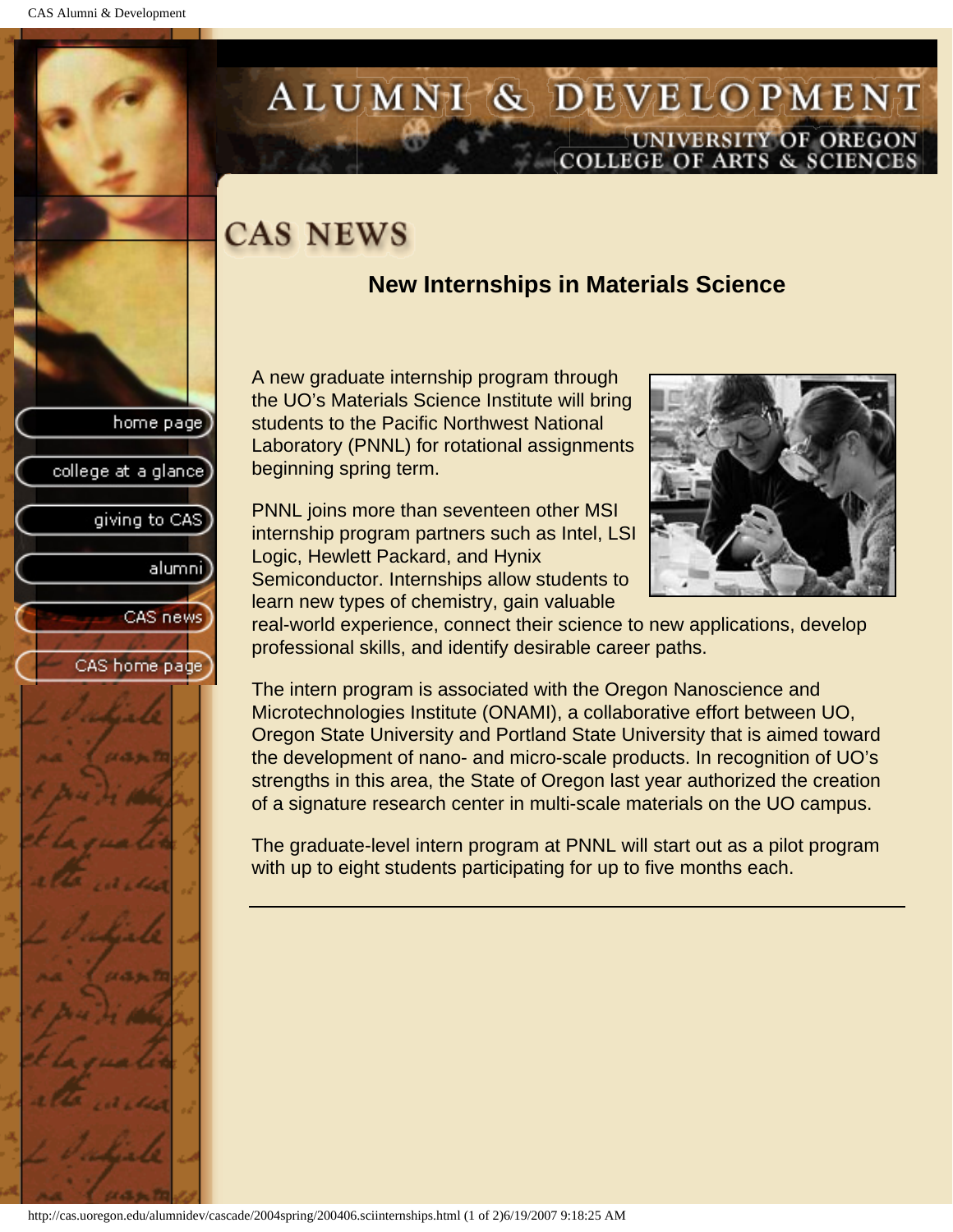# CAS NEWS

## New Internships in Materials Science

A new graduate internship program through the UO's Materials Science Institute will bring students to the Pacific Northwest National Laboratory (PNNL) for rotational assignments beginning spring term.

PNNL joins more than seventeen other MSI internship program partners such as Intel, LSI Logic, Hewlett Packard, and Hynix Semiconductor. Internships allow students to learn new types of chemistry, gain valuable real-world experience, connect their science to new applications, develop professional skills, and identify desirable career paths.

The intern program is associated with the Oregon Nanoscience and Microtechnologies Institute (ONAMI), a collaborative effort between UO, Oregon State University and Portland State University that is aimed toward the development of nano- and micro-scale products. In recognition of UO's strengths in this area, the State of Oregon last year authorized the creation of a signature research center in multi-scale materials on the UO campus.

The graduate-level intern program at PNNL will start out as a pilot program with up to eight students participating for up to five months each.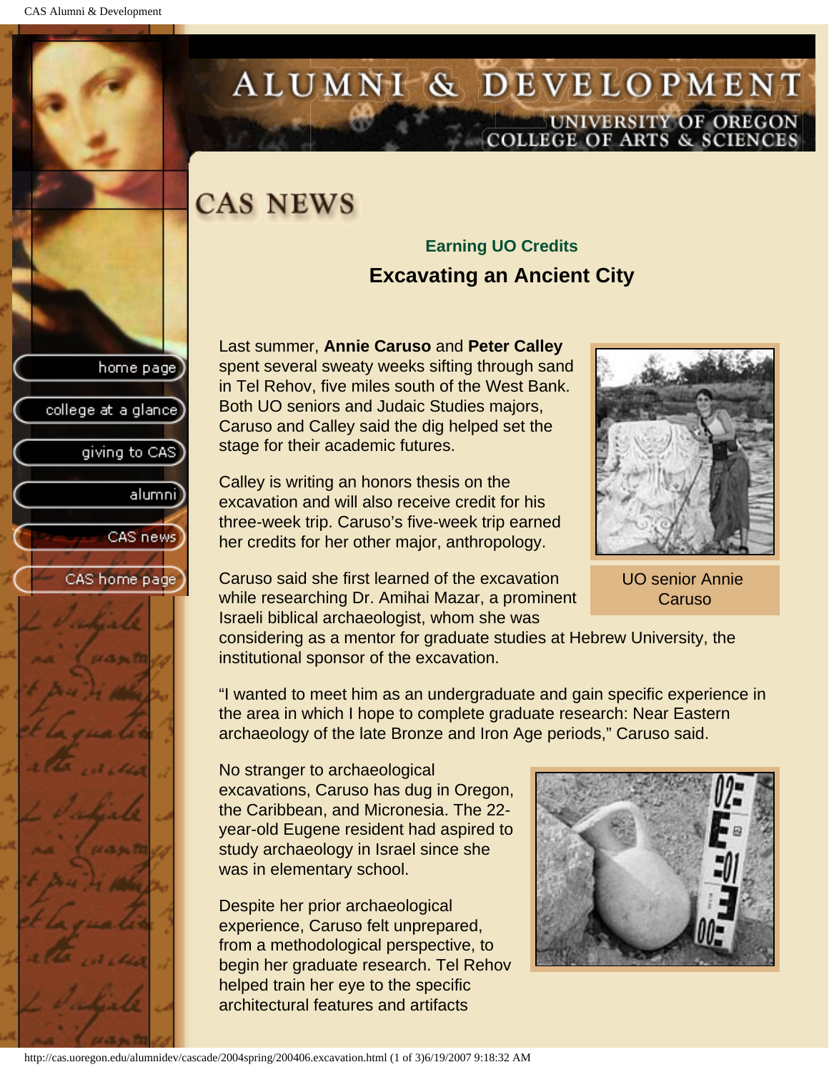# CAS NEWS

### Earning UO Credits

## Excavating an Ancient City

Last summer, **Annie Caruso** and **Peter Calley** spent several sweaty weeks sifting through sand in Tel Rehov, five miles south of the West Bank. Both UO seniors and Judaic Studies majors, Caruso and Calley said the dig helped set the stage for their academic futures.

Calley is writing an honors thesis on the excavation and will also receive credit for his three-week trip. Caruso's five-week trip earned her credits for her other major, anthropology.

UO senior Annie Caruso

Caruso said she first learned of the excavation while researching Dr. Amihai Mazar, a prominent Israeli biblical archaeologist, whom she was considering as a mentor for graduate studies at Hebrew University, the institutional sponsor of the excavation.

"I wanted to meet him as an undergraduate and gain specific experience in the area in which I hope to complete graduate research: Near Eastern archaeology of the late Bronze and Iron Age periods," Caruso said.

No stranger to archaeological excavations, Caruso has dug in Oregon, the Caribbean, and Micronesia. The 22-year-old Eugene resident had aspired to study archaeology in Israel since she was in elementary school.

Despite her prior archaeological experience, Caruso felt unprepared, from a methodological perspective, to begin her graduate research. Tel Rehov helped train her eye to the specific architectural features and artifacts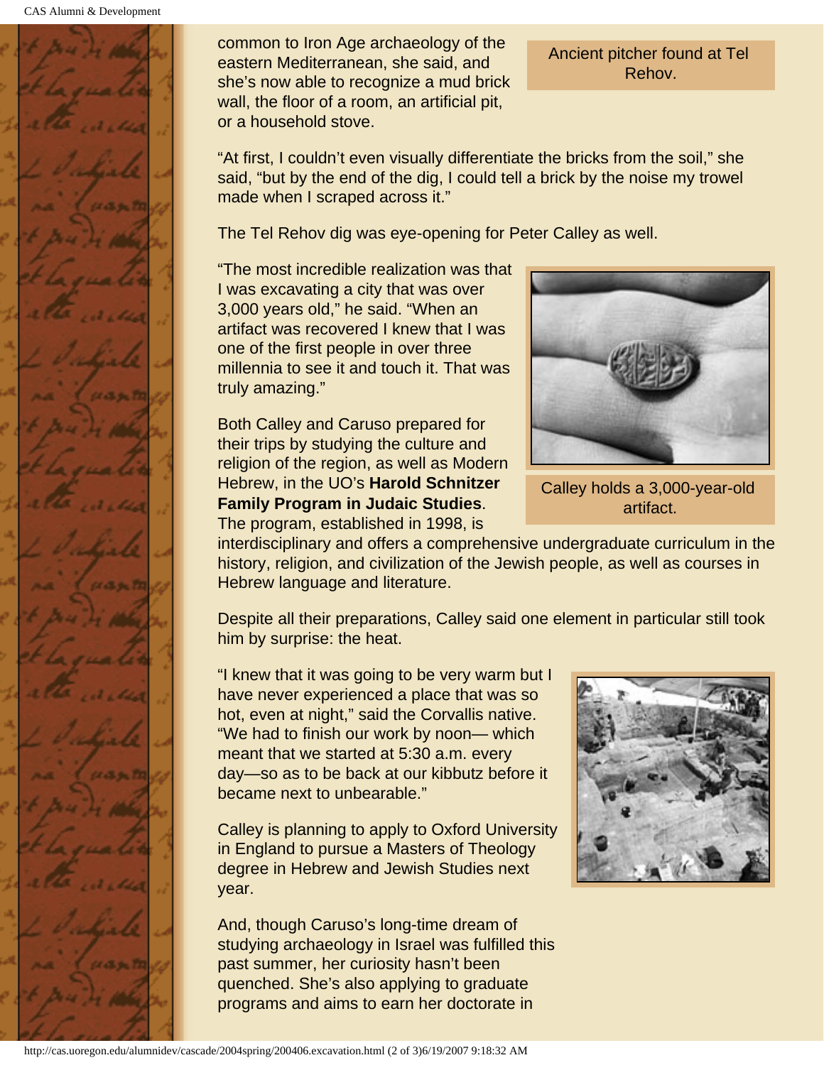common to Iron Age archaeology of the eastern Mediterranean, she said, and she's now able to recognize a mud brick wall, the floor of a room, an artificial pit, or a household stove.

Ancient pitcher found at Tel Rehov.

"At first, I couldn't even visually differentiate the bricks from the soil," she said, "but by the end of the dig, I could tell a brick by the noise my trowel made when I scraped across it."

The Tel Rehov dig was eye-opening for Peter Calley as well.

"The most incredible realization was that I was excavating a city that was over 3,000 years old," he said. "When an artifact was recovered I knew that I was one of the first people in over three millennia to see it and touch it. That was truly amazing."

Calley holds a 3,000-year-old artifact.

Both Calley and Caruso prepared for their trips by studying the culture and religion of the region, as well as Modern Hebrew, in the UO's **Harold Schnitzer Family Program in Judaic Studies**. The program, established in 1998, is interdisciplinary and offers a comprehensive undergraduate curriculum in the history, religion, and civilization of the Jewish people, as well as courses in Hebrew language and literature.

Despite all their preparations, Calley said one element in particular still took him by surprise: the heat.

"I knew that it was going to be very warm but I have never experienced a place that was so hot, even at night," said the Corvallis native. "We had to finish our work by noon— which meant that we started at 5:30 a.m. every day—so as to be back at our kibbutz before it became next to unbearable."

Calley is planning to apply to Oxford University in England to pursue a Masters of Theology degree in Hebrew and Jewish Studies next year.

And, though Caruso's long-time dream of studying archaeology in Israel was fulfilled this past summer, her curiosity hasn't been quenched. She's also applying to graduate programs and aims to earn her doctorate in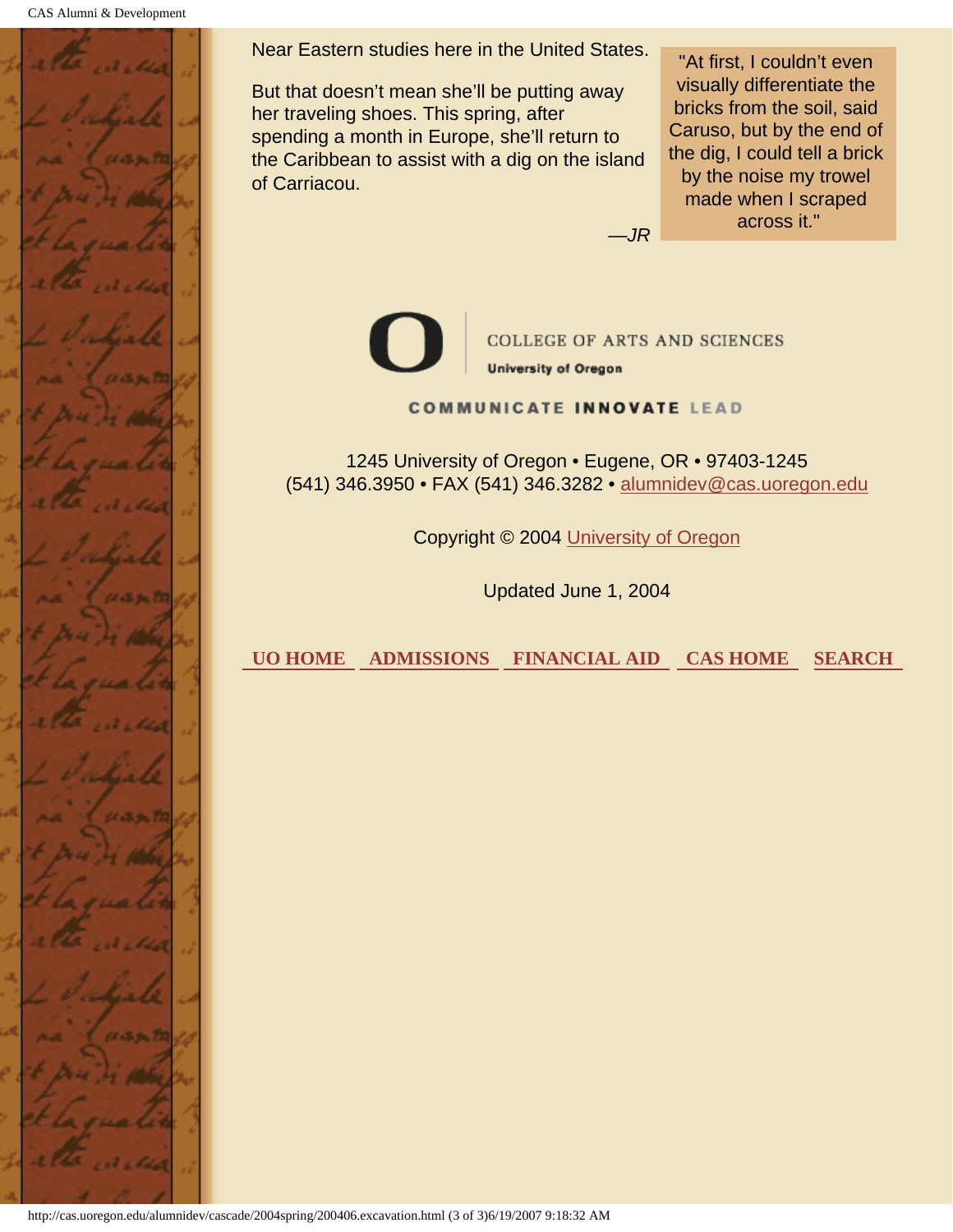Near Eastern studies here in the United States.

But that doesn't mean she'll be putting away her traveling shoes. This spring, after spending a month in Europe, she'll return to the Caribbean to assist with a dig on the island of Carriacou.

*—JR*

"At first, I couldn't even visually differentiate the bricks from the soil, said Caruso, but by the end of the dig, I could tell a brick by the noise my trowel made when I scraped across it."

COLLEGE OF ARTS AND SCIENCES
University of Oregon

COMMUNICATE **INNOVATE** LEAD

1245 University of Oregon • Eugene, OR • 97403-1245
(541) 346.3950 • FAX (541) 346.3282 • alumnidev@cas.uoregon.edu

Copyright © 2004 University of Oregon

Updated June 1, 2004

**UO HOME** **ADMISSIONS** **FINANCIAL AID** **CAS HOME** **SEARCH**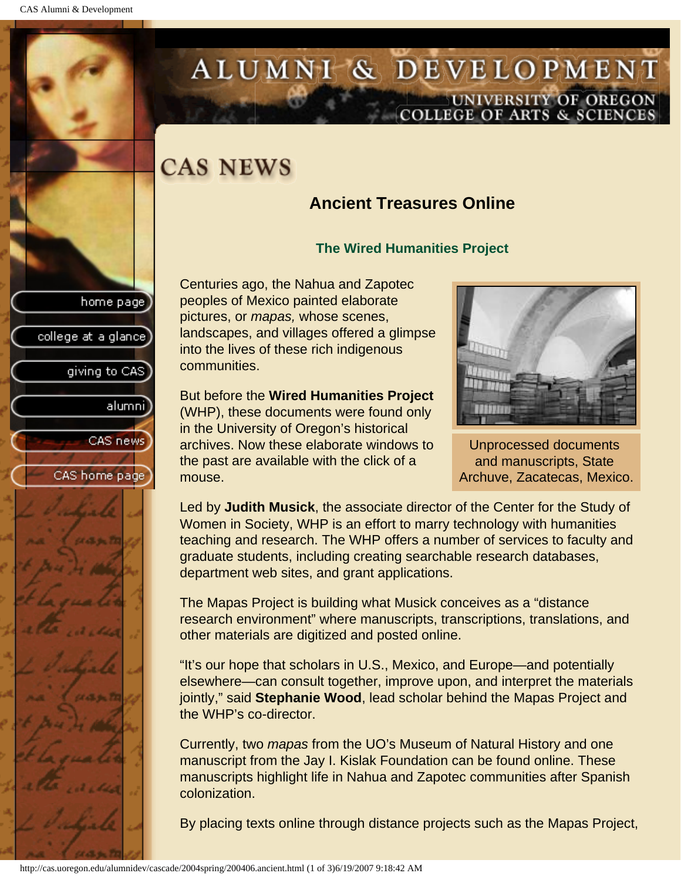# CAS NEWS

## Ancient Treasures Online

### The Wired Humanities Project

Centuries ago, the Nahua and Zapotec peoples of Mexico painted elaborate pictures, or *mapas,* whose scenes, landscapes, and villages offered a glimpse into the lives of these rich indigenous communities.

But before the **Wired Humanities Project** (WHP), these documents were found only in the University of Oregon's historical archives. Now these elaborate windows to the past are available with the click of a mouse.

Unprocessed documents and manuscripts, State Archuve, Zacatecas, Mexico.

Led by **Judith Musick**, the associate director of the Center for the Study of Women in Society, WHP is an effort to marry technology with humanities teaching and research. The WHP offers a number of services to faculty and graduate students, including creating searchable research databases, department web sites, and grant applications.

The Mapas Project is building what Musick conceives as a "distance research environment" where manuscripts, transcriptions, translations, and other materials are digitized and posted online.

"It's our hope that scholars in U.S., Mexico, and Europe—and potentially elsewhere—can consult together, improve upon, and interpret the materials jointly," said **Stephanie Wood**, lead scholar behind the Mapas Project and the WHP's co-director.

Currently, two *mapas* from the UO's Museum of Natural History and one manuscript from the Jay I. Kislak Foundation can be found online. These manuscripts highlight life in Nahua and Zapotec communities after Spanish colonization.

By placing texts online through distance projects such as the Mapas Project,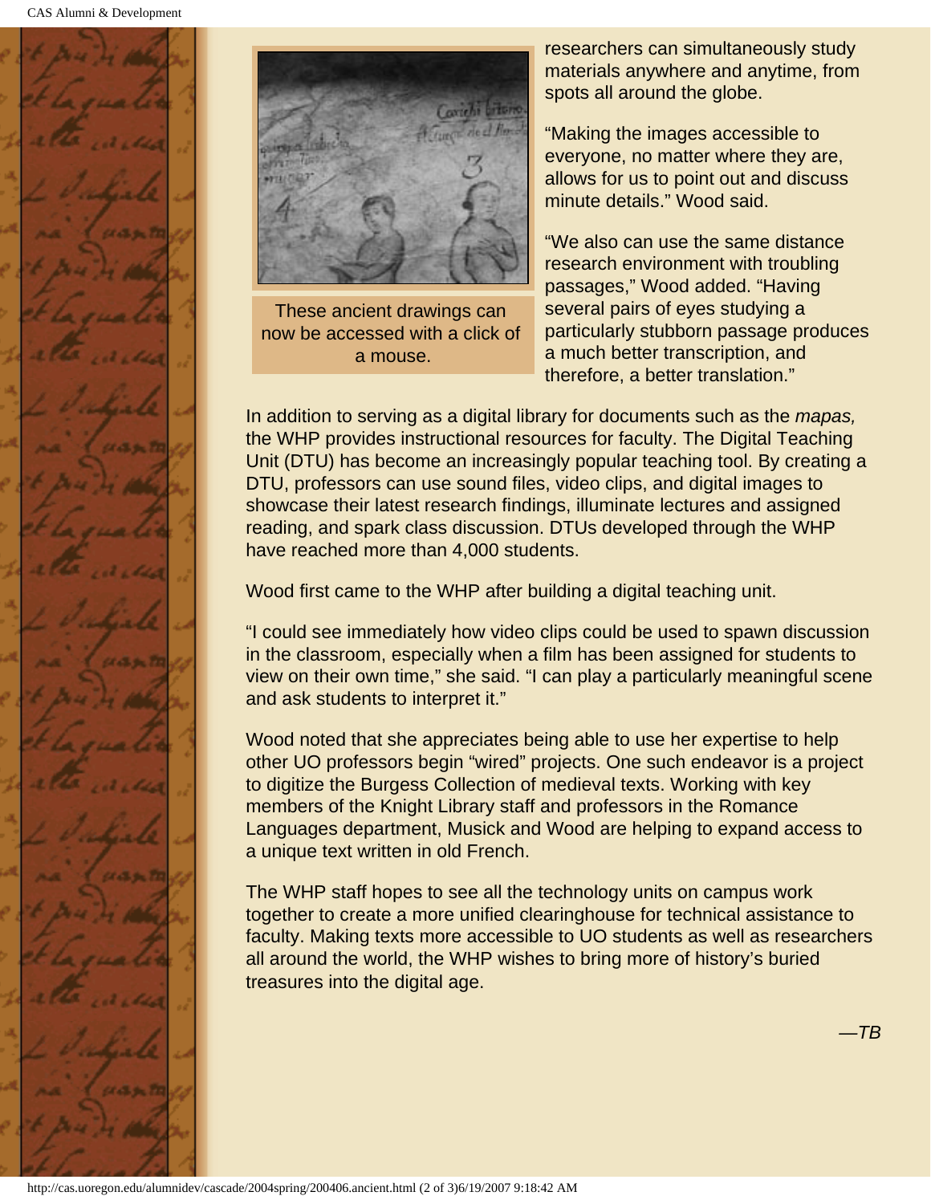These ancient drawings can now be accessed with a click of a mouse.

researchers can simultaneously study materials anywhere and anytime, from spots all around the globe.

"Making the images accessible to everyone, no matter where they are, allows for us to point out and discuss minute details." Wood said.

"We also can use the same distance research environment with troubling passages," Wood added. "Having several pairs of eyes studying a particularly stubborn passage produces a much better transcription, and therefore, a better translation."

In addition to serving as a digital library for documents such as the *mapas,* the WHP provides instructional resources for faculty. The Digital Teaching Unit (DTU) has become an increasingly popular teaching tool. By creating a DTU, professors can use sound files, video clips, and digital images to showcase their latest research findings, illuminate lectures and assigned reading, and spark class discussion. DTUs developed through the WHP have reached more than 4,000 students.

Wood first came to the WHP after building a digital teaching unit.

"I could see immediately how video clips could be used to spawn discussion in the classroom, especially when a film has been assigned for students to view on their own time," she said. "I can play a particularly meaningful scene and ask students to interpret it."

Wood noted that she appreciates being able to use her expertise to help other UO professors begin "wired" projects. One such endeavor is a project to digitize the Burgess Collection of medieval texts. Working with key members of the Knight Library staff and professors in the Romance Languages department, Musick and Wood are helping to expand access to a unique text written in old French.

The WHP staff hopes to see all the technology units on campus work together to create a more unified clearinghouse for technical assistance to faculty. Making texts more accessible to UO students as well as researchers all around the world, the WHP wishes to bring more of history's buried treasures into the digital age.

*—TB*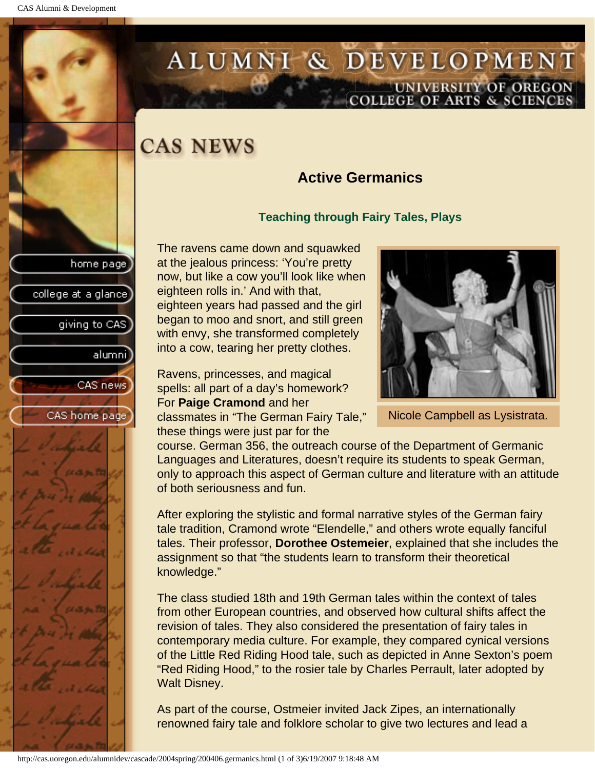# CAS NEWS

## Active Germanics

### Teaching through Fairy Tales, Plays

The ravens came down and squawked at the jealous princess: 'You're pretty now, but like a cow you'll look like when eighteen rolls in.' And with that, eighteen years had passed and the girl began to moo and snort, and still green with envy, she transformed completely into a cow, tearing her pretty clothes.

Nicole Campbell as Lysistrata.

Ravens, princesses, and magical spells: all part of a day's homework? For **Paige Cramond** and her classmates in "The German Fairy Tale," these things were just par for the course. German 356, the outreach course of the Department of Germanic Languages and Literatures, doesn't require its students to speak German, only to approach this aspect of German culture and literature with an attitude of both seriousness and fun.

After exploring the stylistic and formal narrative styles of the German fairy tale tradition, Cramond wrote "Elendelle," and others wrote equally fanciful tales. Their professor, **Dorothee Ostemeier**, explained that she includes the assignment so that "the students learn to transform their theoretical knowledge."

The class studied 18th and 19th German tales within the context of tales from other European countries, and observed how cultural shifts affect the revision of tales. They also considered the presentation of fairy tales in contemporary media culture. For example, they compared cynical versions of the Little Red Riding Hood tale, such as depicted in Anne Sexton's poem "Red Riding Hood," to the rosier tale by Charles Perrault, later adopted by Walt Disney.

As part of the course, Ostmeier invited Jack Zipes, an internationally renowned fairy tale and folklore scholar to give two lectures and lead a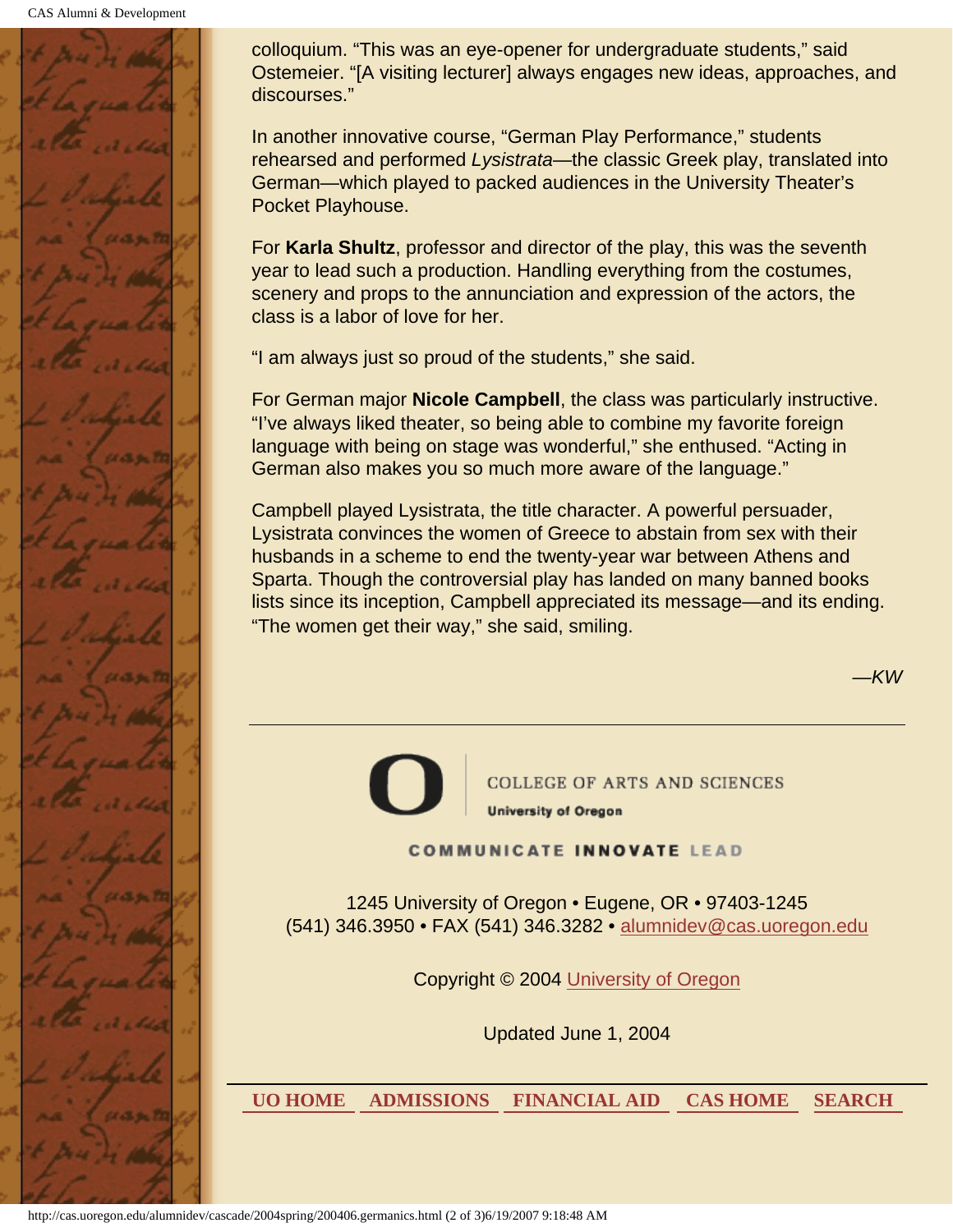colloquium. “This was an eye-opener for undergraduate students,” said Ostemeier. “[A visiting lecturer] always engages new ideas, approaches, and discourses.”

In another innovative course, “German Play Performance,” students rehearsed and performed *Lysistrata*—the classic Greek play, translated into German—which played to packed audiences in the University Theater’s Pocket Playhouse.

For **Karla Shultz**, professor and director of the play, this was the seventh year to lead such a production. Handling everything from the costumes, scenery and props to the annunciation and expression of the actors, the class is a labor of love for her.

“I am always just so proud of the students,” she said.

For German major **Nicole Campbell**, the class was particularly instructive. “I’ve always liked theater, so being able to combine my favorite foreign language with being on stage was wonderful,” she enthused. “Acting in German also makes you so much more aware of the language.”

Campbell played Lysistrata, the title character. A powerful persuader, Lysistrata convinces the women of Greece to abstain from sex with their husbands in a scheme to end the twenty-year war between Athens and Sparta. Though the controversial play has landed on many banned books lists since its inception, Campbell appreciated its message—and its ending. “The women get their way,” she said, smiling.

*—KW*

---

COLLEGE OF ARTS AND SCIENCES
University of Oregon

COMMUNICATE INNOVATE LEAD

1245 University of Oregon • Eugene, OR • 97403-1245
(541) 346.3950 • FAX (541) 346.3282 • alumnidev@cas.uoregon.edu

Copyright © 2004 University of Oregon

Updated June 1, 2004

UO HOME ADMISSIONS FINANCIAL AID CAS HOME SEARCH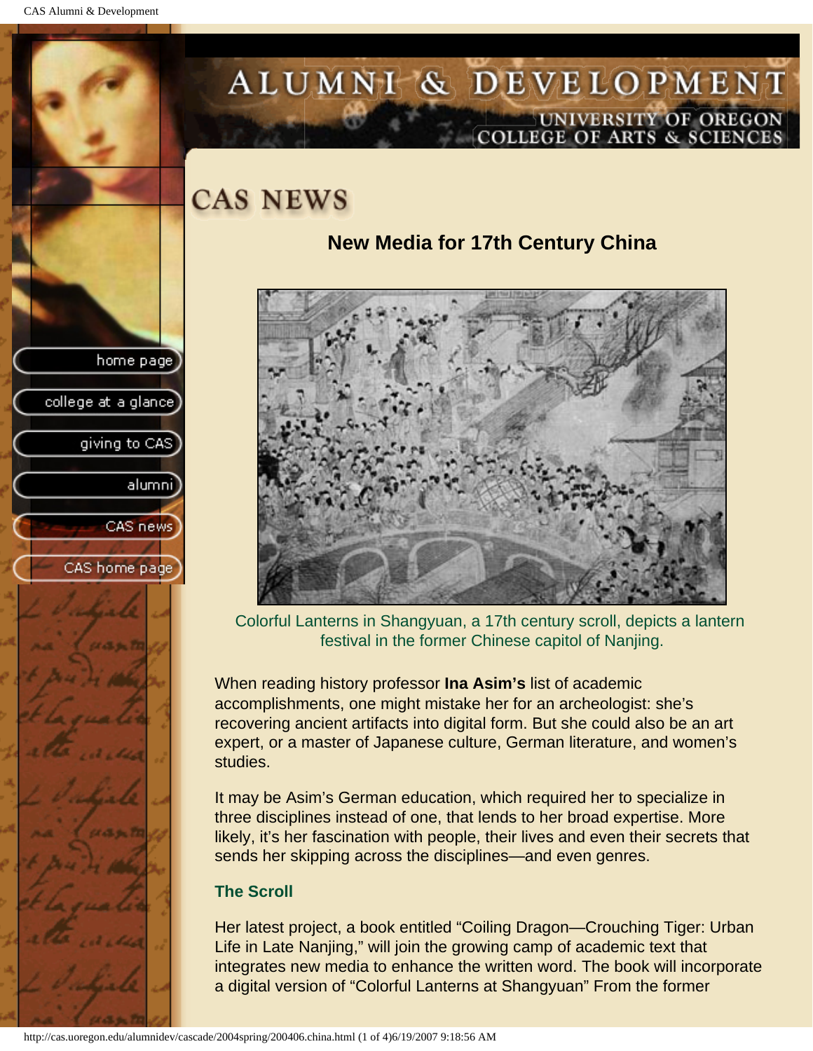# CAS NEWS

## New Media for 17th Century China

Colorful Lanterns in Shangyuan, a 17th century scroll, depicts a lantern festival in the former Chinese capitol of Nanjing.

When reading history professor **Ina Asim's** list of academic accomplishments, one might mistake her for an archeologist: she's recovering ancient artifacts into digital form. But she could also be an art expert, or a master of Japanese culture, German literature, and women's studies.

It may be Asim's German education, which required her to specialize in three disciplines instead of one, that lends to her broad expertise. More likely, it's her fascination with people, their lives and even their secrets that sends her skipping across the disciplines—and even genres.

### The Scroll

Her latest project, a book entitled "Coiling Dragon—Crouching Tiger: Urban Life in Late Nanjing," will join the growing camp of academic text that integrates new media to enhance the written word. The book will incorporate a digital version of "Colorful Lanterns at Shangyuan" From the former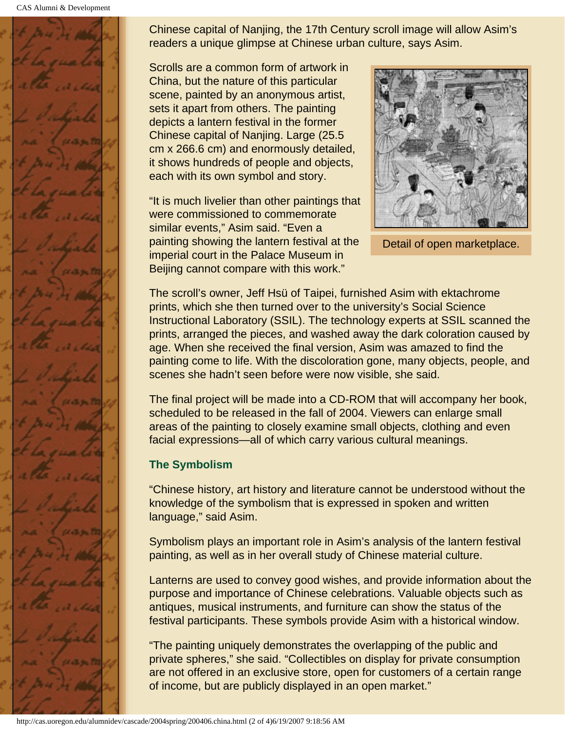Chinese capital of Nanjing, the 17th Century scroll image will allow Asim's readers a unique glimpse at Chinese urban culture, says Asim.

Scrolls are a common form of artwork in China, but the nature of this particular scene, painted by an anonymous artist, sets it apart from others. The painting depicts a lantern festival in the former Chinese capital of Nanjing. Large (25.5 cm x 266.6 cm) and enormously detailed, it shows hundreds of people and objects, each with its own symbol and story.

Detail of open marketplace.

"It is much livelier than other paintings that were commissioned to commemorate similar events," Asim said. "Even a painting showing the lantern festival at the imperial court in the Palace Museum in Beijing cannot compare with this work."

The scroll's owner, Jeff Hsü of Taipei, furnished Asim with ektachrome prints, which she then turned over to the university's Social Science Instructional Laboratory (SSIL). The technology experts at SSIL scanned the prints, arranged the pieces, and washed away the dark coloration caused by age. When she received the final version, Asim was amazed to find the painting come to life. With the discoloration gone, many objects, people, and scenes she hadn't seen before were now visible, she said.

The final project will be made into a CD-ROM that will accompany her book, scheduled to be released in the fall of 2004. Viewers can enlarge small areas of the painting to closely examine small objects, clothing and even facial expressions—all of which carry various cultural meanings.

### The Symbolism

"Chinese history, art history and literature cannot be understood without the knowledge of the symbolism that is expressed in spoken and written language," said Asim.

Symbolism plays an important role in Asim's analysis of the lantern festival painting, as well as in her overall study of Chinese material culture.

Lanterns are used to convey good wishes, and provide information about the purpose and importance of Chinese celebrations. Valuable objects such as antiques, musical instruments, and furniture can show the status of the festival participants. These symbols provide Asim with a historical window.

"The painting uniquely demonstrates the overlapping of the public and private spheres," she said. "Collectibles on display for private consumption are not offered in an exclusive store, open for customers of a certain range of income, but are publicly displayed in an open market."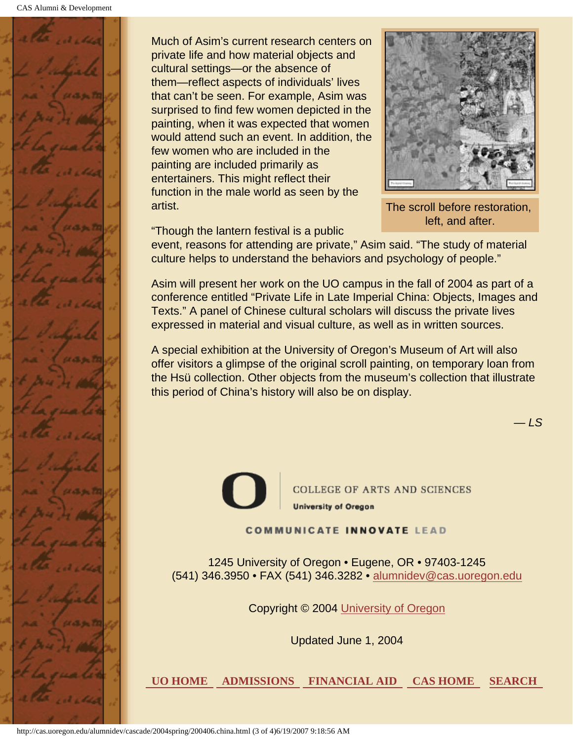Much of Asim's current research centers on private life and how material objects and cultural settings—or the absence of them—reflect aspects of individuals' lives that can't be seen. For example, Asim was surprised to find few women depicted in the painting, when it was expected that women would attend such an event. In addition, the few women who are included in the painting are included primarily as entertainers. This might reflect their function in the male world as seen by the artist.

The scroll before restoration, left, and after.

"Though the lantern festival is a public event, reasons for attending are private," Asim said. "The study of material culture helps to understand the behaviors and psychology of people."

Asim will present her work on the UO campus in the fall of 2004 as part of a conference entitled "Private Life in Late Imperial China: Objects, Images and Texts." A panel of Chinese cultural scholars will discuss the private lives expressed in material and visual culture, as well as in written sources.

A special exhibition at the University of Oregon's Museum of Art will also offer visitors a glimpse of the original scroll painting, on temporary loan from the Hsü collection. Other objects from the museum's collection that illustrate this period of China's history will also be on display.

*— LS*

COLLEGE OF ARTS AND SCIENCES
**University of Oregon**

COMMUNICATE INNOVATE LEAD

1245 University of Oregon • Eugene, OR • 97403-1245
(541) 346.3950 • FAX (541) 346.3282 • alumnidev@cas.uoregon.edu

Copyright © 2004 University of Oregon

Updated June 1, 2004

**UO HOME** **ADMISSIONS** **FINANCIAL AID** **CAS HOME** **SEARCH**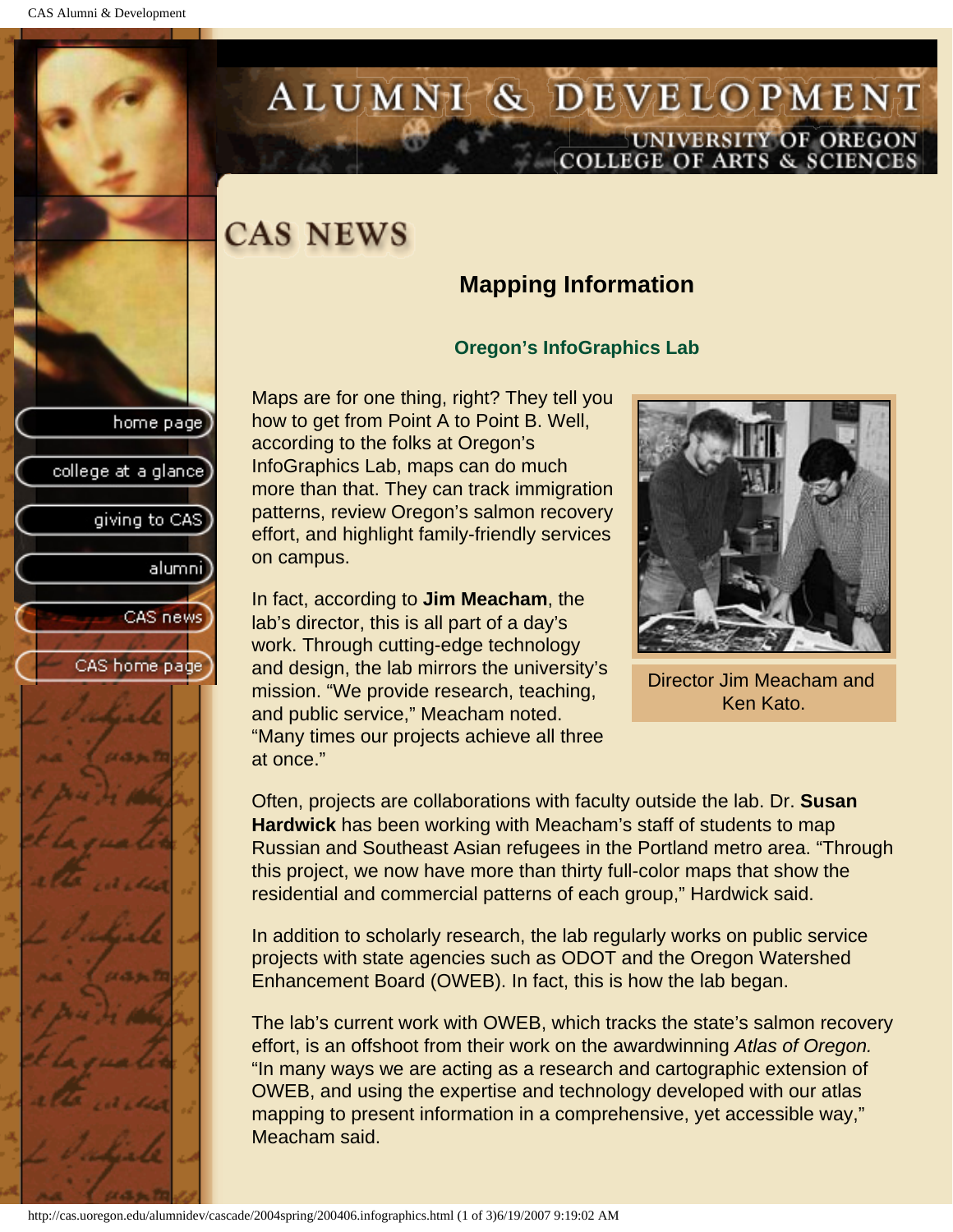# CAS NEWS

## Mapping Information

### Oregon's InfoGraphics Lab

Maps are for one thing, right? They tell you how to get from Point A to Point B. Well, according to the folks at Oregon's InfoGraphics Lab, maps can do much more than that. They can track immigration patterns, review Oregon's salmon recovery effort, and highlight family-friendly services on campus.

In fact, according to **Jim Meacham**, the lab's director, this is all part of a day's work. Through cutting-edge technology and design, the lab mirrors the university's mission. "We provide research, teaching, and public service," Meacham noted. "Many times our projects achieve all three at once."

Director Jim Meacham and Ken Kato.

Often, projects are collaborations with faculty outside the lab. Dr. **Susan Hardwick** has been working with Meacham's staff of students to map Russian and Southeast Asian refugees in the Portland metro area. "Through this project, we now have more than thirty full-color maps that show the residential and commercial patterns of each group," Hardwick said.

In addition to scholarly research, the lab regularly works on public service projects with state agencies such as ODOT and the Oregon Watershed Enhancement Board (OWEB). In fact, this is how the lab began.

The lab's current work with OWEB, which tracks the state's salmon recovery effort, is an offshoot from their work on the awardwinning *Atlas of Oregon.* "In many ways we are acting as a research and cartographic extension of OWEB, and using the expertise and technology developed with our atlas mapping to present information in a comprehensive, yet accessible way," Meacham said.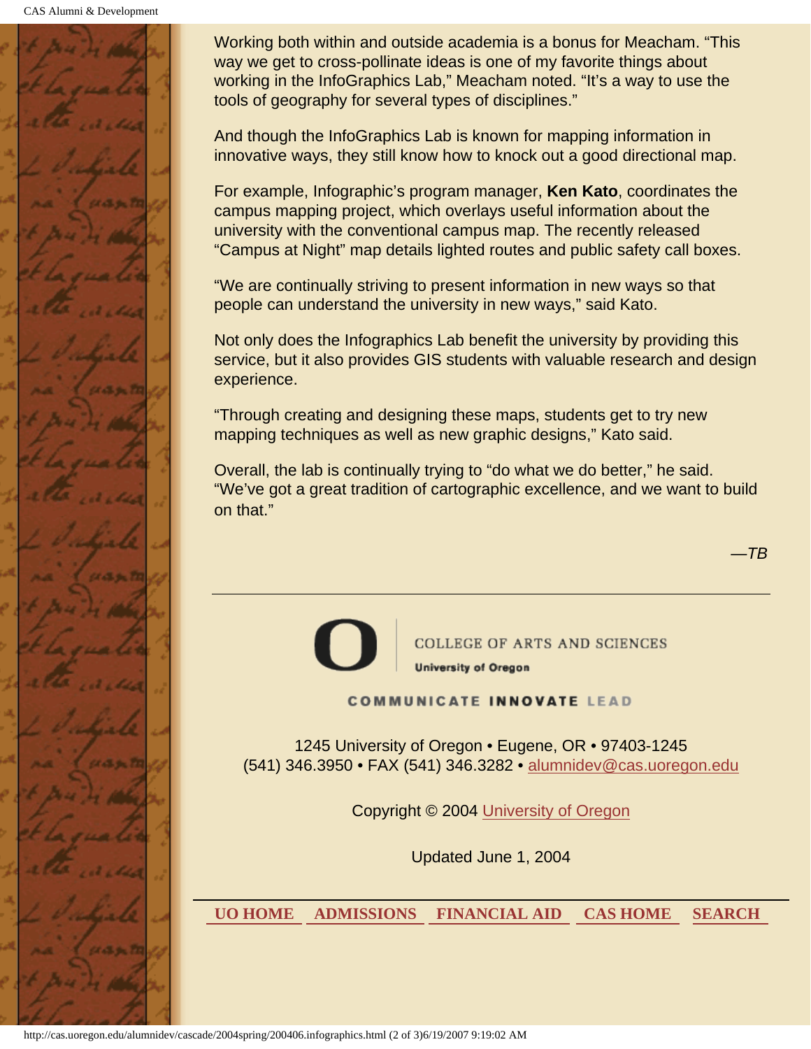Working both within and outside academia is a bonus for Meacham. “This way we get to cross-pollinate ideas is one of my favorite things about working in the InfoGraphics Lab,” Meacham noted. “It’s a way to use the tools of geography for several types of disciplines.”

And though the InfoGraphics Lab is known for mapping information in innovative ways, they still know how to knock out a good directional map.

For example, Infographic’s program manager, **Ken Kato**, coordinates the campus mapping project, which overlays useful information about the university with the conventional campus map. The recently released “Campus at Night” map details lighted routes and public safety call boxes.

“We are continually striving to present information in new ways so that people can understand the university in new ways,” said Kato.

Not only does the Infographics Lab benefit the university by providing this service, but it also provides GIS students with valuable research and design experience.

“Through creating and designing these maps, students get to try new mapping techniques as well as new graphic designs,” Kato said.

Overall, the lab is continually trying to “do what we do better,” he said. “We’ve got a great tradition of cartographic excellence, and we want to build on that.”

*—TB*

---

COLLEGE OF ARTS AND SCIENCES
University of Oregon

COMMUNICATE INNOVATE LEAD

1245 University of Oregon • Eugene, OR • 97403-1245
(541) 346.3950 • FAX (541) 346.3282 • alumnidev@cas.uoregon.edu

Copyright © 2004 University of Oregon

Updated June 1, 2004

UO HOME ADMISSIONS FINANCIAL AID CAS HOME SEARCH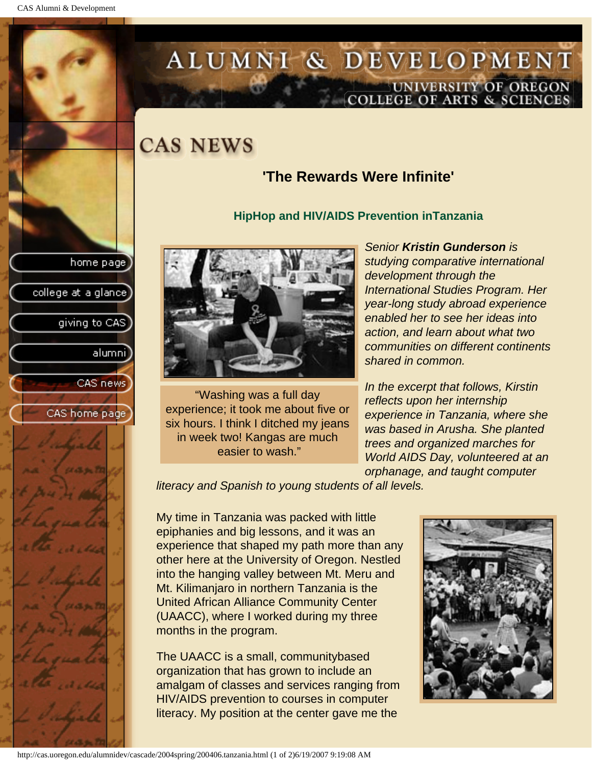# CAS NEWS

## 'The Rewards Were Infinite'

### HipHop and HIV/AIDS Prevention inTanzania

"Washing was a full day experience; it took me about five or six hours. I think I ditched my jeans in week two! Kangas are much easier to wash."

*Senior **Kristin Gunderson** is studying comparative international development through the International Studies Program. Her year-long study abroad experience enabled her to see her ideas into action, and learn about what two communities on different continents shared in common.*

*In the excerpt that follows, Kirstin reflects upon her internship experience in Tanzania, where she was based in Arusha. She planted trees and organized marches for World AIDS Day, volunteered at an orphanage, and taught computer literacy and Spanish to young students of all levels.*

My time in Tanzania was packed with little epiphanies and big lessons, and it was an experience that shaped my path more than any other here at the University of Oregon. Nestled into the hanging valley between Mt. Meru and Mt. Kilimanjaro in northern Tanzania is the United African Alliance Community Center (UAACC), where I worked during my three months in the program.

The UAACC is a small, communitybased organization that has grown to include an amalgam of classes and services ranging from HIV/AIDS prevention to courses in computer literacy. My position at the center gave me the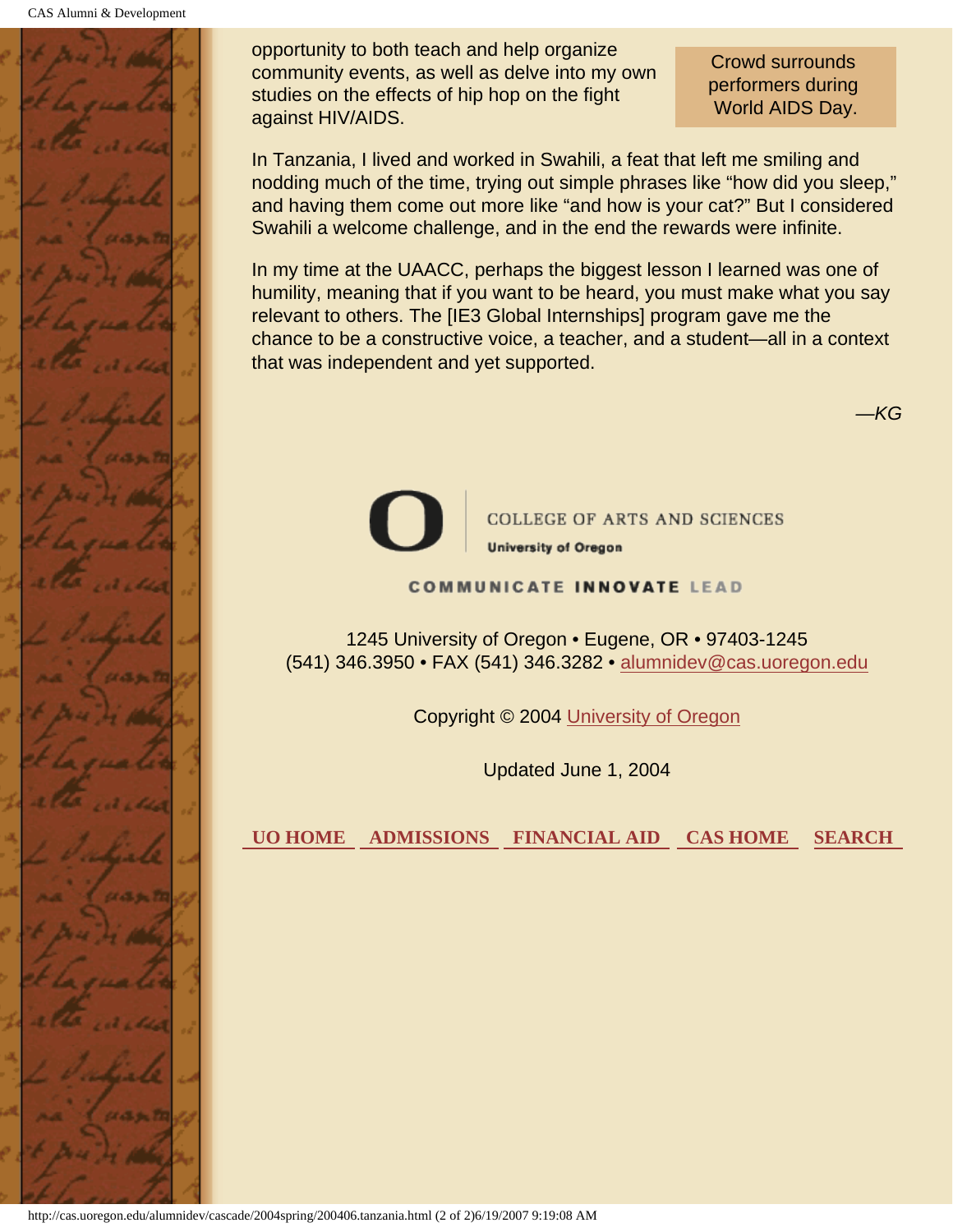opportunity to both teach and help organize community events, as well as delve into my own studies on the effects of hip hop on the fight against HIV/AIDS.

Crowd surrounds performers during World AIDS Day.

In Tanzania, I lived and worked in Swahili, a feat that left me smiling and nodding much of the time, trying out simple phrases like "how did you sleep," and having them come out more like "and how is your cat?" But I considered Swahili a welcome challenge, and in the end the rewards were infinite.

In my time at the UAACC, perhaps the biggest lesson I learned was one of humility, meaning that if you want to be heard, you must make what you say relevant to others. The [IE3 Global Internships] program gave me the chance to be a constructive voice, a teacher, and a student—all in a context that was independent and yet supported.

*—KG*

COLLEGE OF ARTS AND SCIENCES
University of Oregon

COMMUNICATE INNOVATE LEAD

1245 University of Oregon • Eugene, OR • 97403-1245
(541) 346.3950 • FAX (541) 346.3282 • alumnidev@cas.uoregon.edu

Copyright © 2004 University of Oregon

Updated June 1, 2004

**UO HOME** **ADMISSIONS** **FINANCIAL AID** **CAS HOME** **SEARCH**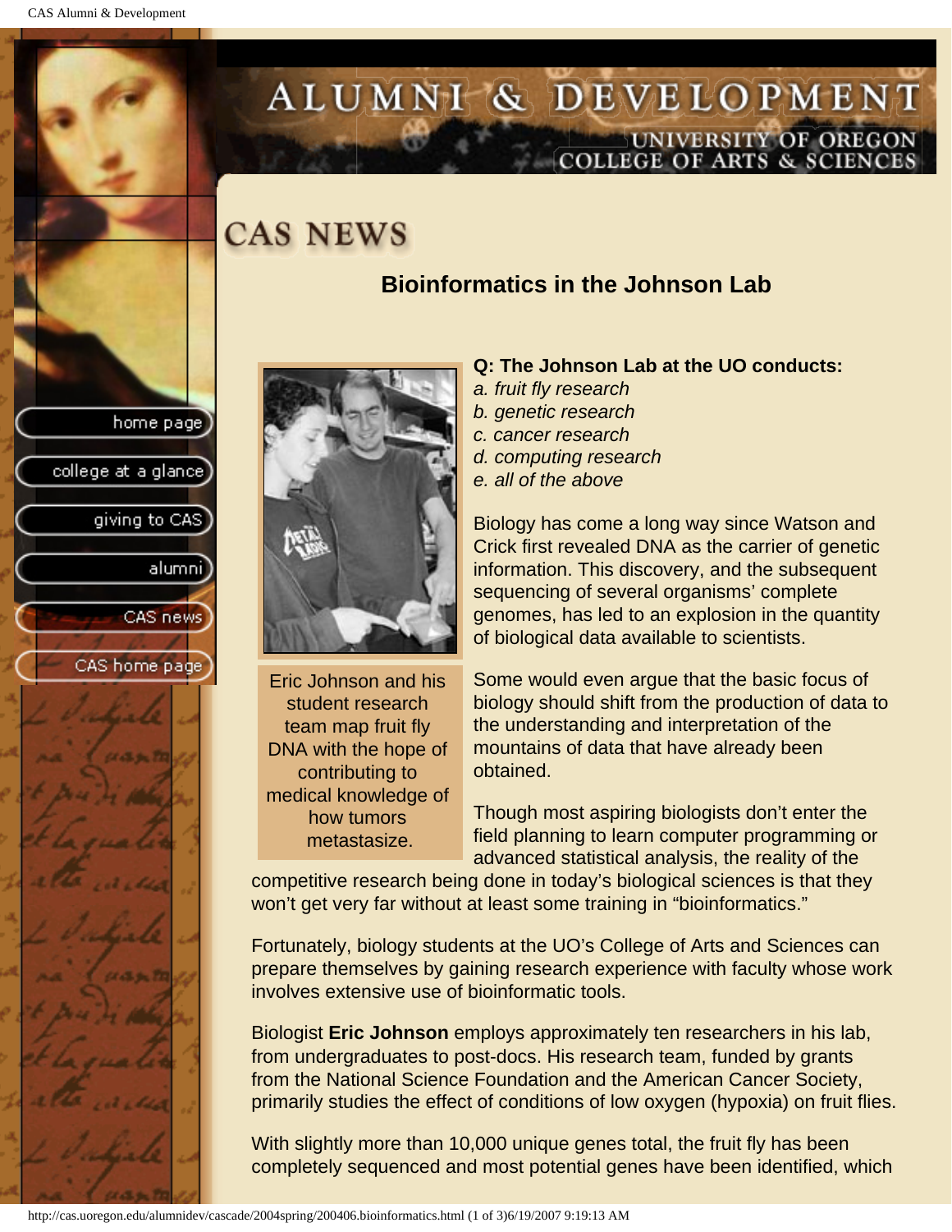# CAS NEWS

## Bioinformatics in the Johnson Lab

Eric Johnson and his student research team map fruit fly DNA with the hope of contributing to medical knowledge of how tumors metastasize.

**Q: The Johnson Lab at the UO conducts:**

*a. fruit fly research*
*b. genetic research*
*c. cancer research*
*d. computing research*
*e. all of the above*

Biology has come a long way since Watson and Crick first revealed DNA as the carrier of genetic information. This discovery, and the subsequent sequencing of several organisms' complete genomes, has led to an explosion in the quantity of biological data available to scientists.

Some would even argue that the basic focus of biology should shift from the production of data to the understanding and interpretation of the mountains of data that have already been obtained.

Though most aspiring biologists don't enter the field planning to learn computer programming or advanced statistical analysis, the reality of the competitive research being done in today's biological sciences is that they won't get very far without at least some training in "bioinformatics."

Fortunately, biology students at the UO's College of Arts and Sciences can prepare themselves by gaining research experience with faculty whose work involves extensive use of bioinformatic tools.

Biologist **Eric Johnson** employs approximately ten researchers in his lab, from undergraduates to post-docs. His research team, funded by grants from the National Science Foundation and the American Cancer Society, primarily studies the effect of conditions of low oxygen (hypoxia) on fruit flies.

With slightly more than 10,000 unique genes total, the fruit fly has been completely sequenced and most potential genes have been identified, which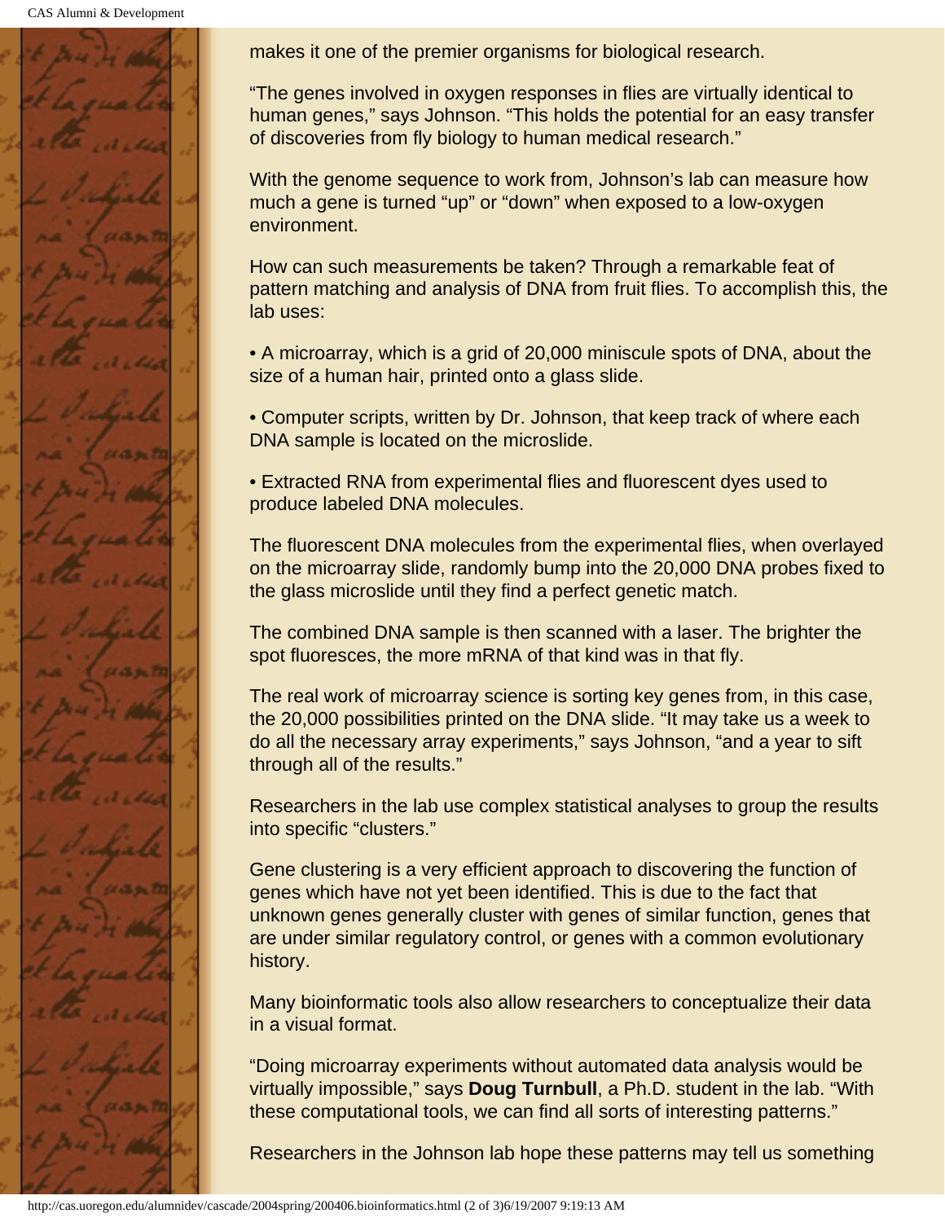makes it one of the premier organisms for biological research.

“The genes involved in oxygen responses in flies are virtually identical to human genes,” says Johnson. “This holds the potential for an easy transfer of discoveries from fly biology to human medical research.”

With the genome sequence to work from, Johnson’s lab can measure how much a gene is turned “up” or “down” when exposed to a low-oxygen environment.

How can such measurements be taken? Through a remarkable feat of pattern matching and analysis of DNA from fruit flies. To accomplish this, the lab uses:

• A microarray, which is a grid of 20,000 miniscule spots of DNA, about the size of a human hair, printed onto a glass slide.

• Computer scripts, written by Dr. Johnson, that keep track of where each DNA sample is located on the microslide.

• Extracted RNA from experimental flies and fluorescent dyes used to produce labeled DNA molecules.

The fluorescent DNA molecules from the experimental flies, when overlayed on the microarray slide, randomly bump into the 20,000 DNA probes fixed to the glass microslide until they find a perfect genetic match.

The combined DNA sample is then scanned with a laser. The brighter the spot fluoresces, the more mRNA of that kind was in that fly.

The real work of microarray science is sorting key genes from, in this case, the 20,000 possibilities printed on the DNA slide. “It may take us a week to do all the necessary array experiments,” says Johnson, “and a year to sift through all of the results.”

Researchers in the lab use complex statistical analyses to group the results into specific “clusters.”

Gene clustering is a very efficient approach to discovering the function of genes which have not yet been identified. This is due to the fact that unknown genes generally cluster with genes of similar function, genes that are under similar regulatory control, or genes with a common evolutionary history.

Many bioinformatic tools also allow researchers to conceptualize their data in a visual format.

“Doing microarray experiments without automated data analysis would be virtually impossible,” says **Doug Turnbull**, a Ph.D. student in the lab. “With these computational tools, we can find all sorts of interesting patterns.”

Researchers in the Johnson lab hope these patterns may tell us something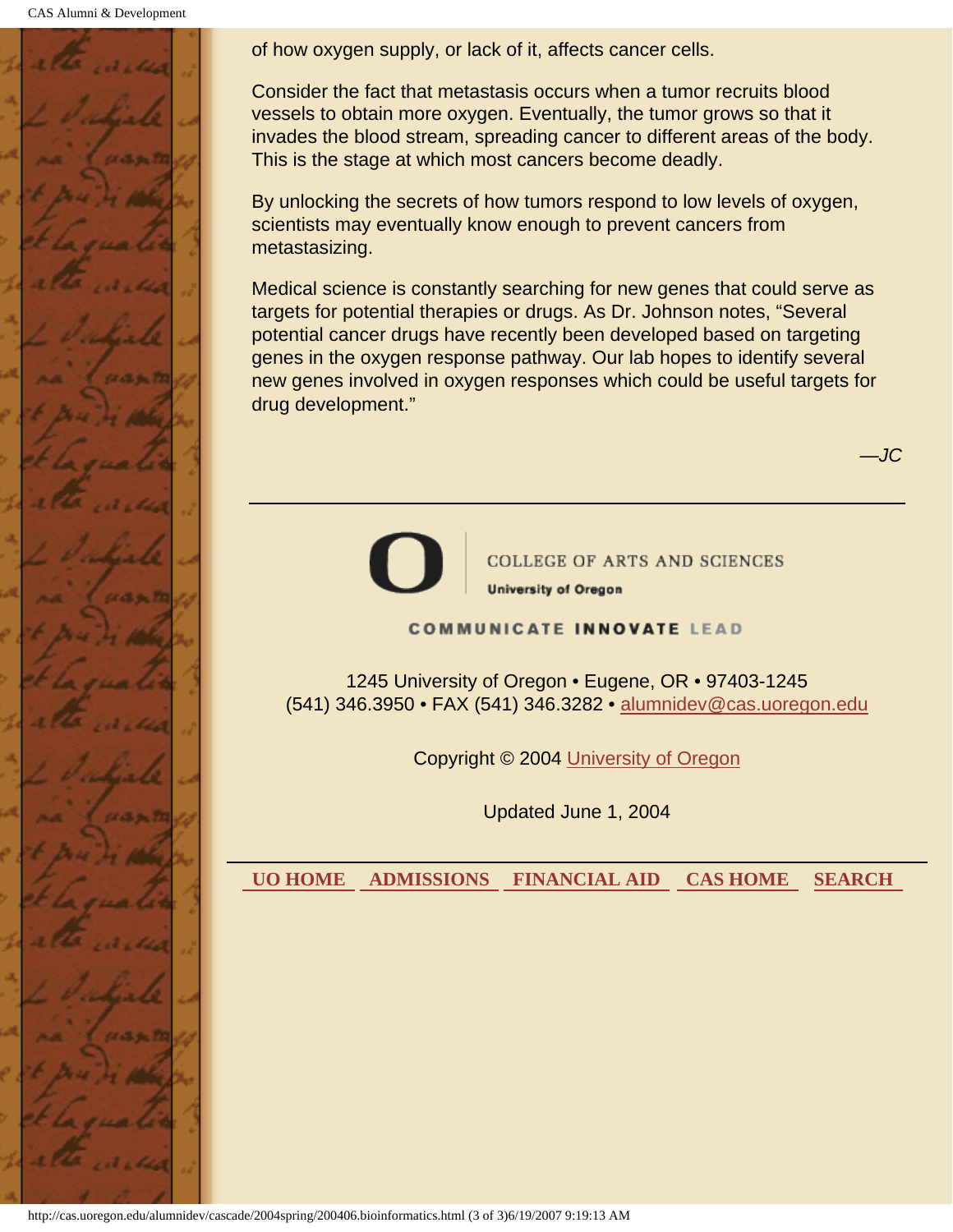of how oxygen supply, or lack of it, affects cancer cells.

Consider the fact that metastasis occurs when a tumor recruits blood vessels to obtain more oxygen. Eventually, the tumor grows so that it invades the blood stream, spreading cancer to different areas of the body. This is the stage at which most cancers become deadly.

By unlocking the secrets of how tumors respond to low levels of oxygen, scientists may eventually know enough to prevent cancers from metastasizing.

Medical science is constantly searching for new genes that could serve as targets for potential therapies or drugs. As Dr. Johnson notes, “Several potential cancer drugs have recently been developed based on targeting genes in the oxygen response pathway. Our lab hopes to identify several new genes involved in oxygen responses which could be useful targets for drug development.”

*—JC*

---

COLLEGE OF ARTS AND SCIENCES
**University of Oregon**

COMMUNICATE **INNOVATE** LEAD

1245 University of Oregon • Eugene, OR • 97403-1245
(541) 346.3950 • FAX (541) 346.3282 • alumnidev@cas.uoregon.edu

Copyright © 2004 University of Oregon

Updated June 1, 2004

---

**UO HOME** **ADMISSIONS** **FINANCIAL AID** **CAS HOME** **SEARCH**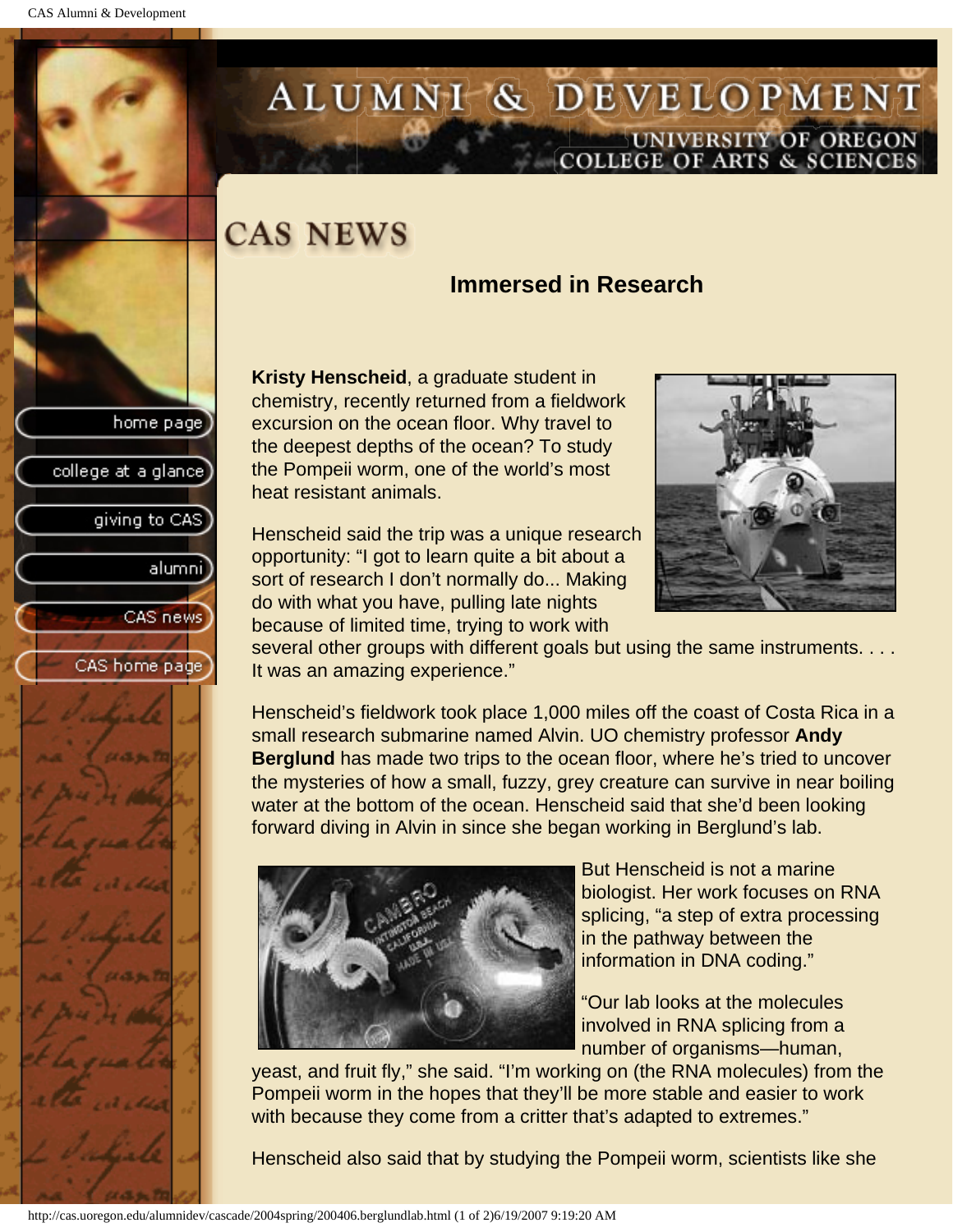# CAS NEWS

## Immersed in Research

**Kristy Henscheid**, a graduate student in chemistry, recently returned from a fieldwork excursion on the ocean floor. Why travel to the deepest depths of the ocean? To study the Pompeii worm, one of the world's most heat resistant animals.

Henscheid said the trip was a unique research opportunity: "I got to learn quite a bit about a sort of research I don't normally do... Making do with what you have, pulling late nights because of limited time, trying to work with several other groups with different goals but using the same instruments. . . . It was an amazing experience."

Henscheid's fieldwork took place 1,000 miles off the coast of Costa Rica in a small research submarine named Alvin. UO chemistry professor **Andy Berglund** has made two trips to the ocean floor, where he's tried to uncover the mysteries of how a small, fuzzy, grey creature can survive in near boiling water at the bottom of the ocean. Henscheid said that she'd been looking forward diving in Alvin in since she began working in Berglund's lab.

But Henscheid is not a marine biologist. Her work focuses on RNA splicing, "a step of extra processing in the pathway between the information in DNA coding."

"Our lab looks at the molecules involved in RNA splicing from a number of organisms—human, yeast, and fruit fly," she said. "I'm working on (the RNA molecules) from the Pompeii worm in the hopes that they'll be more stable and easier to work with because they come from a critter that's adapted to extremes."

Henscheid also said that by studying the Pompeii worm, scientists like she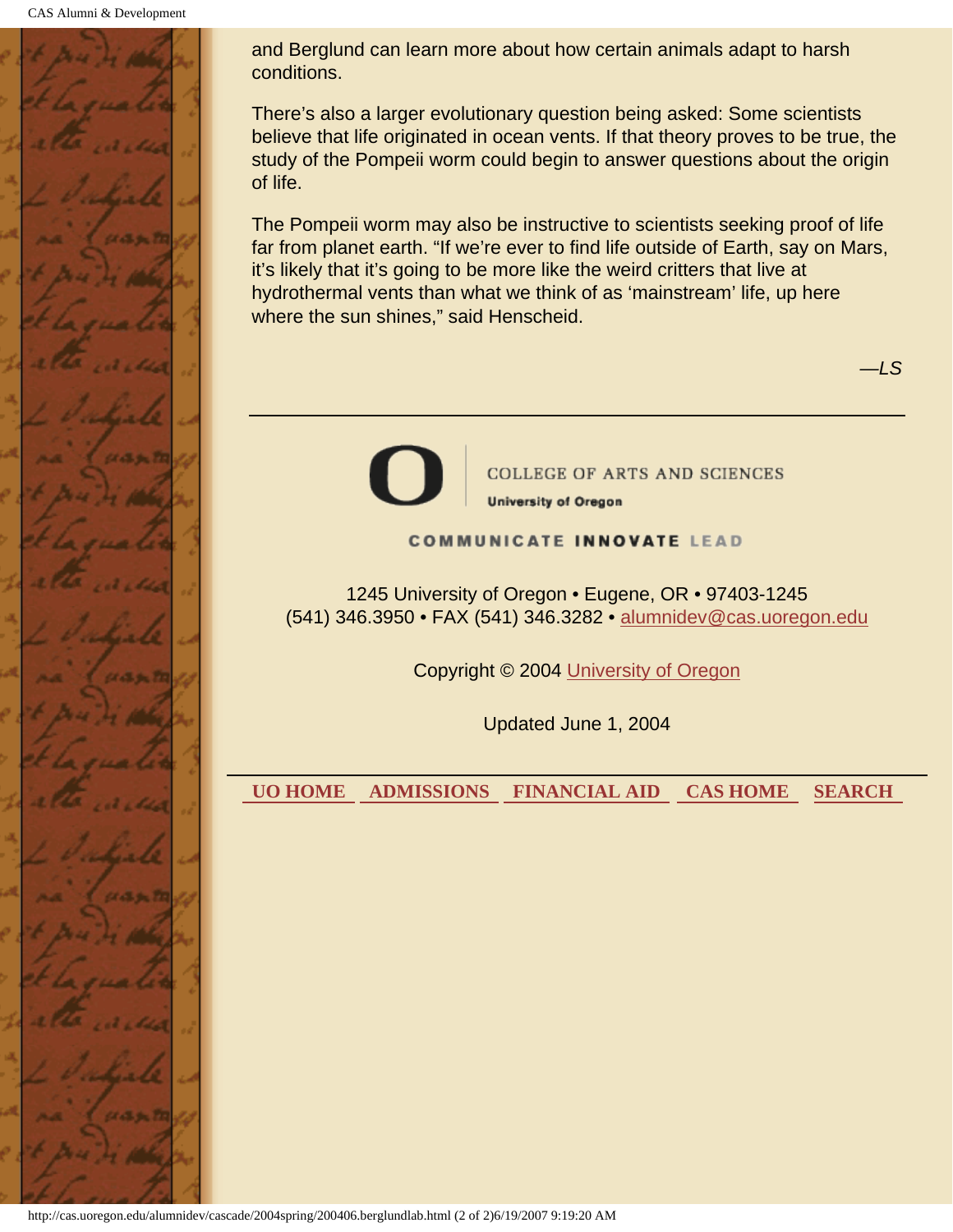and Berglund can learn more about how certain animals adapt to harsh conditions.

There's also a larger evolutionary question being asked: Some scientists believe that life originated in ocean vents. If that theory proves to be true, the study of the Pompeii worm could begin to answer questions about the origin of life.

The Pompeii worm may also be instructive to scientists seeking proof of life far from planet earth. "If we're ever to find life outside of Earth, say on Mars, it's likely that it's going to be more like the weird critters that live at hydrothermal vents than what we think of as 'mainstream' life, up here where the sun shines," said Henscheid.

*—LS*

---

COLLEGE OF ARTS AND SCIENCES
University of Oregon

COMMUNICATE **INNOVATE** LEAD

1245 University of Oregon • Eugene, OR • 97403-1245
(541) 346.3950 • FAX (541) 346.3282 • alumnidev@cas.uoregon.edu

Copyright © 2004 University of Oregon

Updated June 1, 2004

**UO HOME** **ADMISSIONS** **FINANCIAL AID** **CAS HOME** **SEARCH**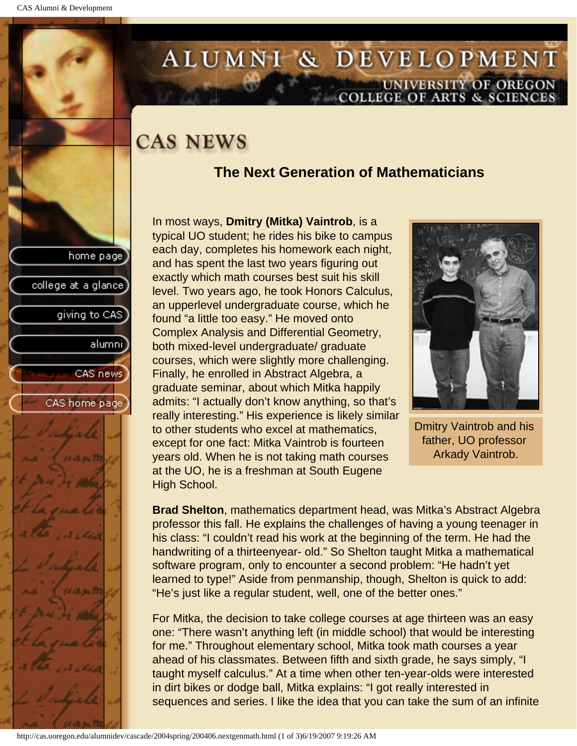# CAS NEWS

## The Next Generation of Mathematicians

In most ways, **Dmitry (Mitka) Vaintrob**, is a typical UO student; he rides his bike to campus each day, completes his homework each night, and has spent the last two years figuring out exactly which math courses best suit his skill level. Two years ago, he took Honors Calculus, an upperlevel undergraduate course, which he found "a little too easy." He moved onto Complex Analysis and Differential Geometry, both mixed-level undergraduate/ graduate courses, which were slightly more challenging. Finally, he enrolled in Abstract Algebra, a graduate seminar, about which Mitka happily admits: "I actually don't know anything, so that's really interesting." His experience is likely similar to other students who excel at mathematics, except for one fact: Mitka Vaintrob is fourteen years old. When he is not taking math courses at the UO, he is a freshman at South Eugene High School.

Dmitry Vaintrob and his father, UO professor Arkady Vaintrob.

**Brad Shelton**, mathematics department head, was Mitka's Abstract Algebra professor this fall. He explains the challenges of having a young teenager in his class: "I couldn't read his work at the beginning of the term. He had the handwriting of a thirteenyear- old." So Shelton taught Mitka a mathematical software program, only to encounter a second problem: "He hadn't yet learned to type!" Aside from penmanship, though, Shelton is quick to add: "He's just like a regular student, well, one of the better ones."

For Mitka, the decision to take college courses at age thirteen was an easy one: "There wasn't anything left (in middle school) that would be interesting for me." Throughout elementary school, Mitka took math courses a year ahead of his classmates. Between fifth and sixth grade, he says simply, "I taught myself calculus." At a time when other ten-year-olds were interested in dirt bikes or dodge ball, Mitka explains: "I got really interested in sequences and series. I like the idea that you can take the sum of an infinite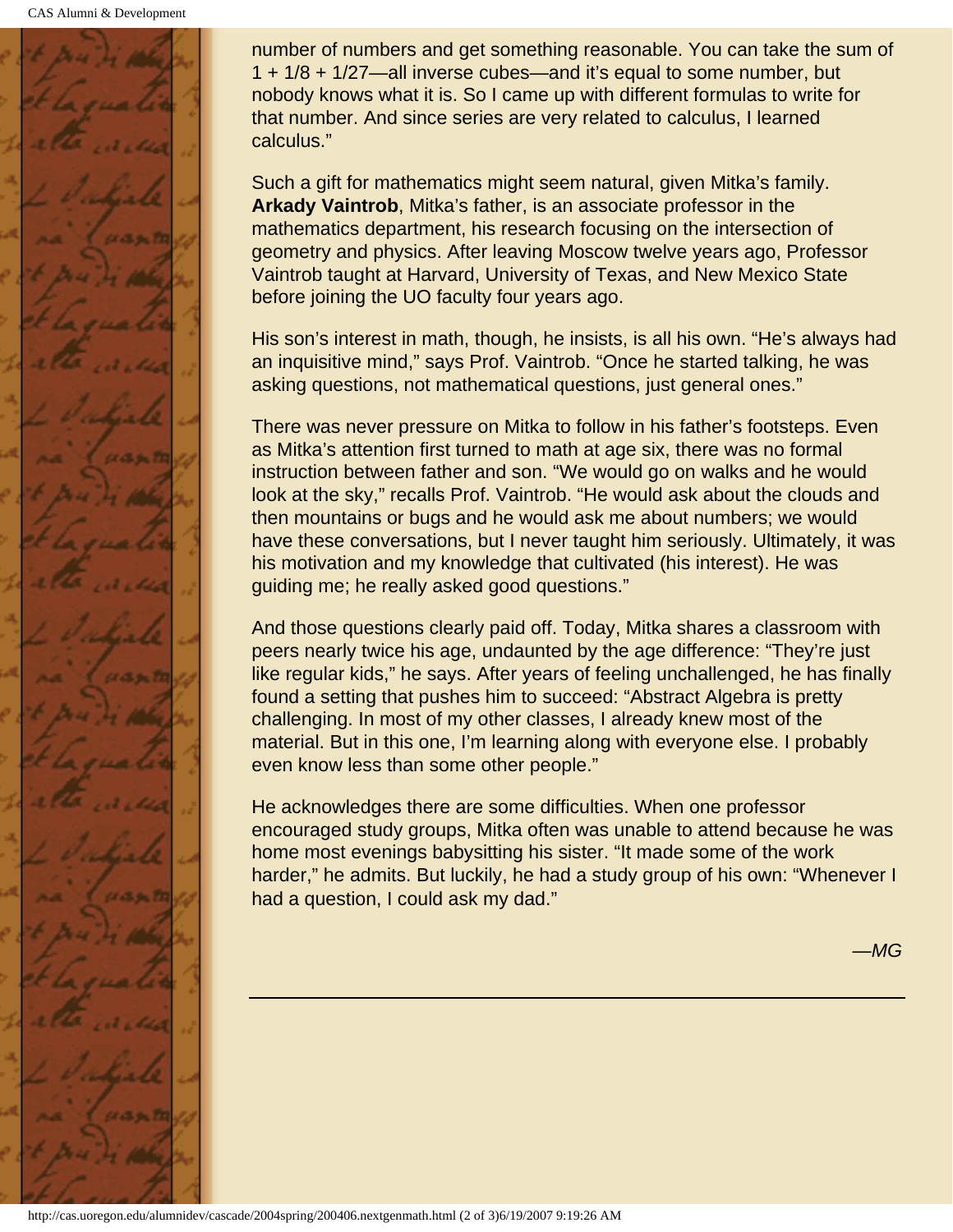number of numbers and get something reasonable. You can take the sum of $1 + 1/8 + 1/27$—all inverse cubes—and it's equal to some number, but nobody knows what it is. So I came up with different formulas to write for that number. And since series are very related to calculus, I learned calculus."

Such a gift for mathematics might seem natural, given Mitka's family. **Arkady Vaintrob**, Mitka's father, is an associate professor in the mathematics department, his research focusing on the intersection of geometry and physics. After leaving Moscow twelve years ago, Professor Vaintrob taught at Harvard, University of Texas, and New Mexico State before joining the UO faculty four years ago.

His son's interest in math, though, he insists, is all his own. "He's always had an inquisitive mind," says Prof. Vaintrob. "Once he started talking, he was asking questions, not mathematical questions, just general ones."

There was never pressure on Mitka to follow in his father's footsteps. Even as Mitka's attention first turned to math at age six, there was no formal instruction between father and son. "We would go on walks and he would look at the sky," recalls Prof. Vaintrob. "He would ask about the clouds and then mountains or bugs and he would ask me about numbers; we would have these conversations, but I never taught him seriously. Ultimately, it was his motivation and my knowledge that cultivated (his interest). He was guiding me; he really asked good questions."

And those questions clearly paid off. Today, Mitka shares a classroom with peers nearly twice his age, undaunted by the age difference: "They're just like regular kids," he says. After years of feeling unchallenged, he has finally found a setting that pushes him to succeed: "Abstract Algebra is pretty challenging. In most of my other classes, I already knew most of the material. But in this one, I'm learning along with everyone else. I probably even know less than some other people."

He acknowledges there are some difficulties. When one professor encouraged study groups, Mitka often was unable to attend because he was home most evenings babysitting his sister. "It made some of the work harder," he admits. But luckily, he had a study group of his own: "Whenever I had a question, I could ask my dad."

*—MG*

---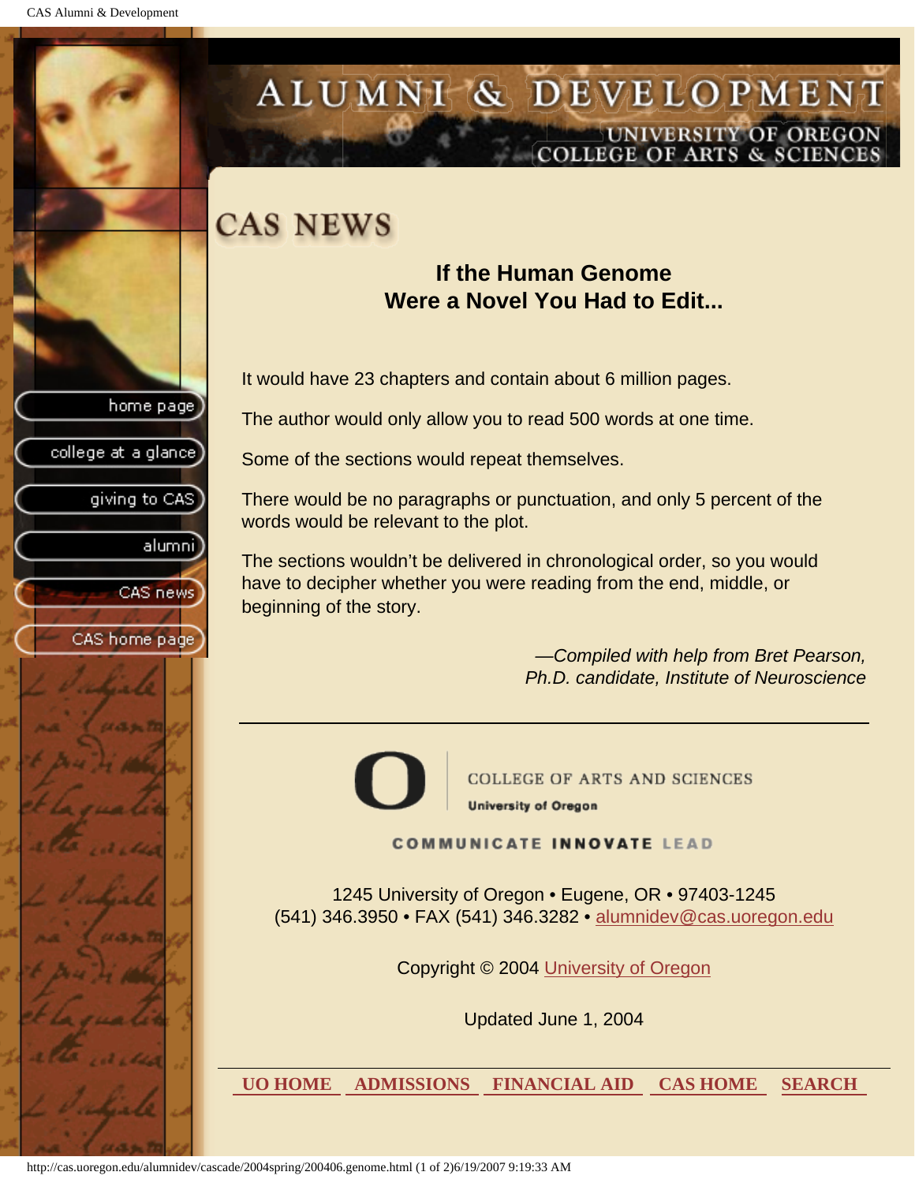# CAS NEWS

### If the Human Genome Were a Novel You Had to Edit...

It would have 23 chapters and contain about 6 million pages.

The author would only allow you to read 500 words at one time.

Some of the sections would repeat themselves.

There would be no paragraphs or punctuation, and only 5 percent of the words would be relevant to the plot.

The sections wouldn't be delivered in chronological order, so you would have to decipher whether you were reading from the end, middle, or beginning of the story.

*—Compiled with help from Bret Pearson, Ph.D. candidate, Institute of Neuroscience*

---

COLLEGE OF ARTS AND SCIENCES
University of Oregon

COMMUNICATE INNOVATE LEAD

1245 University of Oregon • Eugene, OR • 97403-1245
(541) 346.3950 • FAX (541) 346.3282 • alumnidev@cas.uoregon.edu

Copyright © 2004 University of Oregon

Updated June 1, 2004

UO HOME ADMISSIONS FINANCIAL AID CAS HOME SEARCH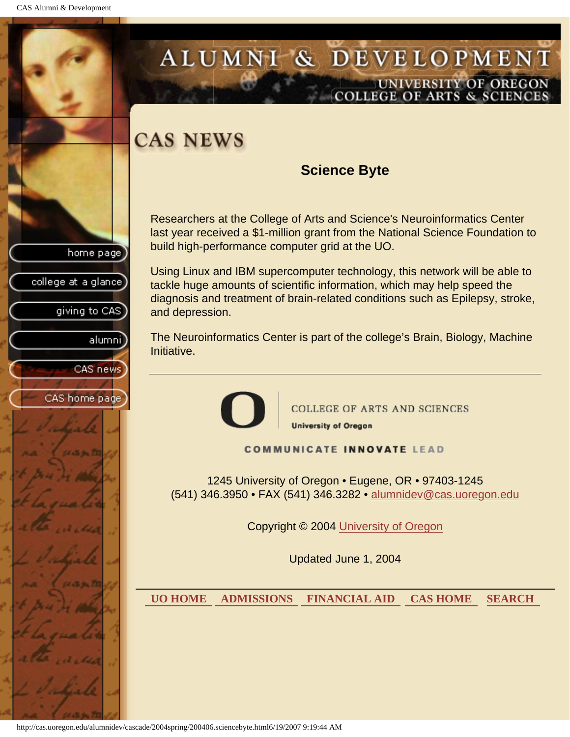# ALUMNI & DEVELOPMENT

UNIVERSITY OF OREGON
COLLEGE OF ARTS & SCIENCES

home page
college at a glance
giving to CAS
alumni
CAS news
CAS home page

## CAS NEWS

### Science Byte

Researchers at the College of Arts and Science's Neuroinformatics Center last year received a $1-million grant from the National Science Foundation to build high-performance computer grid at the UO.

Using Linux and IBM supercomputer technology, this network will be able to tackle huge amounts of scientific information, which may help speed the diagnosis and treatment of brain-related conditions such as Epilepsy, stroke, and depression.

The Neuroinformatics Center is part of the college's Brain, Biology, Machine Initiative.

---

COLLEGE OF ARTS AND SCIENCES
University of Oregon

COMMUNICATE INNOVATE LEAD

1245 University of Oregon • Eugene, OR • 97403-1245
(541) 346.3950 • FAX (541) 346.3282 • alumnidev@cas.uoregon.edu

Copyright © 2004 University of Oregon

Updated June 1, 2004

---

UO HOME | ADMISSIONS | FINANCIAL AID | CAS HOME | SEARCH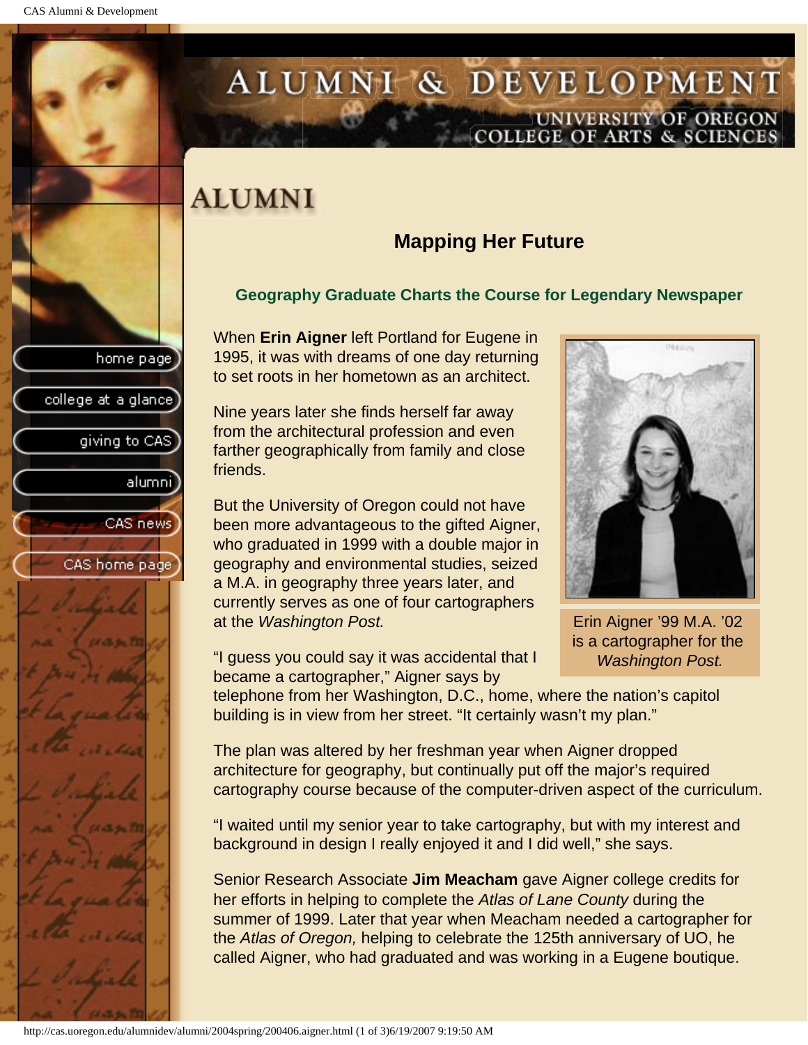# ALUMNI

## Mapping Her Future

### Geography Graduate Charts the Course for Legendary Newspaper

When **Erin Aigner** left Portland for Eugene in 1995, it was with dreams of one day returning to set roots in her hometown as an architect.

Nine years later she finds herself far away from the architectural profession and even farther geographically from family and close friends.

But the University of Oregon could not have been more advantageous to the gifted Aigner, who graduated in 1999 with a double major in geography and environmental studies, seized a M.A. in geography three years later, and currently serves as one of four cartographers at the *Washington Post.*

Erin Aigner '99 M.A. '02 is a cartographer for the *Washington Post.*

"I guess you could say it was accidental that I became a cartographer," Aigner says by telephone from her Washington, D.C., home, where the nation's capitol building is in view from her street. "It certainly wasn't my plan."

The plan was altered by her freshman year when Aigner dropped architecture for geography, but continually put off the major's required cartography course because of the computer-driven aspect of the curriculum.

"I waited until my senior year to take cartography, but with my interest and background in design I really enjoyed it and I did well," she says.

Senior Research Associate **Jim Meacham** gave Aigner college credits for her efforts in helping to complete the *Atlas of Lane County* during the summer of 1999. Later that year when Meacham needed a cartographer for the *Atlas of Oregon,* helping to celebrate the 125th anniversary of UO, he called Aigner, who had graduated and was working in a Eugene boutique.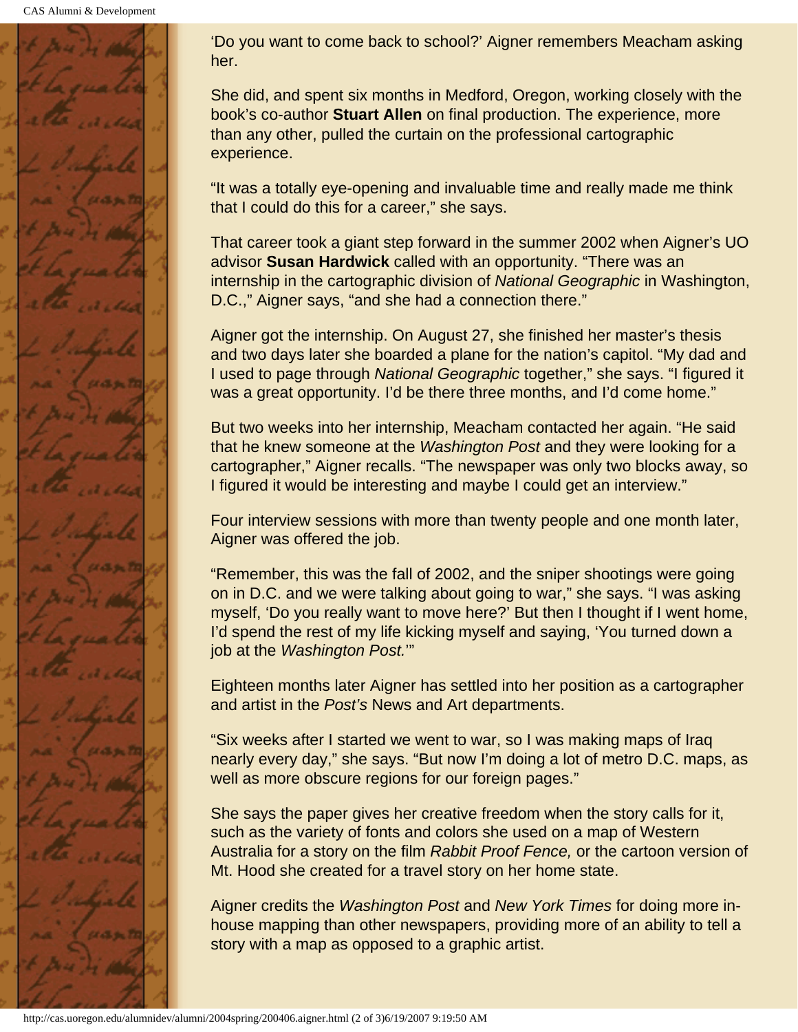'Do you want to come back to school?' Aigner remembers Meacham asking her.

She did, and spent six months in Medford, Oregon, working closely with the book's co-author **Stuart Allen** on final production. The experience, more than any other, pulled the curtain on the professional cartographic experience.

"It was a totally eye-opening and invaluable time and really made me think that I could do this for a career," she says.

That career took a giant step forward in the summer 2002 when Aigner's UO advisor **Susan Hardwick** called with an opportunity. "There was an internship in the cartographic division of *National Geographic* in Washington, D.C.," Aigner says, "and she had a connection there."

Aigner got the internship. On August 27, she finished her master's thesis and two days later she boarded a plane for the nation's capitol. "My dad and I used to page through *National Geographic* together," she says. "I figured it was a great opportunity. I'd be there three months, and I'd come home."

But two weeks into her internship, Meacham contacted her again. "He said that he knew someone at the *Washington Post* and they were looking for a cartographer," Aigner recalls. "The newspaper was only two blocks away, so I figured it would be interesting and maybe I could get an interview."

Four interview sessions with more than twenty people and one month later, Aigner was offered the job.

"Remember, this was the fall of 2002, and the sniper shootings were going on in D.C. and we were talking about going to war," she says. "I was asking myself, 'Do you really want to move here?' But then I thought if I went home, I'd spend the rest of my life kicking myself and saying, 'You turned down a job at the *Washington Post.*'"

Eighteen months later Aigner has settled into her position as a cartographer and artist in the *Post's* News and Art departments.

"Six weeks after I started we went to war, so I was making maps of Iraq nearly every day," she says. "But now I'm doing a lot of metro D.C. maps, as well as more obscure regions for our foreign pages."

She says the paper gives her creative freedom when the story calls for it, such as the variety of fonts and colors she used on a map of Western Australia for a story on the film *Rabbit Proof Fence,* or the cartoon version of Mt. Hood she created for a travel story on her home state.

Aigner credits the *Washington Post* and *New York Times* for doing more in-house mapping than other newspapers, providing more of an ability to tell a story with a map as opposed to a graphic artist.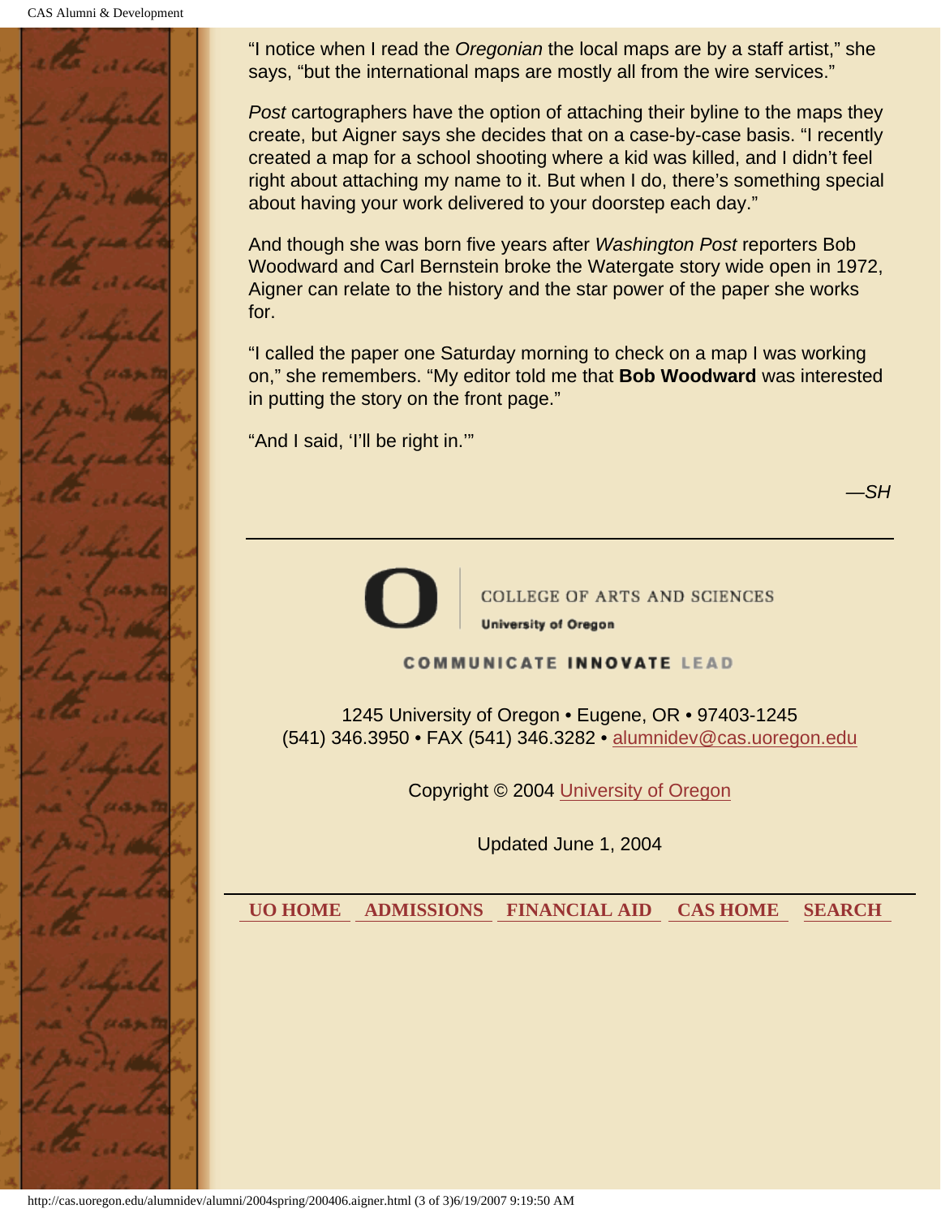"I notice when I read the *Oregonian* the local maps are by a staff artist," she says, "but the international maps are mostly all from the wire services."

*Post* cartographers have the option of attaching their byline to the maps they create, but Aigner says she decides that on a case-by-case basis. "I recently created a map for a school shooting where a kid was killed, and I didn't feel right about attaching my name to it. But when I do, there's something special about having your work delivered to your doorstep each day."

And though she was born five years after *Washington Post* reporters Bob Woodward and Carl Bernstein broke the Watergate story wide open in 1972, Aigner can relate to the history and the star power of the paper she works for.

"I called the paper one Saturday morning to check on a map I was working on," she remembers. "My editor told me that **Bob Woodward** was interested in putting the story on the front page."

"And I said, 'I'll be right in.'"

*—SH*

---

COLLEGE OF ARTS AND SCIENCES
**University of Oregon**

COMMUNICATE INNOVATE LEAD

1245 University of Oregon • Eugene, OR • 97403-1245
(541) 346.3950 • FAX (541) 346.3282 • alumnidev@cas.uoregon.edu

Copyright © 2004 University of Oregon

Updated June 1, 2004

**UO HOME** **ADMISSIONS** **FINANCIAL AID** **CAS HOME** **SEARCH**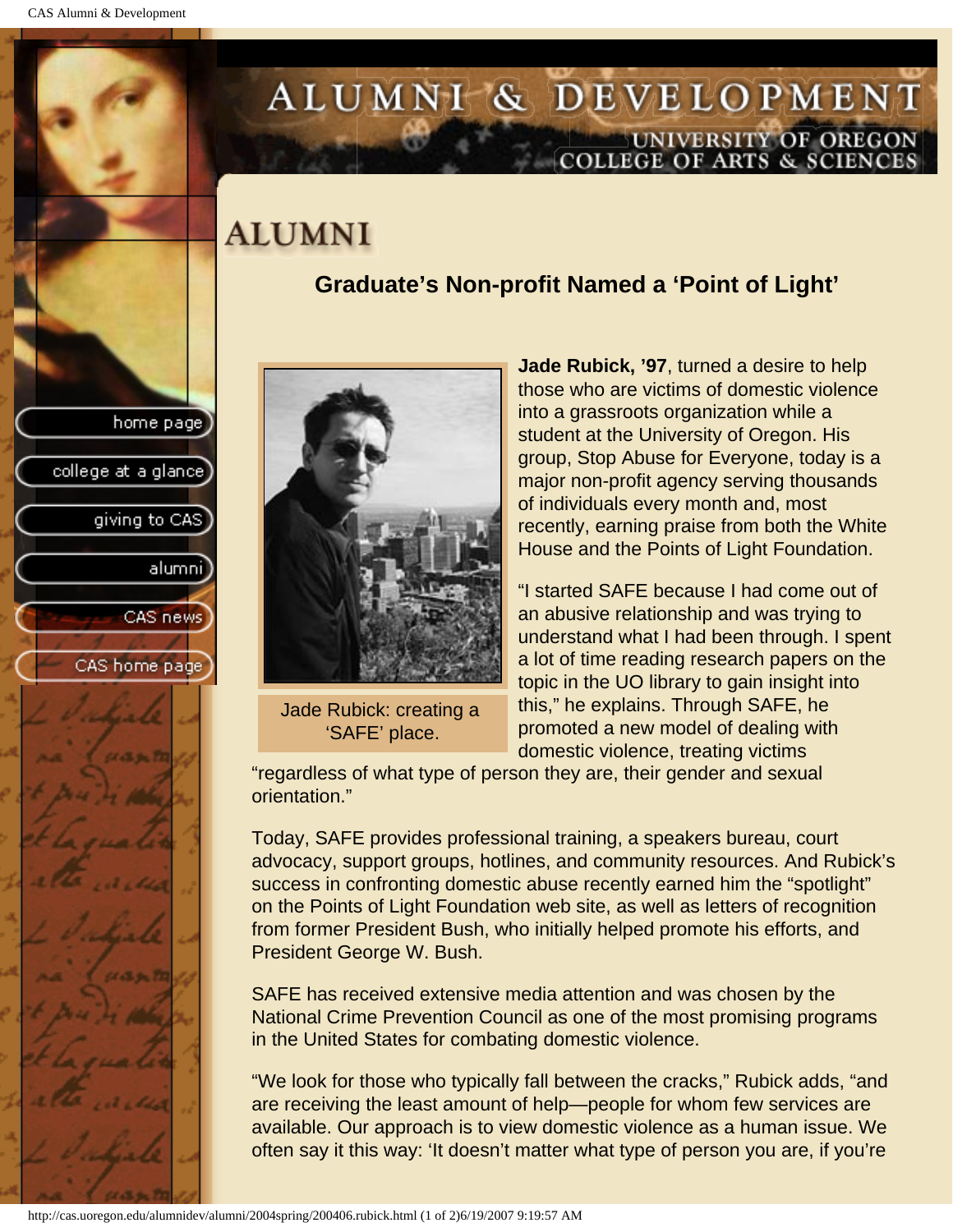# ALUMNI & DEVELOPMENT

UNIVERSITY OF OREGON
COLLEGE OF ARTS & SCIENCES

## ALUMNI

### Graduate's Non-profit Named a 'Point of Light'

Jade Rubick: creating a 'SAFE' place.

**Jade Rubick, '97**, turned a desire to help those who are victims of domestic violence into a grassroots organization while a student at the University of Oregon. His group, Stop Abuse for Everyone, today is a major non-profit agency serving thousands of individuals every month and, most recently, earning praise from both the White House and the Points of Light Foundation.

"I started SAFE because I had come out of an abusive relationship and was trying to understand what I had been through. I spent a lot of time reading research papers on the topic in the UO library to gain insight into this," he explains. Through SAFE, he promoted a new model of dealing with domestic violence, treating victims "regardless of what type of person they are, their gender and sexual orientation."

Today, SAFE provides professional training, a speakers bureau, court advocacy, support groups, hotlines, and community resources. And Rubick's success in confronting domestic abuse recently earned him the "spotlight" on the Points of Light Foundation web site, as well as letters of recognition from former President Bush, who initially helped promote his efforts, and President George W. Bush.

SAFE has received extensive media attention and was chosen by the National Crime Prevention Council as one of the most promising programs in the United States for combating domestic violence.

"We look for those who typically fall between the cracks," Rubick adds, "and are receiving the least amount of help—people for whom few services are available. Our approach is to view domestic violence as a human issue. We often say it this way: 'It doesn't matter what type of person you are, if you're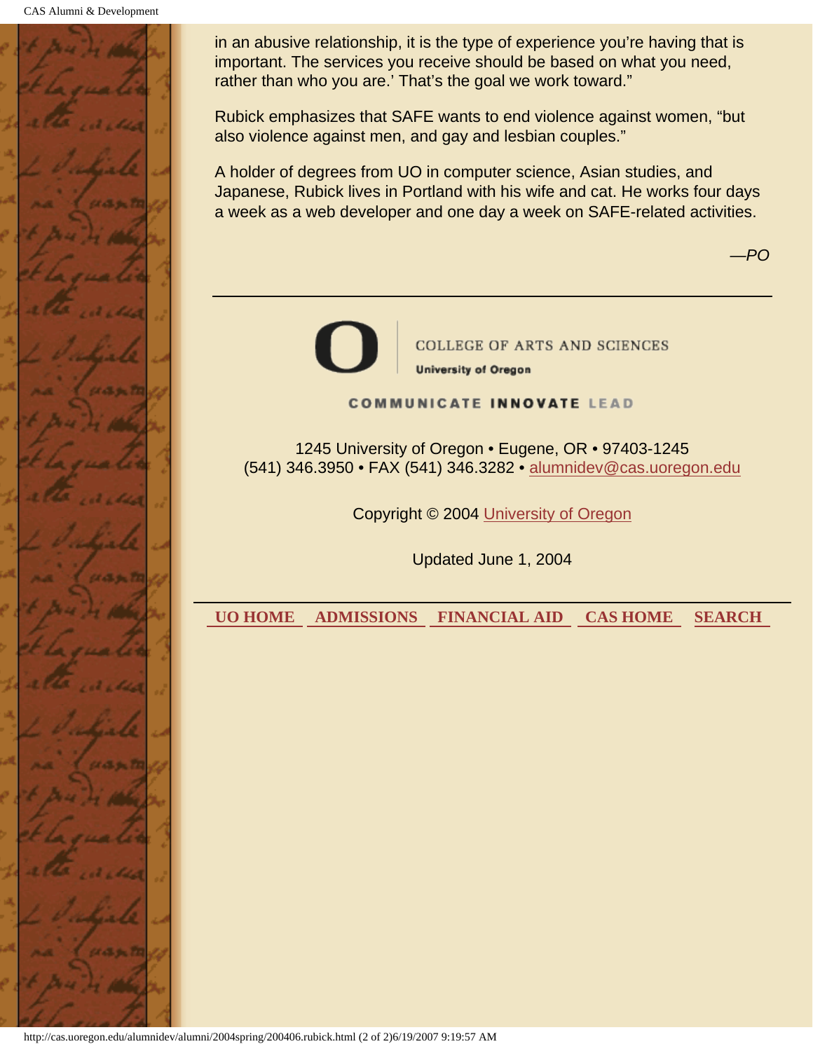in an abusive relationship, it is the type of experience you're having that is important. The services you receive should be based on what you need, rather than who you are.' That's the goal we work toward."

Rubick emphasizes that SAFE wants to end violence against women, "but also violence against men, and gay and lesbian couples."

A holder of degrees from UO in computer science, Asian studies, and Japanese, Rubick lives in Portland with his wife and cat. He works four days a week as a web developer and one day a week on SAFE-related activities.

*—PO*

---

COLLEGE OF ARTS AND SCIENCES
**University of Oregon**

COMMUNICATE **INNOVATE** LEAD

1245 University of Oregon • Eugene, OR • 97403-1245
(541) 346.3950 • FAX (541) 346.3282 • alumnidev@cas.uoregon.edu

Copyright © 2004 University of Oregon

Updated June 1, 2004

---

**UO HOME** **ADMISSIONS** **FINANCIAL AID** **CAS HOME** **SEARCH**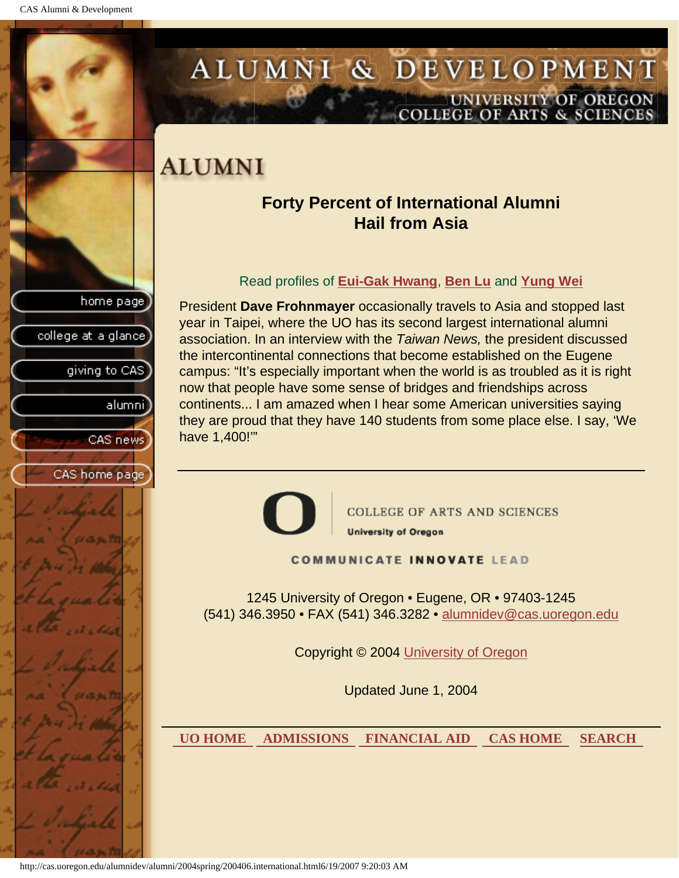# ALUMNI

## Forty Percent of International Alumni Hail from Asia

Read profiles of **Eui-Gak Hwang**, **Ben Lu** and **Yung Wei**

President **Dave Frohnmayer** occasionally travels to Asia and stopped last year in Taipei, where the UO has its second largest international alumni association. In an interview with the *Taiwan News,* the president discussed the intercontinental connections that become established on the Eugene campus: “It's especially important when the world is as troubled as it is right now that people have some sense of bridges and friendships across continents... I am amazed when I hear some American universities saying they are proud that they have 140 students from some place else. I say, ‘We have 1,400!'”

---

COLLEGE OF ARTS AND SCIENCES
University of Oregon

COMMUNICATE INNOVATE LEAD

1245 University of Oregon • Eugene, OR • 97403-1245
(541) 346.3950 • FAX (541) 346.3282 • alumnidev@cas.uoregon.edu

Copyright © 2004 University of Oregon

Updated June 1, 2004

---

UO HOME | ADMISSIONS | FINANCIAL AID | CAS HOME | SEARCH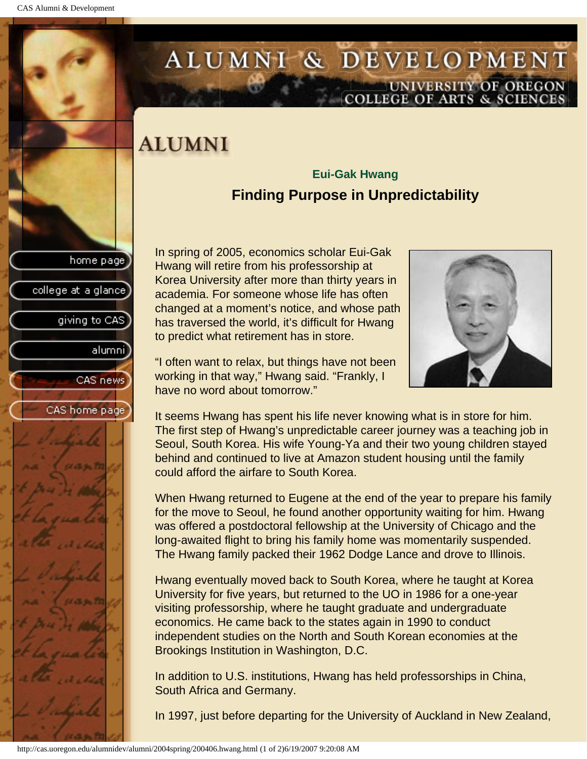# ALUMNI

### Eui-Gak Hwang

## Finding Purpose in Unpredictability

In spring of 2005, economics scholar Eui-Gak Hwang will retire from his professorship at Korea University after more than thirty years in academia. For someone whose life has often changed at a moment's notice, and whose path has traversed the world, it's difficult for Hwang to predict what retirement has in store.

"I often want to relax, but things have not been working in that way," Hwang said. "Frankly, I have no word about tomorrow."

It seems Hwang has spent his life never knowing what is in store for him. The first step of Hwang's unpredictable career journey was a teaching job in Seoul, South Korea. His wife Young-Ya and their two young children stayed behind and continued to live at Amazon student housing until the family could afford the airfare to South Korea.

When Hwang returned to Eugene at the end of the year to prepare his family for the move to Seoul, he found another opportunity waiting for him. Hwang was offered a postdoctoral fellowship at the University of Chicago and the long-awaited flight to bring his family home was momentarily suspended. The Hwang family packed their 1962 Dodge Lance and drove to Illinois.

Hwang eventually moved back to South Korea, where he taught at Korea University for five years, but returned to the UO in 1986 for a one-year visiting professorship, where he taught graduate and undergraduate economics. He came back to the states again in 1990 to conduct independent studies on the North and South Korean economies at the Brookings Institution in Washington, D.C.

In addition to U.S. institutions, Hwang has held professorships in China, South Africa and Germany.

In 1997, just before departing for the University of Auckland in New Zealand,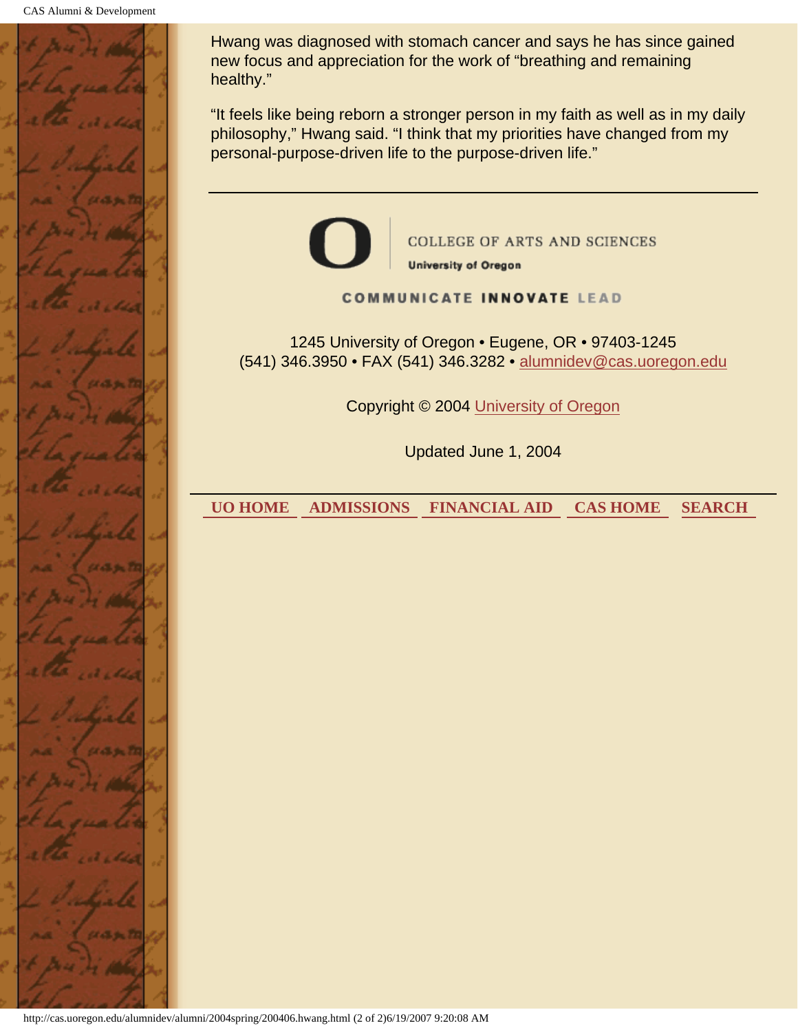Hwang was diagnosed with stomach cancer and says he has since gained new focus and appreciation for the work of "breathing and remaining healthy."

"It feels like being reborn a stronger person in my faith as well as in my daily philosophy," Hwang said. "I think that my priorities have changed from my personal-purpose-driven life to the purpose-driven life."

---

COLLEGE OF ARTS AND SCIENCES
University of Oregon

COMMUNICATE INNOVATE LEAD

1245 University of Oregon • Eugene, OR • 97403-1245
(541) 346.3950 • FAX (541) 346.3282 • alumnidev@cas.uoregon.edu

Copyright © 2004 University of Oregon

Updated June 1, 2004

---

UO HOME ADMISSIONS FINANCIAL AID CAS HOME SEARCH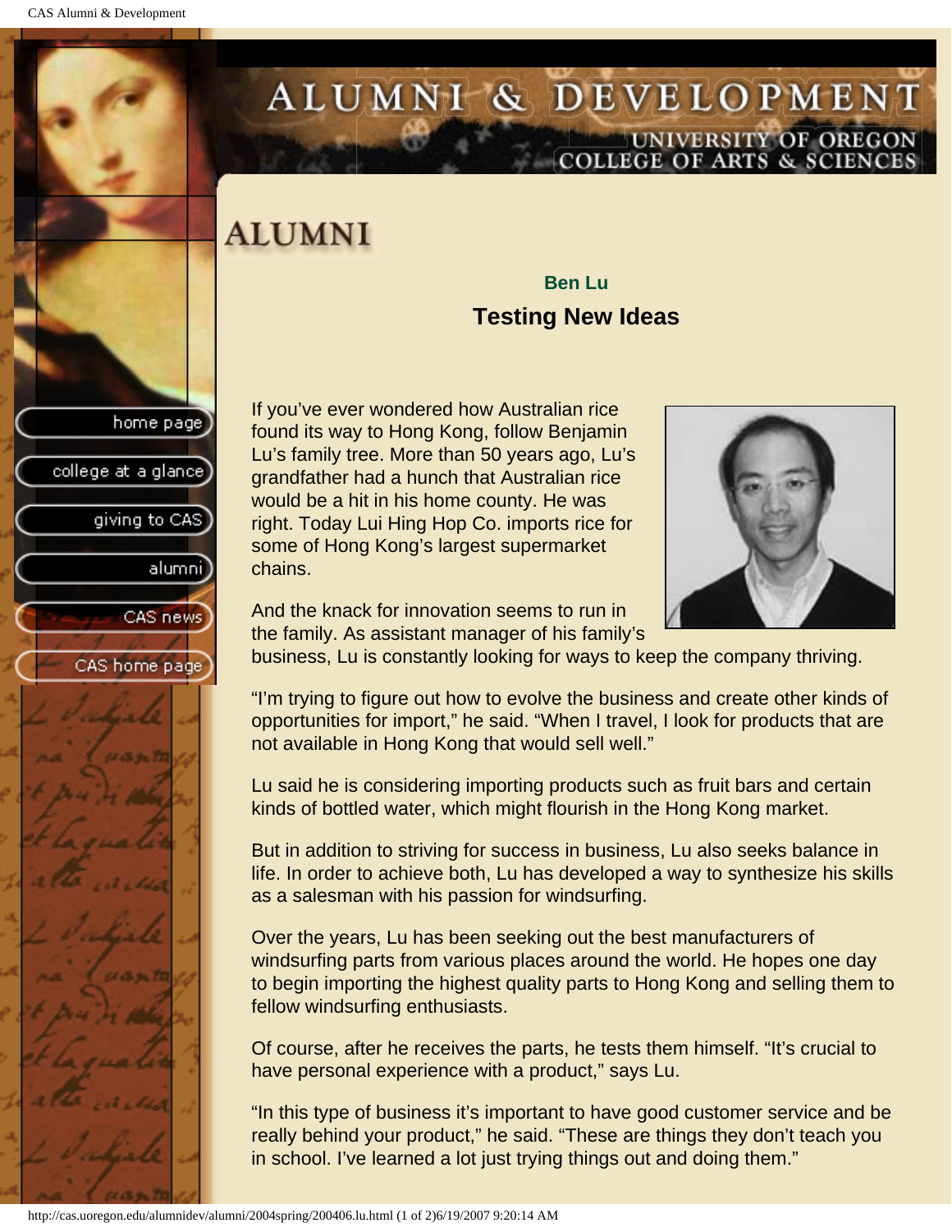# ALUMNI & DEVELOPMENT

UNIVERSITY OF OREGON
COLLEGE OF ARTS & SCIENCES

- home page
- college at a glance
- giving to CAS
- alumni
- CAS news
- CAS home page

## ALUMNI

**Ben Lu**

### Testing New Ideas

If you've ever wondered how Australian rice found its way to Hong Kong, follow Benjamin Lu's family tree. More than 50 years ago, Lu's grandfather had a hunch that Australian rice would be a hit in his home county. He was right. Today Lui Hing Hop Co. imports rice for some of Hong Kong's largest supermarket chains.

And the knack for innovation seems to run in the family. As assistant manager of his family's business, Lu is constantly looking for ways to keep the company thriving.

"I'm trying to figure out how to evolve the business and create other kinds of opportunities for import," he said. "When I travel, I look for products that are not available in Hong Kong that would sell well."

Lu said he is considering importing products such as fruit bars and certain kinds of bottled water, which might flourish in the Hong Kong market.

But in addition to striving for success in business, Lu also seeks balance in life. In order to achieve both, Lu has developed a way to synthesize his skills as a salesman with his passion for windsurfing.

Over the years, Lu has been seeking out the best manufacturers of windsurfing parts from various places around the world. He hopes one day to begin importing the highest quality parts to Hong Kong and selling them to fellow windsurfing enthusiasts.

Of course, after he receives the parts, he tests them himself. "It's crucial to have personal experience with a product," says Lu.

"In this type of business it's important to have good customer service and be really behind your product," he said. "These are things they don't teach you in school. I've learned a lot just trying things out and doing them."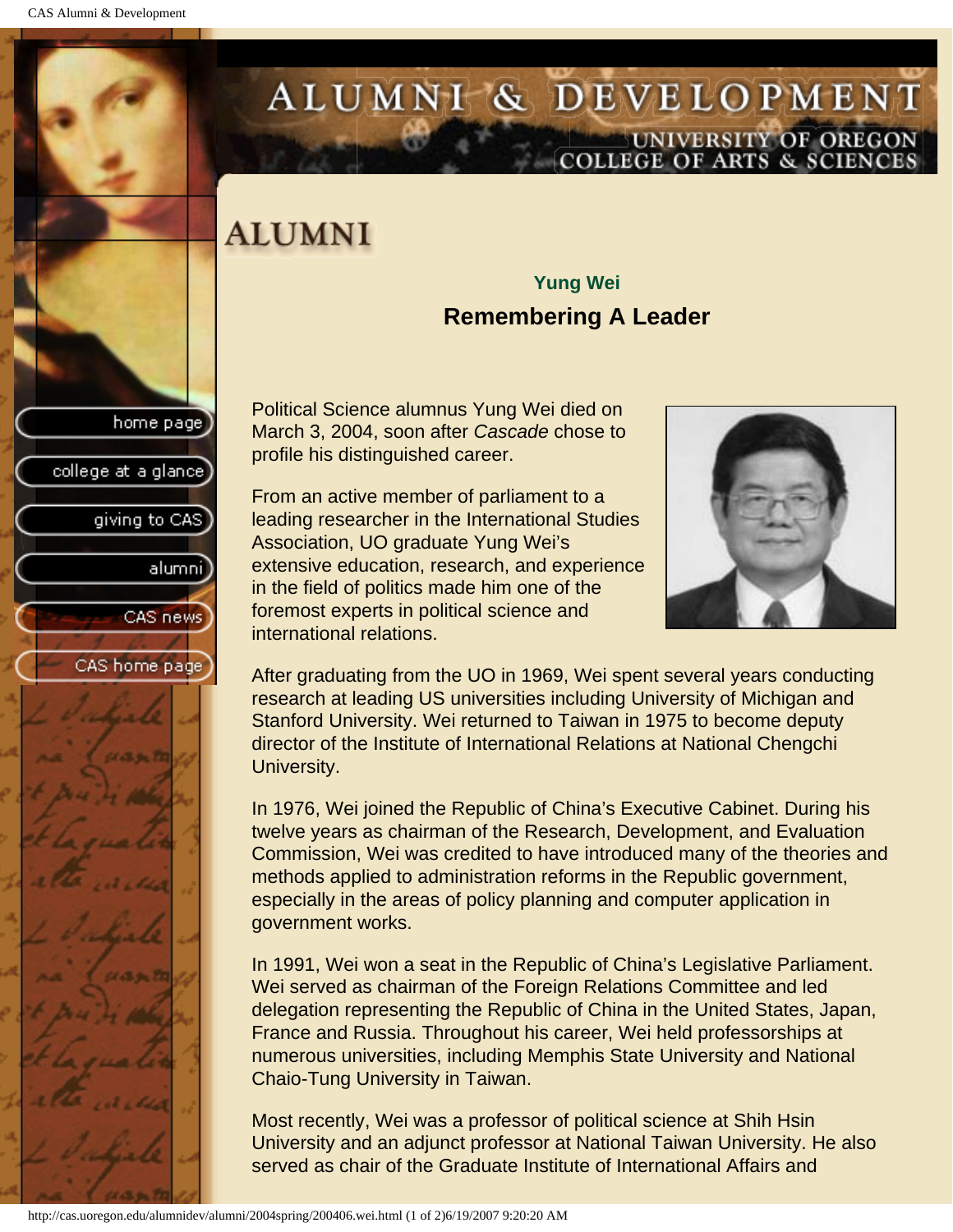# ALUMNI

### Yung Wei

## Remembering A Leader

Political Science alumnus Yung Wei died on March 3, 2004, soon after *Cascade* chose to profile his distinguished career.

From an active member of parliament to a leading researcher in the International Studies Association, UO graduate Yung Wei's extensive education, research, and experience in the field of politics made him one of the foremost experts in political science and international relations.

After graduating from the UO in 1969, Wei spent several years conducting research at leading US universities including University of Michigan and Stanford University. Wei returned to Taiwan in 1975 to become deputy director of the Institute of International Relations at National Chengchi University.

In 1976, Wei joined the Republic of China's Executive Cabinet. During his twelve years as chairman of the Research, Development, and Evaluation Commission, Wei was credited to have introduced many of the theories and methods applied to administration reforms in the Republic government, especially in the areas of policy planning and computer application in government works.

In 1991, Wei won a seat in the Republic of China's Legislative Parliament. Wei served as chairman of the Foreign Relations Committee and led delegation representing the Republic of China in the United States, Japan, France and Russia. Throughout his career, Wei held professorships at numerous universities, including Memphis State University and National Chaio-Tung University in Taiwan.

Most recently, Wei was a professor of political science at Shih Hsin University and an adjunct professor at National Taiwan University. He also served as chair of the Graduate Institute of International Affairs and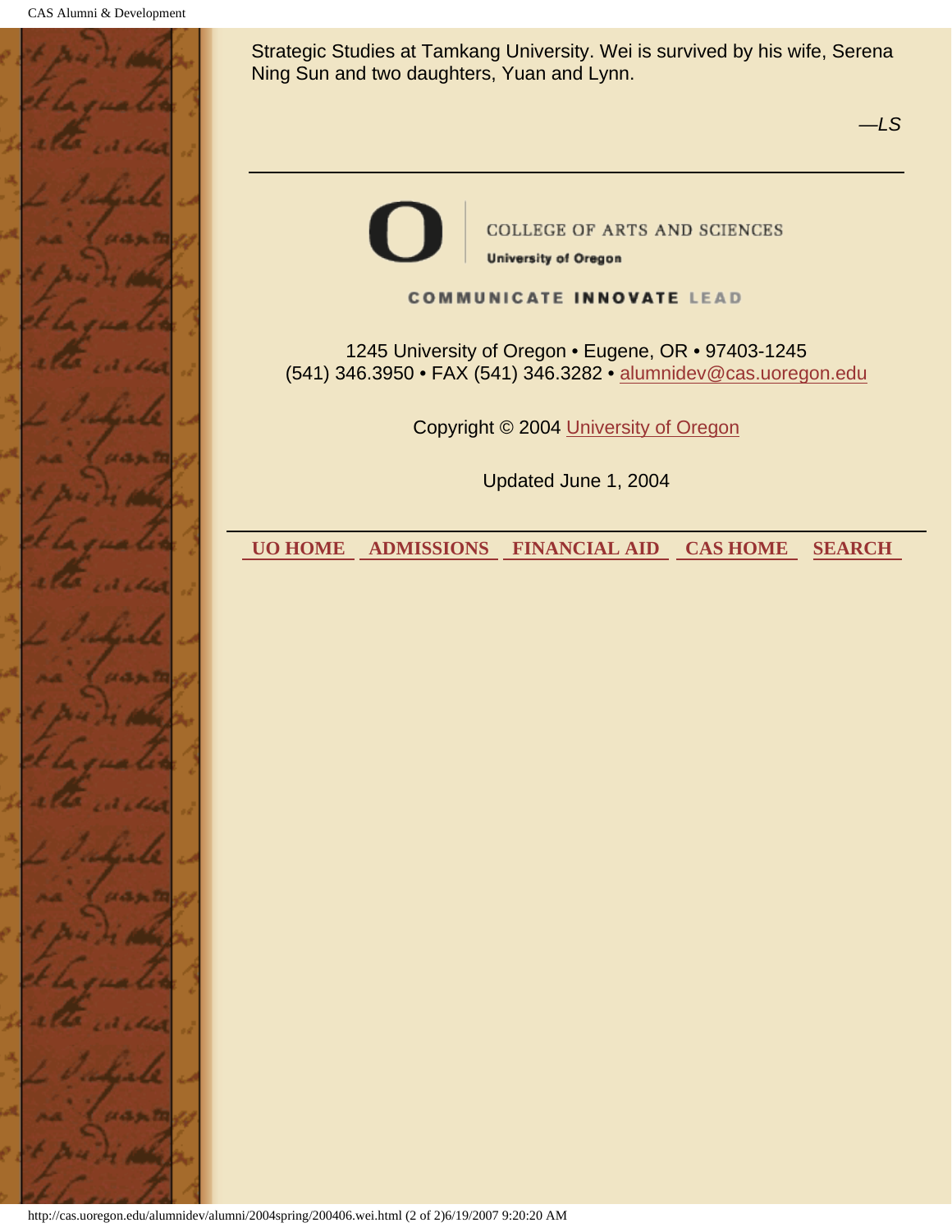Strategic Studies at Tamkang University. Wei is survived by his wife, Serena Ning Sun and two daughters, Yuan and Lynn.

*—LS*

---

COLLEGE OF ARTS AND SCIENCES

University of Oregon

COMMUNICATE INNOVATE LEAD

1245 University of Oregon • Eugene, OR • 97403-1245
(541) 346.3950 • FAX (541) 346.3282 • alumnidev@cas.uoregon.edu

Copyright © 2004 University of Oregon

Updated June 1, 2004

---

UO HOME ADMISSIONS FINANCIAL AID CAS HOME SEARCH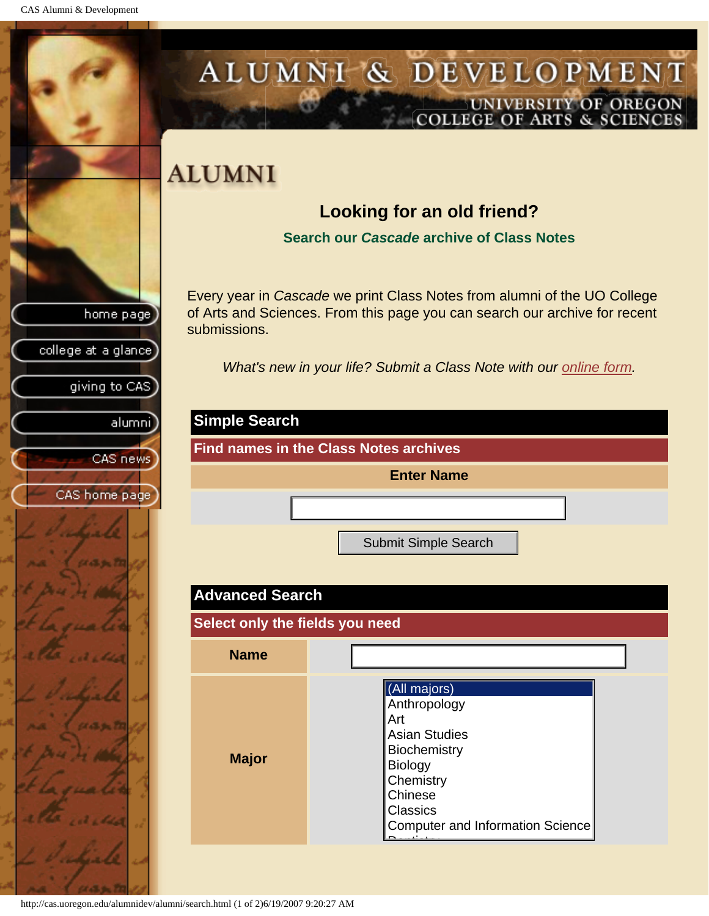# ALUMNI

## Looking for an old friend?

### Search our *Cascade* archive of Class Notes

Every year in *Cascade* we print Class Notes from alumni of the UO College of Arts and Sciences. From this page you can search our archive for recent submissions.

*What's new in your life? Submit a Class Note with our online form.*

home page
college at a glance
giving to CAS
alumni
CAS news
CAS home page

| Simple Search |
|---|
| Find names in the Class Notes archives |
| Enter Name |
| |

Submit Simple Search

| Advanced Search | |
|---|---|
| Select only the fields you need | |
| Name | |
| Major | (All majors)<br>Anthropology<br>Art<br>Asian Studies<br>Biochemistry<br>Biology<br>Chemistry<br>Chinese<br>Classics<br>Computer and Information Science |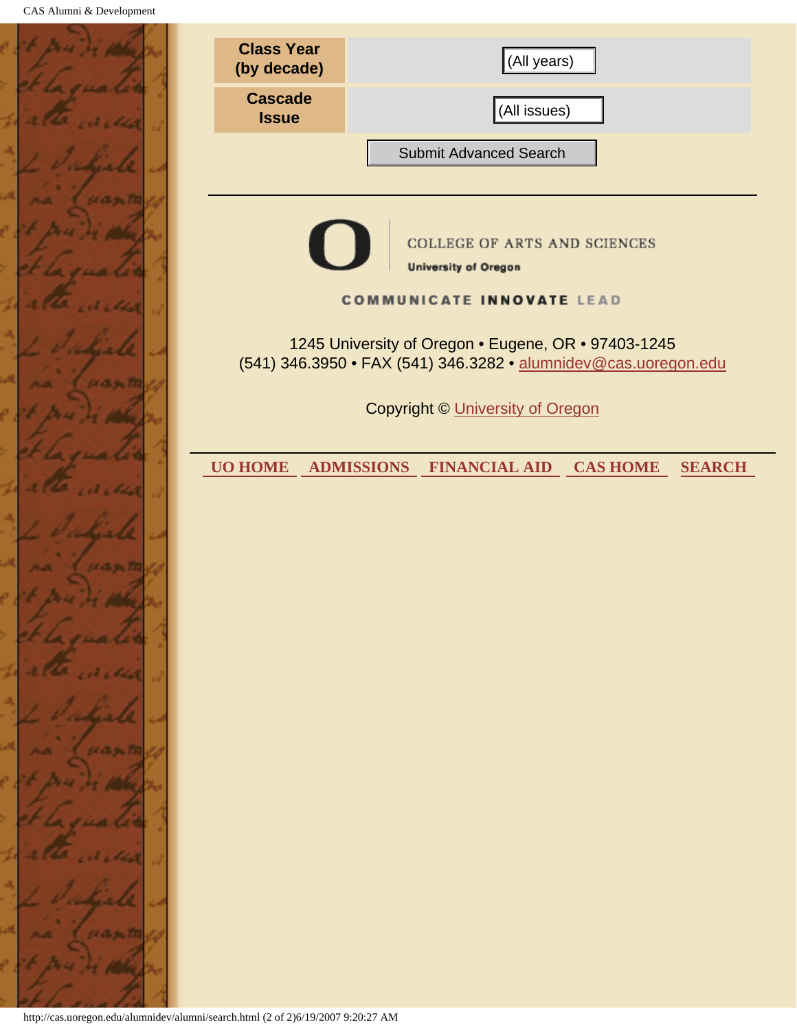| Class Year (by decade) | (All years) |
| --- | --- |
| Cascade Issue | (All issues) |

Submit Advanced Search

---

COLLEGE OF ARTS AND SCIENCES

University of Oregon

COMMUNICATE INNOVATE LEAD

1245 University of Oregon • Eugene, OR • 97403-1245
(541) 346.3950 • FAX (541) 346.3282 • alumnidev@cas.uoregon.edu

Copyright © University of Oregon

---

UO HOME ADMISSIONS FINANCIAL AID CAS HOME SEARCH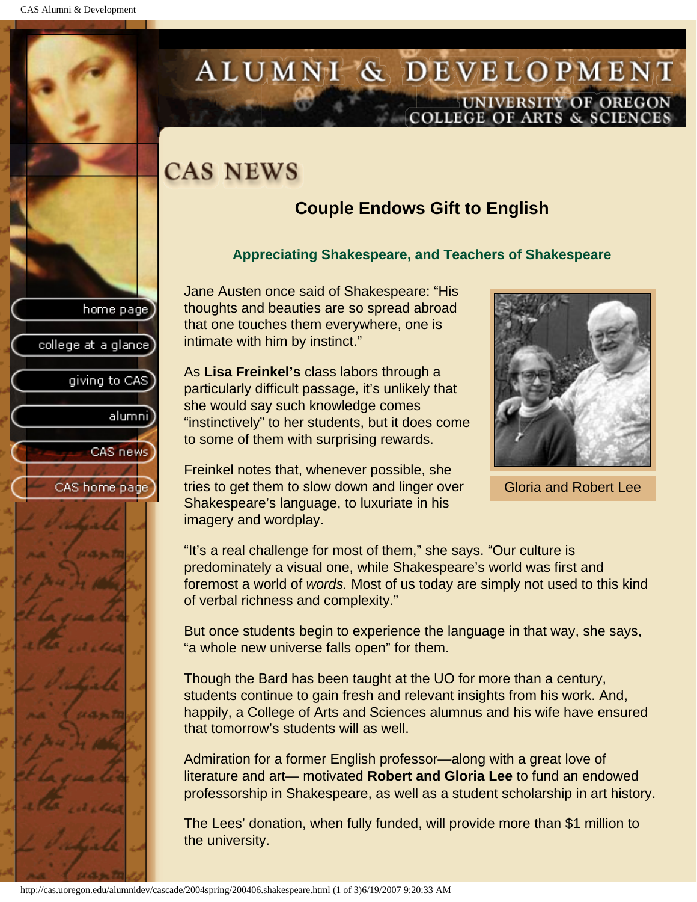# CAS NEWS

## Couple Endows Gift to English

### Appreciating Shakespeare, and Teachers of Shakespeare

Jane Austen once said of Shakespeare: "His thoughts and beauties are so spread abroad that one touches them everywhere, one is intimate with him by instinct."

As **Lisa Freinkel's** class labors through a particularly difficult passage, it's unlikely that she would say such knowledge comes "instinctively" to her students, but it does come to some of them with surprising rewards.

Freinkel notes that, whenever possible, she tries to get them to slow down and linger over Shakespeare's language, to luxuriate in his imagery and wordplay.

Gloria and Robert Lee

"It's a real challenge for most of them," she says. "Our culture is predominately a visual one, while Shakespeare's world was first and foremost a world of *words.* Most of us today are simply not used to this kind of verbal richness and complexity."

But once students begin to experience the language in that way, she says, "a whole new universe falls open" for them.

Though the Bard has been taught at the UO for more than a century, students continue to gain fresh and relevant insights from his work. And, happily, a College of Arts and Sciences alumnus and his wife have ensured that tomorrow's students will as well.

Admiration for a former English professor—along with a great love of literature and art— motivated **Robert and Gloria Lee** to fund an endowed professorship in Shakespeare, as well as a student scholarship in art history.

The Lees' donation, when fully funded, will provide more than $1 million to the university.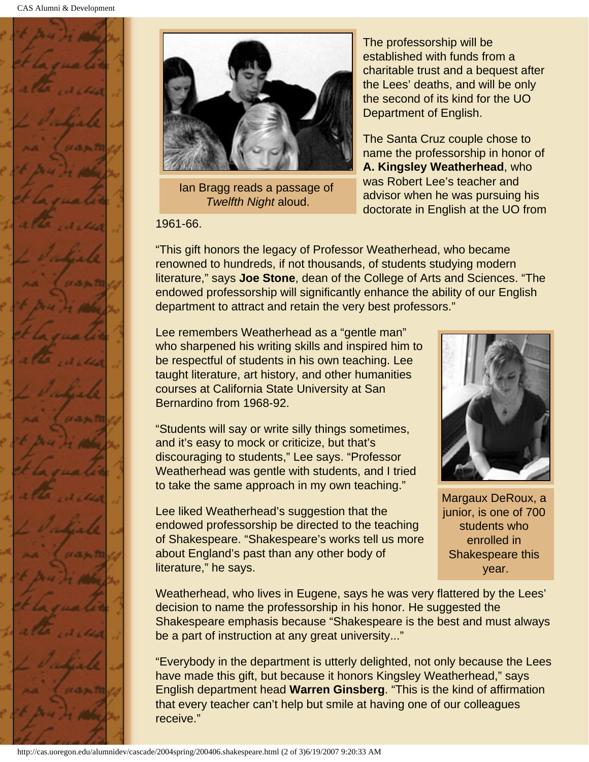Ian Bragg reads a passage of *Twelfth Night* aloud.

The professorship will be established with funds from a charitable trust and a bequest after the Lees' deaths, and will be only the second of its kind for the UO Department of English.

The Santa Cruz couple chose to name the professorship in honor of **A. Kingsley Weatherhead**, who was Robert Lee's teacher and advisor when he was pursuing his doctorate in English at the UO from 1961-66.

"This gift honors the legacy of Professor Weatherhead, who became renowned to hundreds, if not thousands, of students studying modern literature," says **Joe Stone**, dean of the College of Arts and Sciences. "The endowed professorship will significantly enhance the ability of our English department to attract and retain the very best professors."

Lee remembers Weatherhead as a "gentle man" who sharpened his writing skills and inspired him to be respectful of students in his own teaching. Lee taught literature, art history, and other humanities courses at California State University at San Bernardino from 1968-92.

"Students will say or write silly things sometimes, and it's easy to mock or criticize, but that's discouraging to students," Lee says. "Professor Weatherhead was gentle with students, and I tried to take the same approach in my own teaching."

Margaux DeRoux, a junior, is one of 700 students who enrolled in Shakespeare this year.

Lee liked Weatherhead's suggestion that the endowed professorship be directed to the teaching of Shakespeare. "Shakespeare's works tell us more about England's past than any other body of literature," he says.

Weatherhead, who lives in Eugene, says he was very flattered by the Lees' decision to name the professorship in his honor. He suggested the Shakespeare emphasis because "Shakespeare is the best and must always be a part of instruction at any great university..."

"Everybody in the department is utterly delighted, not only because the Lees have made this gift, but because it honors Kingsley Weatherhead," says English department head **Warren Ginsberg**. "This is the kind of affirmation that every teacher can't help but smile at having one of our colleagues receive."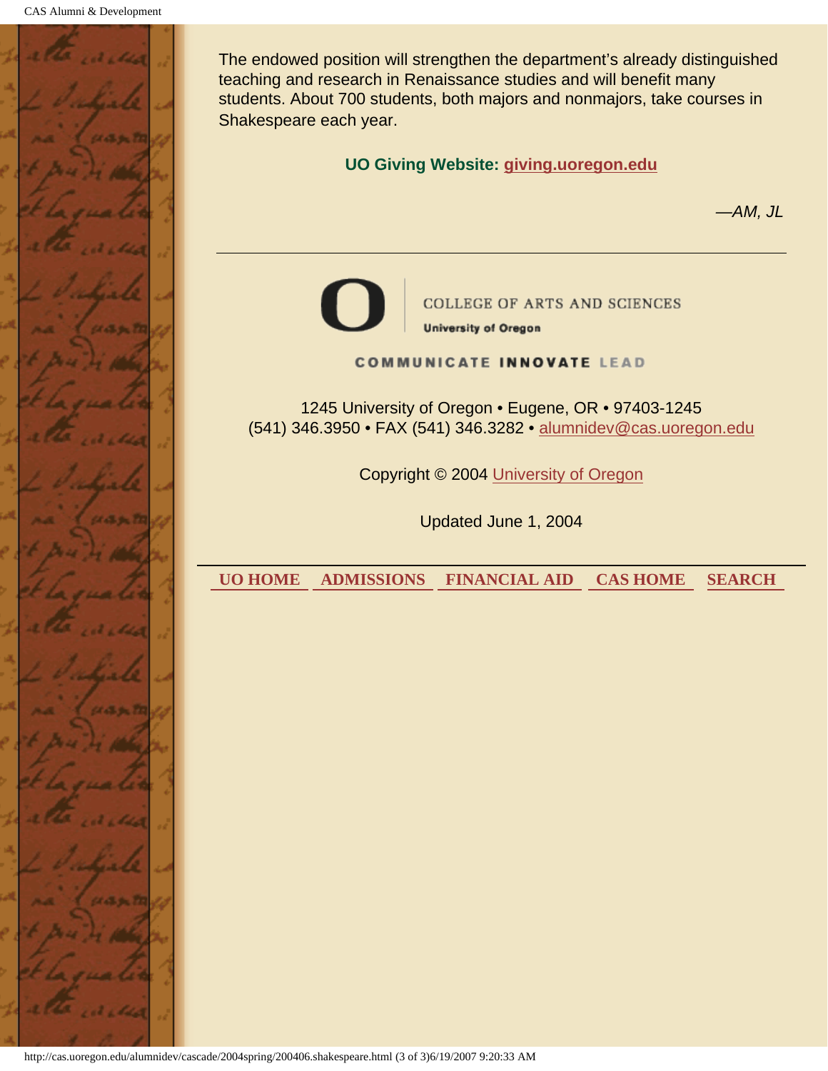The endowed position will strengthen the department's already distinguished teaching and research in Renaissance studies and will benefit many students. About 700 students, both majors and nonmajors, take courses in Shakespeare each year.

**UO Giving Website: giving.uoregon.edu**

*—AM, JL*

---

COLLEGE OF ARTS AND SCIENCES
**University of Oregon**

**COMMUNICATE INNOVATE LEAD**

1245 University of Oregon • Eugene, OR • 97403-1245
(541) 346.3950 • FAX (541) 346.3282 • alumnidev@cas.uoregon.edu

Copyright © 2004 University of Oregon

Updated June 1, 2004

---

**UO HOME** **ADMISSIONS** **FINANCIAL AID** **CAS HOME** **SEARCH**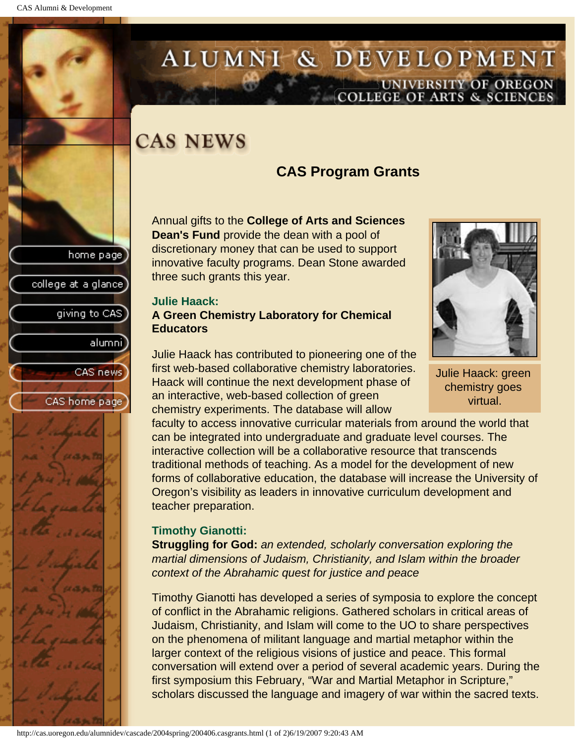# CAS NEWS

## CAS Program Grants

Annual gifts to the **College of Arts and Sciences Dean's Fund** provide the dean with a pool of discretionary money that can be used to support innovative faculty programs. Dean Stone awarded three such grants this year.

### Julie Haack:
**A Green Chemistry Laboratory for Chemical Educators**

Julie Haack: green chemistry goes virtual.

Julie Haack has contributed to pioneering one of the first web-based collaborative chemistry laboratories. Haack will continue the next development phase of an interactive, web-based collection of green chemistry experiments. The database will allow faculty to access innovative curricular materials from around the world that can be integrated into undergraduate and graduate level courses. The interactive collection will be a collaborative resource that transcends traditional methods of teaching. As a model for the development of new forms of collaborative education, the database will increase the University of Oregon's visibility as leaders in innovative curriculum development and teacher preparation.

### Timothy Gianotti:
**Struggling for God:** *an extended, scholarly conversation exploring the martial dimensions of Judaism, Christianity, and Islam within the broader context of the Abrahamic quest for justice and peace*

Timothy Gianotti has developed a series of symposia to explore the concept of conflict in the Abrahamic religions. Gathered scholars in critical areas of Judaism, Christianity, and Islam will come to the UO to share perspectives on the phenomena of militant language and martial metaphor within the larger context of the religious visions of justice and peace. This formal conversation will extend over a period of several academic years. During the first symposium this February, "War and Martial Metaphor in Scripture," scholars discussed the language and imagery of war within the sacred texts.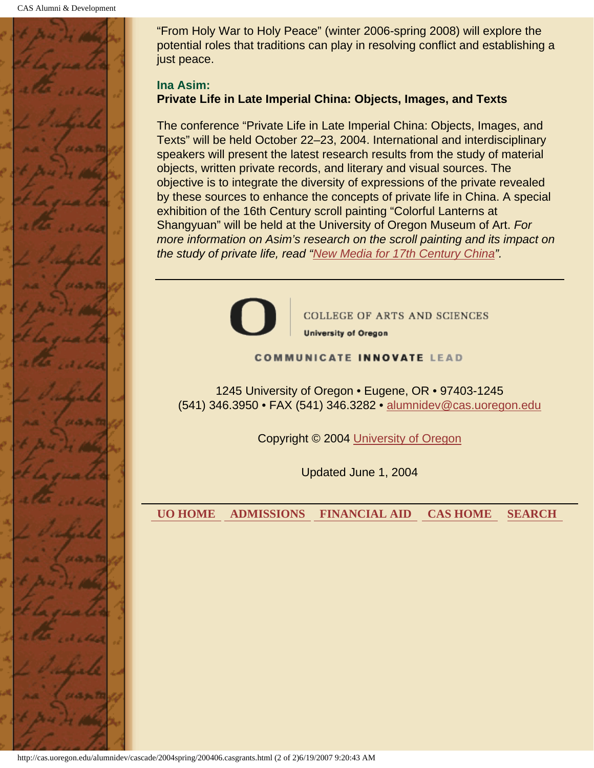"From Holy War to Holy Peace" (winter 2006-spring 2008) will explore the potential roles that traditions can play in resolving conflict and establishing a just peace.

**Ina Asim:**
**Private Life in Late Imperial China: Objects, Images, and Texts**

The conference "Private Life in Late Imperial China: Objects, Images, and Texts" will be held October 22–23, 2004. International and interdisciplinary speakers will present the latest research results from the study of material objects, written private records, and literary and visual sources. The objective is to integrate the diversity of expressions of the private revealed by these sources to enhance the concepts of private life in China. A special exhibition of the 16th Century scroll painting "Colorful Lanterns at Shangyuan" will be held at the University of Oregon Museum of Art. *For more information on Asim's research on the scroll painting and its impact on the study of private life, read "New Media for 17th Century China".*

---

COLLEGE OF ARTS AND SCIENCES
University of Oregon

COMMUNICATE INNOVATE LEAD

1245 University of Oregon • Eugene, OR • 97403-1245
(541) 346.3950 • FAX (541) 346.3282 • alumnidev@cas.uoregon.edu

Copyright © 2004 University of Oregon

Updated June 1, 2004

---

UO HOME | ADMISSIONS | FINANCIAL AID | CAS HOME | SEARCH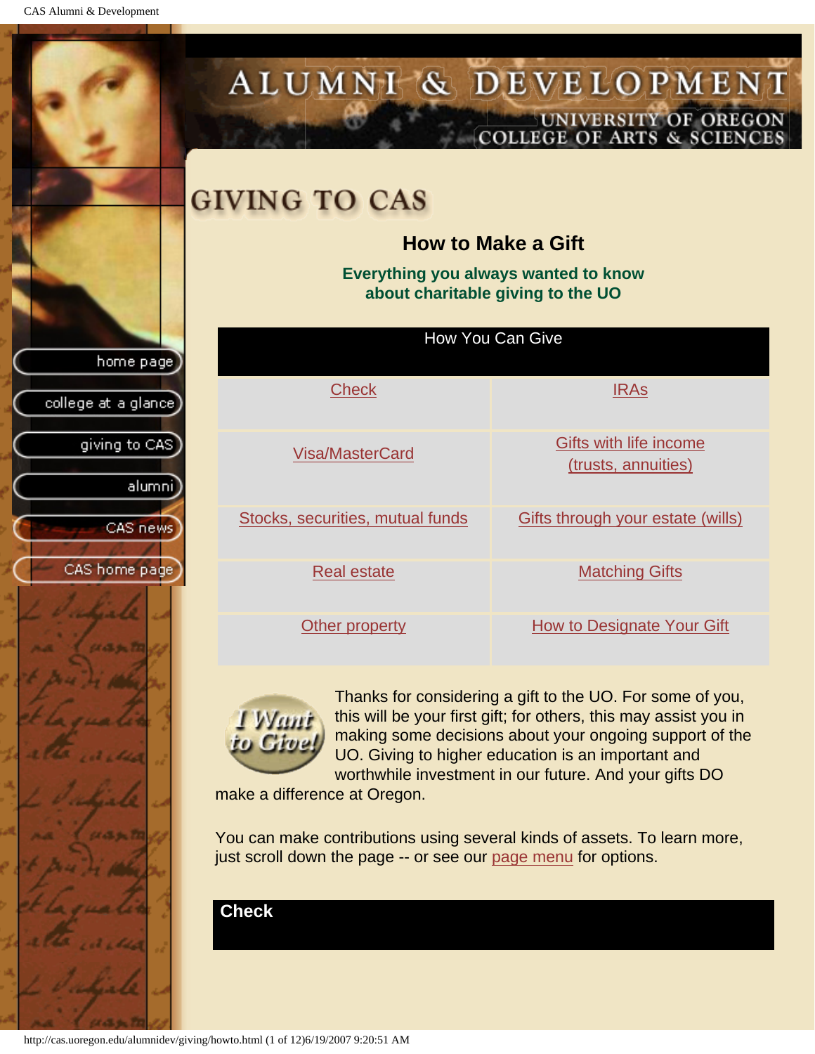# GIVING TO CAS

## How to Make a Gift

**Everything you always wanted to know about charitable giving to the UO**

| How You Can Give | |
|---|---|
| Check | IRAs |
| Visa/MasterCard | Gifts with life income (trusts, annuities) |
| Stocks, securities, mutual funds | Gifts through your estate (wills) |
| Real estate | Matching Gifts |
| Other property | How to Designate Your Gift |

Thanks for considering a gift to the UO. For some of you, this will be your first gift; for others, this may assist you in making some decisions about your ongoing support of the UO. Giving to higher education is an important and worthwhile investment in our future. And your gifts DO make a difference at Oregon.

You can make contributions using several kinds of assets. To learn more, just scroll down the page -- or see our page menu for options.

## Check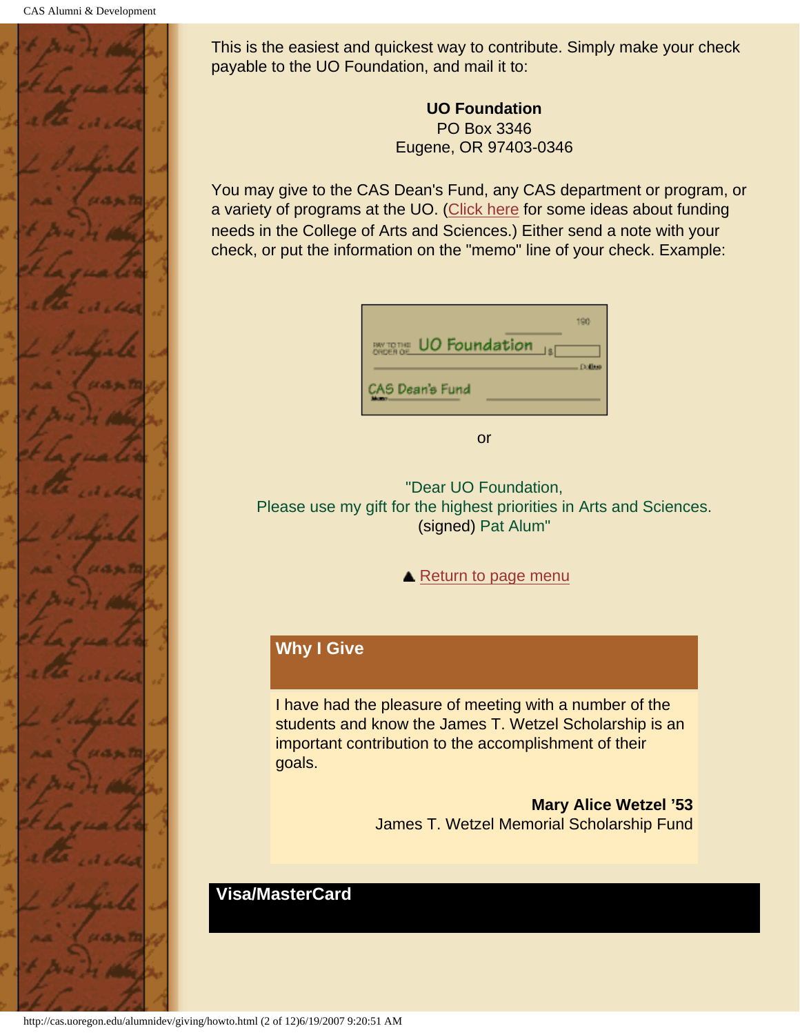This is the easiest and quickest way to contribute. Simply make your check payable to the UO Foundation, and mail it to:

**UO Foundation**
PO Box 3346
Eugene, OR 97403-0346

You may give to the CAS Dean's Fund, any CAS department or program, or a variety of programs at the UO. (Click here for some ideas about funding needs in the College of Arts and Sciences.) Either send a note with your check, or put the information on the "memo" line of your check. Example:

PAY TO THE ORDER OF UO Foundation $
CAS Dean's Fund

or

"Dear UO Foundation,
Please use my gift for the highest priorities in Arts and Sciences.
(signed) Pat Alum"

▲ Return to page menu

## Why I Give

I have had the pleasure of meeting with a number of the students and know the James T. Wetzel Scholarship is an important contribution to the accomplishment of their goals.

**Mary Alice Wetzel '53**
James T. Wetzel Memorial Scholarship Fund

## Visa/MasterCard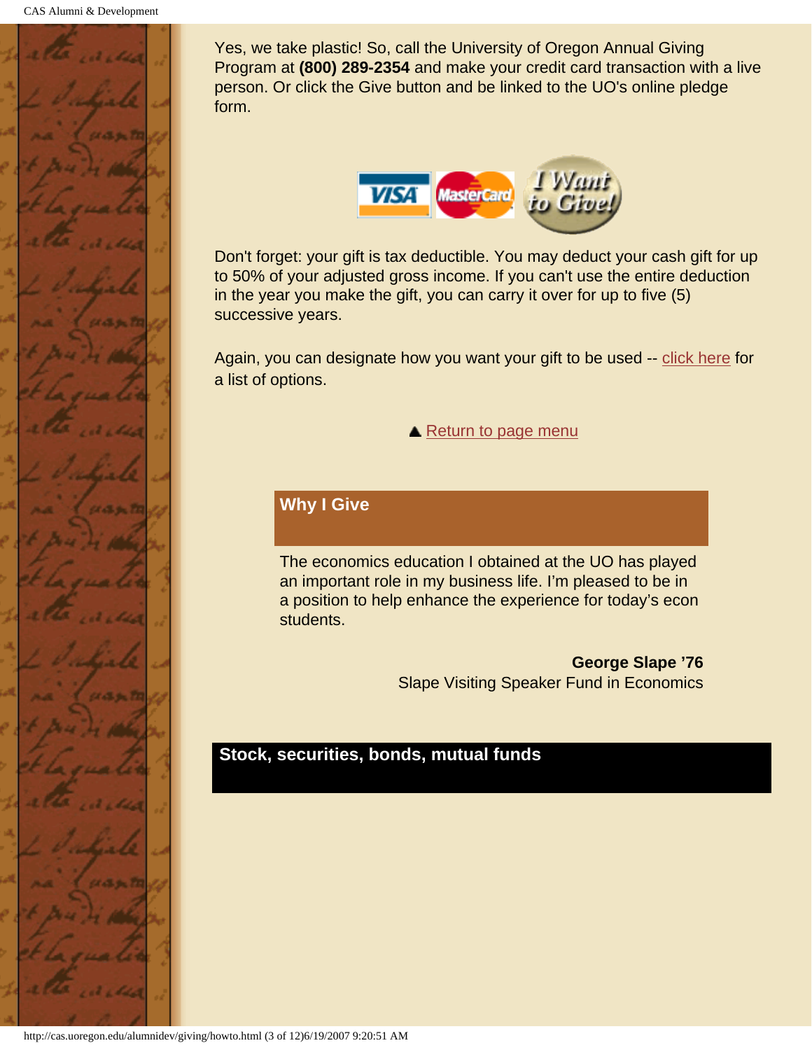Yes, we take plastic! So, call the University of Oregon Annual Giving Program at **(800) 289-2354** and make your credit card transaction with a live person. Or click the Give button and be linked to the UO's online pledge form.

Don't forget: your gift is tax deductible. You may deduct your cash gift for up to 50% of your adjusted gross income. If you can't use the entire deduction in the year you make the gift, you can carry it over for up to five (5) successive years.

Again, you can designate how you want your gift to be used -- click here for a list of options.

▲ Return to page menu

### Why I Give

The economics education I obtained at the UO has played an important role in my business life. I'm pleased to be in a position to help enhance the experience for today's econ students.

**George Slape '76**
Slape Visiting Speaker Fund in Economics

## Stock, securities, bonds, mutual funds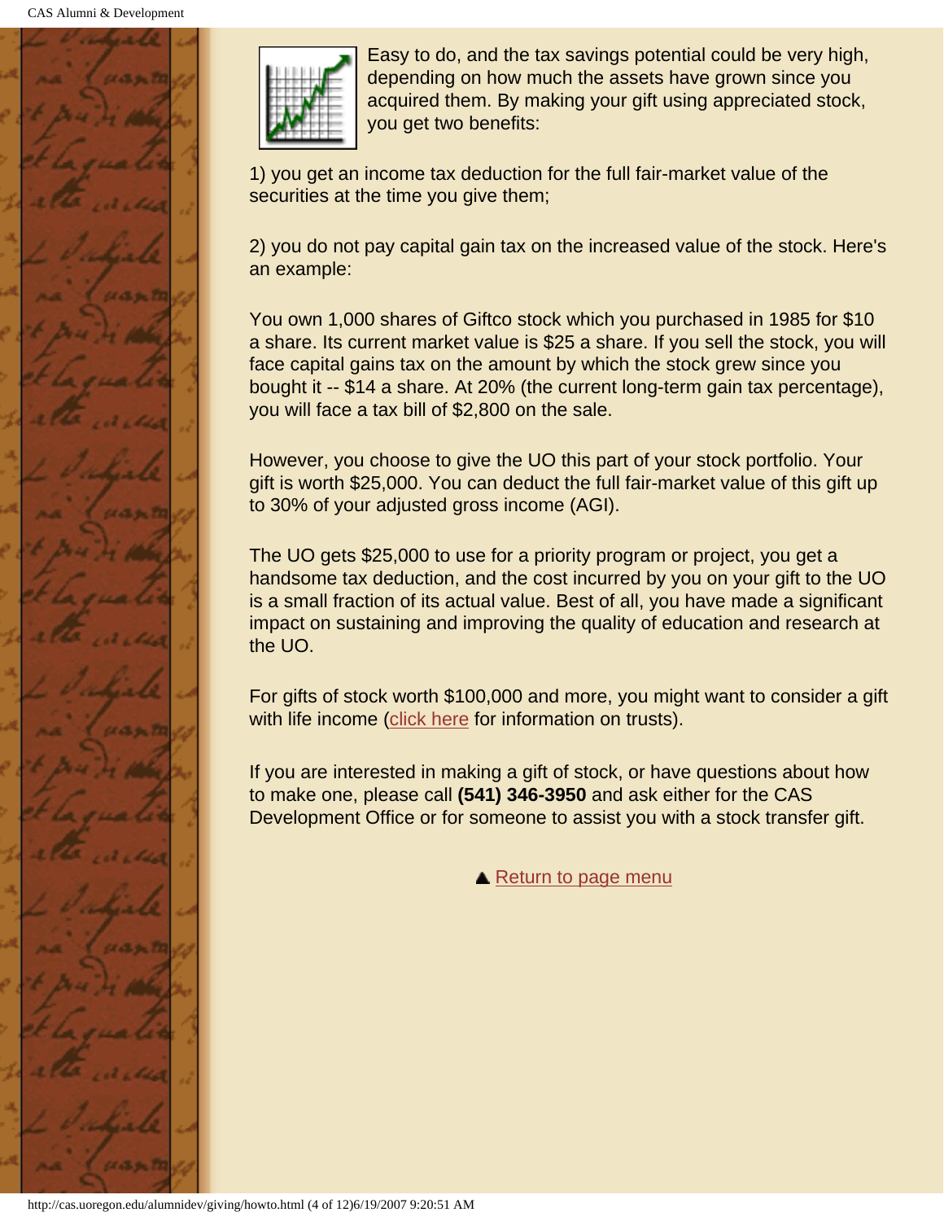Easy to do, and the tax savings potential could be very high, depending on how much the assets have grown since you acquired them. By making your gift using appreciated stock, you get two benefits:

1) you get an income tax deduction for the full fair-market value of the securities at the time you give them;

2) you do not pay capital gain tax on the increased value of the stock. Here's an example:

You own 1,000 shares of Giftco stock which you purchased in 1985 for $10 a share. Its current market value is $25 a share. If you sell the stock, you will face capital gains tax on the amount by which the stock grew since you bought it -- $14 a share. At 20% (the current long-term gain tax percentage), you will face a tax bill of $2,800 on the sale.

However, you choose to give the UO this part of your stock portfolio. Your gift is worth $25,000. You can deduct the full fair-market value of this gift up to 30% of your adjusted gross income (AGI).

The UO gets $25,000 to use for a priority program or project, you get a handsome tax deduction, and the cost incurred by you on your gift to the UO is a small fraction of its actual value. Best of all, you have made a significant impact on sustaining and improving the quality of education and research at the UO.

For gifts of stock worth $100,000 and more, you might want to consider a gift with life income (click here for information on trusts).

If you are interested in making a gift of stock, or have questions about how to make one, please call **(541) 346-3950** and ask either for the CAS Development Office or for someone to assist you with a stock transfer gift.

▲ Return to page menu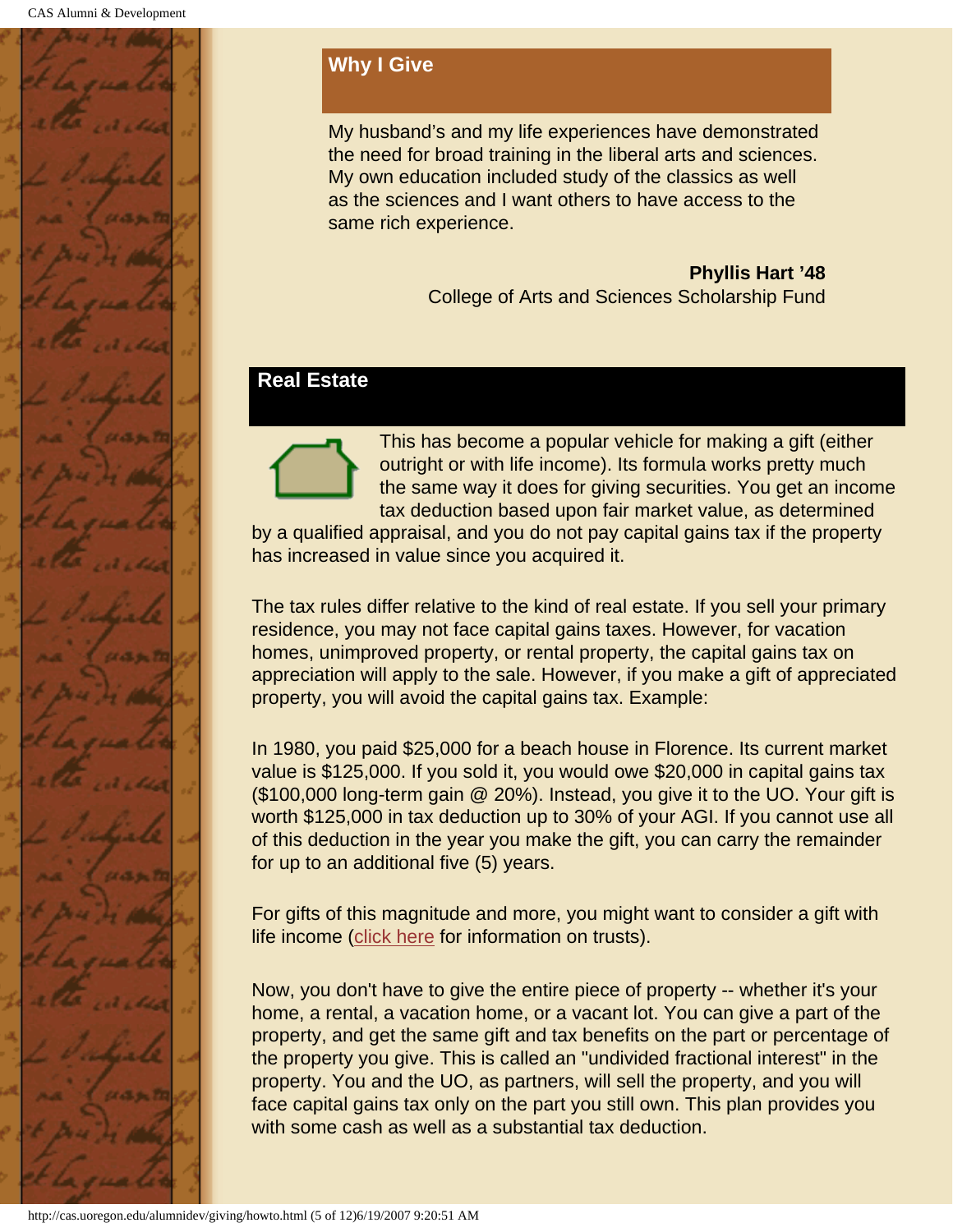## Why I Give

My husband's and my life experiences have demonstrated the need for broad training in the liberal arts and sciences. My own education included study of the classics as well as the sciences and I want others to have access to the same rich experience.

**Phyllis Hart '48**
College of Arts and Sciences Scholarship Fund

## Real Estate

This has become a popular vehicle for making a gift (either outright or with life income). Its formula works pretty much the same way it does for giving securities. You get an income tax deduction based upon fair market value, as determined by a qualified appraisal, and you do not pay capital gains tax if the property has increased in value since you acquired it.

The tax rules differ relative to the kind of real estate. If you sell your primary residence, you may not face capital gains taxes. However, for vacation homes, unimproved property, or rental property, the capital gains tax on appreciation will apply to the sale. However, if you make a gift of appreciated property, you will avoid the capital gains tax. Example:

In 1980, you paid $25,000 for a beach house in Florence. Its current market value is $125,000. If you sold it, you would owe $20,000 in capital gains tax ($100,000 long-term gain @ 20%). Instead, you give it to the UO. Your gift is worth $125,000 in tax deduction up to 30% of your AGI. If you cannot use all of this deduction in the year you make the gift, you can carry the remainder for up to an additional five (5) years.

For gifts of this magnitude and more, you might want to consider a gift with life income (click here for information on trusts).

Now, you don't have to give the entire piece of property -- whether it's your home, a rental, a vacation home, or a vacant lot. You can give a part of the property, and get the same gift and tax benefits on the part or percentage of the property you give. This is called an "undivided fractional interest" in the property. You and the UO, as partners, will sell the property, and you will face capital gains tax only on the part you still own. This plan provides you with some cash as well as a substantial tax deduction.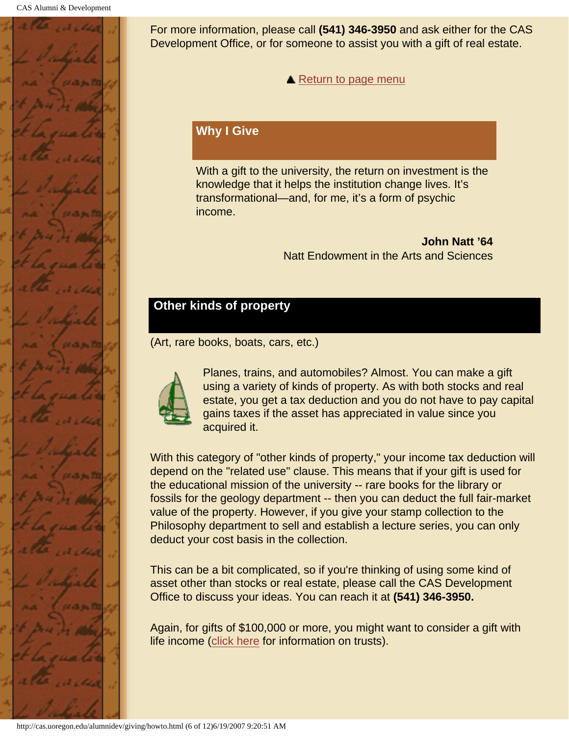For more information, please call **(541) 346-3950** and ask either for the CAS Development Office, or for someone to assist you with a gift of real estate.

▲ Return to page menu

## Why I Give

With a gift to the university, the return on investment is the knowledge that it helps the institution change lives. It's transformational—and, for me, it's a form of psychic income.

**John Natt '64**
Natt Endowment in the Arts and Sciences

## Other kinds of property

(Art, rare books, boats, cars, etc.)

Planes, trains, and automobiles? Almost. You can make a gift using a variety of kinds of property. As with both stocks and real estate, you get a tax deduction and you do not have to pay capital gains taxes if the asset has appreciated in value since you acquired it.

With this category of "other kinds of property," your income tax deduction will depend on the "related use" clause. This means that if your gift is used for the educational mission of the university -- rare books for the library or fossils for the geology department -- then you can deduct the full fair-market value of the property. However, if you give your stamp collection to the Philosophy department to sell and establish a lecture series, you can only deduct your cost basis in the collection.

This can be a bit complicated, so if you're thinking of using some kind of asset other than stocks or real estate, please call the CAS Development Office to discuss your ideas. You can reach it at **(541) 346-3950.**

Again, for gifts of $100,000 or more, you might want to consider a gift with life income (click here for information on trusts).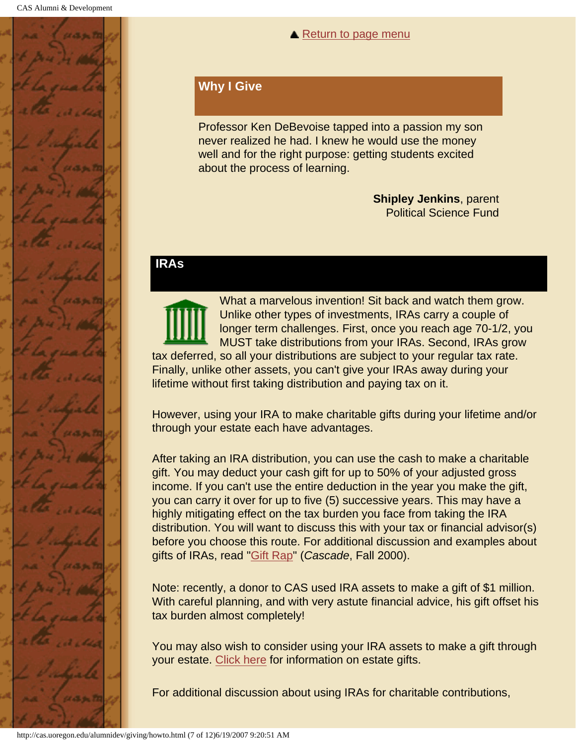▲ Return to page menu

## Why I Give

Professor Ken DeBevoise tapped into a passion my son never realized he had. I knew he would use the money well and for the right purpose: getting students excited about the process of learning.

**Shipley Jenkins**, parent
Political Science Fund

## IRAs

What a marvelous invention! Sit back and watch them grow. Unlike other types of investments, IRAs carry a couple of longer term challenges. First, once you reach age 70-1/2, you MUST take distributions from your IRAs. Second, IRAs grow tax deferred, so all your distributions are subject to your regular tax rate. Finally, unlike other assets, you can't give your IRAs away during your lifetime without first taking distribution and paying tax on it.

However, using your IRA to make charitable gifts during your lifetime and/or through your estate each have advantages.

After taking an IRA distribution, you can use the cash to make a charitable gift. You may deduct your cash gift for up to 50% of your adjusted gross income. If you can't use the entire deduction in the year you make the gift, you can carry it over for up to five (5) successive years. This may have a highly mitigating effect on the tax burden you face from taking the IRA distribution. You will want to discuss this with your tax or financial advisor(s) before you choose this route. For additional discussion and examples about gifts of IRAs, read "Gift Rap" (*Cascade*, Fall 2000).

Note: recently, a donor to CAS used IRA assets to make a gift of $1 million. With careful planning, and with very astute financial advice, his gift offset his tax burden almost completely!

You may also wish to consider using your IRA assets to make a gift through your estate. Click here for information on estate gifts.

For additional discussion about using IRAs for charitable contributions,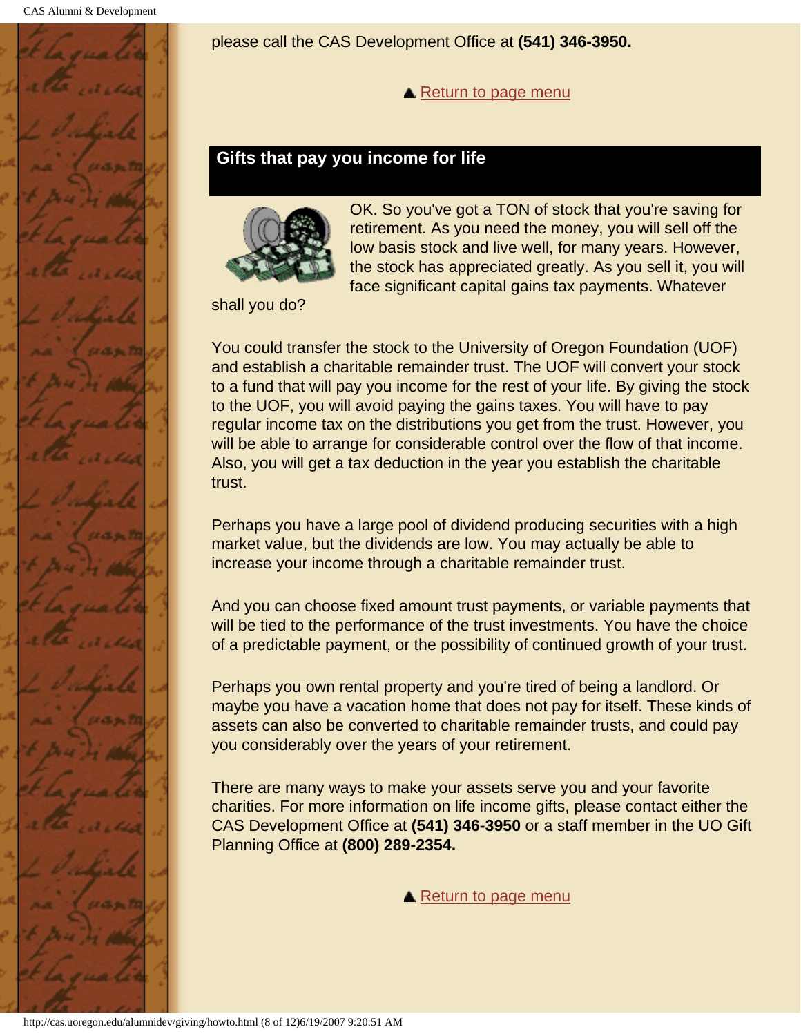please call the CAS Development Office at **(541) 346-3950.**

▲ Return to page menu

## Gifts that pay you income for life

OK. So you've got a TON of stock that you're saving for retirement. As you need the money, you will sell off the low basis stock and live well, for many years. However, the stock has appreciated greatly. As you sell it, you will face significant capital gains tax payments. Whatever shall you do?

You could transfer the stock to the University of Oregon Foundation (UOF) and establish a charitable remainder trust. The UOF will convert your stock to a fund that will pay you income for the rest of your life. By giving the stock to the UOF, you will avoid paying the gains taxes. You will have to pay regular income tax on the distributions you get from the trust. However, you will be able to arrange for considerable control over the flow of that income. Also, you will get a tax deduction in the year you establish the charitable trust.

Perhaps you have a large pool of dividend producing securities with a high market value, but the dividends are low. You may actually be able to increase your income through a charitable remainder trust.

And you can choose fixed amount trust payments, or variable payments that will be tied to the performance of the trust investments. You have the choice of a predictable payment, or the possibility of continued growth of your trust.

Perhaps you own rental property and you're tired of being a landlord. Or maybe you have a vacation home that does not pay for itself. These kinds of assets can also be converted to charitable remainder trusts, and could pay you considerably over the years of your retirement.

There are many ways to make your assets serve you and your favorite charities. For more information on life income gifts, please contact either the CAS Development Office at **(541) 346-3950** or a staff member in the UO Gift Planning Office at **(800) 289-2354.**

▲ Return to page menu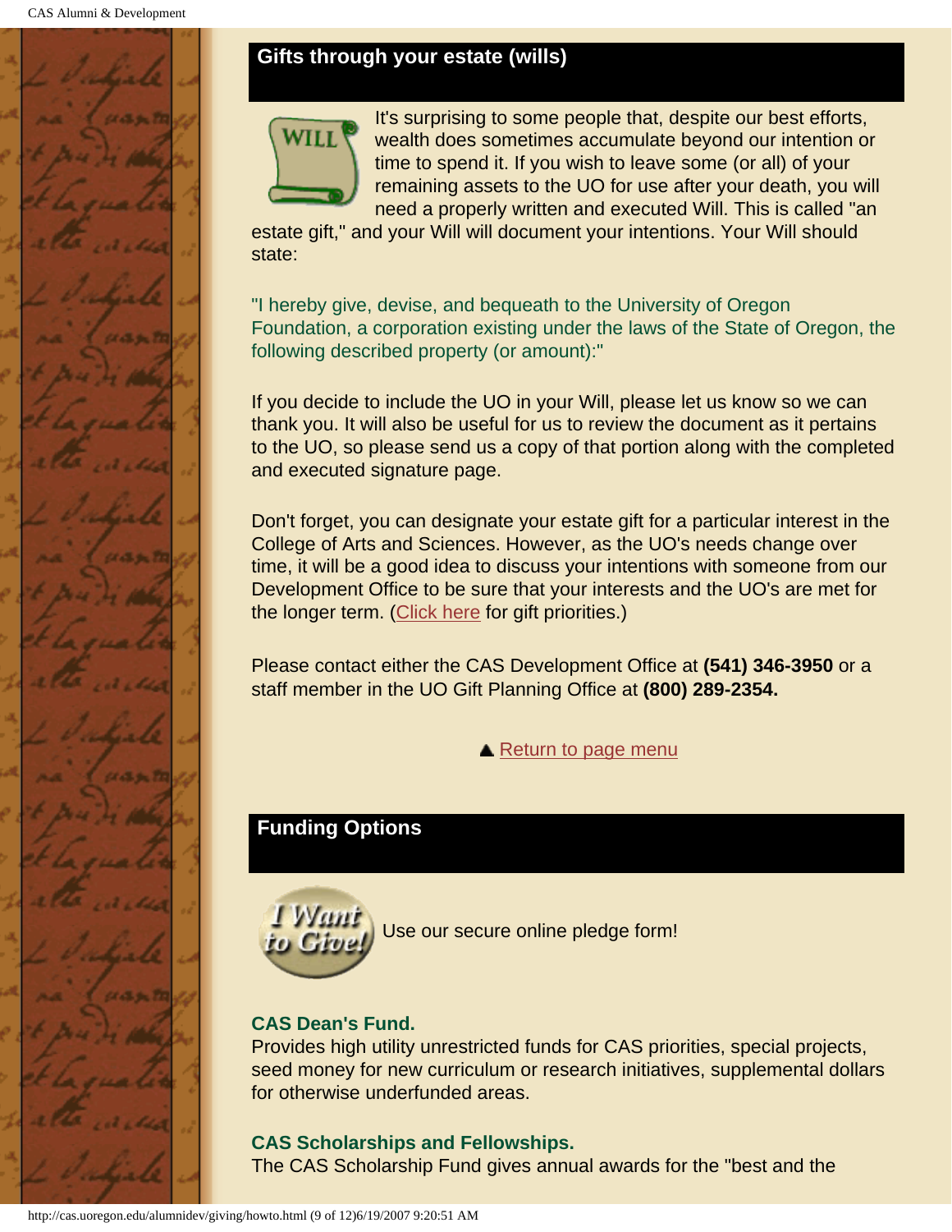## Gifts through your estate (wills)

It's surprising to some people that, despite our best efforts, wealth does sometimes accumulate beyond our intention or time to spend it. If you wish to leave some (or all) of your remaining assets to the UO for use after your death, you will need a properly written and executed Will. This is called "an estate gift," and your Will will document your intentions. Your Will should state:

"I hereby give, devise, and bequeath to the University of Oregon Foundation, a corporation existing under the laws of the State of Oregon, the following described property (or amount):"

If you decide to include the UO in your Will, please let us know so we can thank you. It will also be useful for us to review the document as it pertains to the UO, so please send us a copy of that portion along with the completed and executed signature page.

Don't forget, you can designate your estate gift for a particular interest in the College of Arts and Sciences. However, as the UO's needs change over time, it will be a good idea to discuss your intentions with someone from our Development Office to be sure that your interests and the UO's are met for the longer term. (Click here for gift priorities.)

Please contact either the CAS Development Office at **(541) 346-3950** or a staff member in the UO Gift Planning Office at **(800) 289-2354.**

▲ Return to page menu

## Funding Options

Use our secure online pledge form!

**CAS Dean's Fund.**
Provides high utility unrestricted funds for CAS priorities, special projects, seed money for new curriculum or research initiatives, supplemental dollars for otherwise underfunded areas.

**CAS Scholarships and Fellowships.**
The CAS Scholarship Fund gives annual awards for the "best and the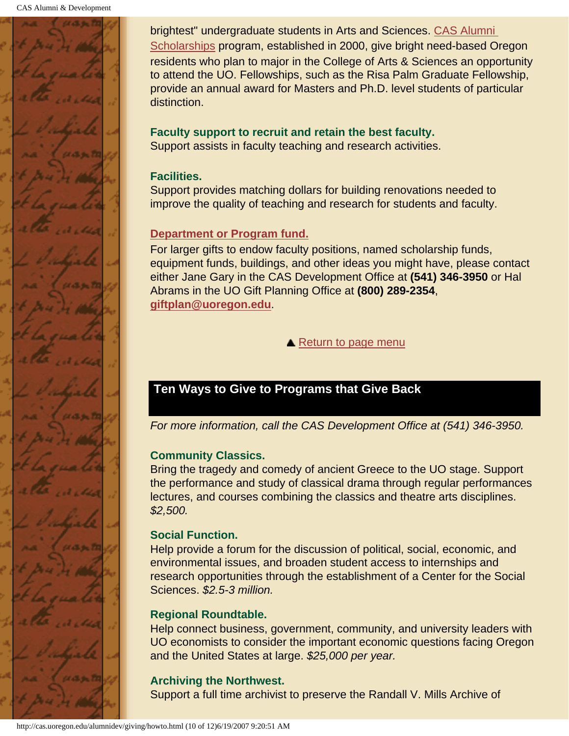brightest" undergraduate students in Arts and Sciences. CAS Alumni Scholarships program, established in 2000, give bright need-based Oregon residents who plan to major in the College of Arts & Sciences an opportunity to attend the UO. Fellowships, such as the Risa Palm Graduate Fellowship, provide an annual award for Masters and Ph.D. level students of particular distinction.

**Faculty support to recruit and retain the best faculty.**
Support assists in faculty teaching and research activities.

**Facilities.**
Support provides matching dollars for building renovations needed to improve the quality of teaching and research for students and faculty.

**Department or Program fund.**
For larger gifts to endow faculty positions, named scholarship funds, equipment funds, buildings, and other ideas you might have, please contact either Jane Gary in the CAS Development Office at **(541) 346-3950** or Hal Abrams in the UO Gift Planning Office at **(800) 289-2354**, **giftplan@uoregon.edu**.

▲ Return to page menu

## Ten Ways to Give to Programs that Give Back

*For more information, call the CAS Development Office at (541) 346-3950.*

**Community Classics.**
Bring the tragedy and comedy of ancient Greece to the UO stage. Support the performance and study of classical drama through regular performances lectures, and courses combining the classics and theatre arts disciplines. *$2,500.*

**Social Function.**
Help provide a forum for the discussion of political, social, economic, and environmental issues, and broaden student access to internships and research opportunities through the establishment of a Center for the Social Sciences. *$2.5-3 million.*

**Regional Roundtable.**
Help connect business, government, community, and university leaders with UO economists to consider the important economic questions facing Oregon and the United States at large. *$25,000 per year.*

**Archiving the Northwest.**
Support a full time archivist to preserve the Randall V. Mills Archive of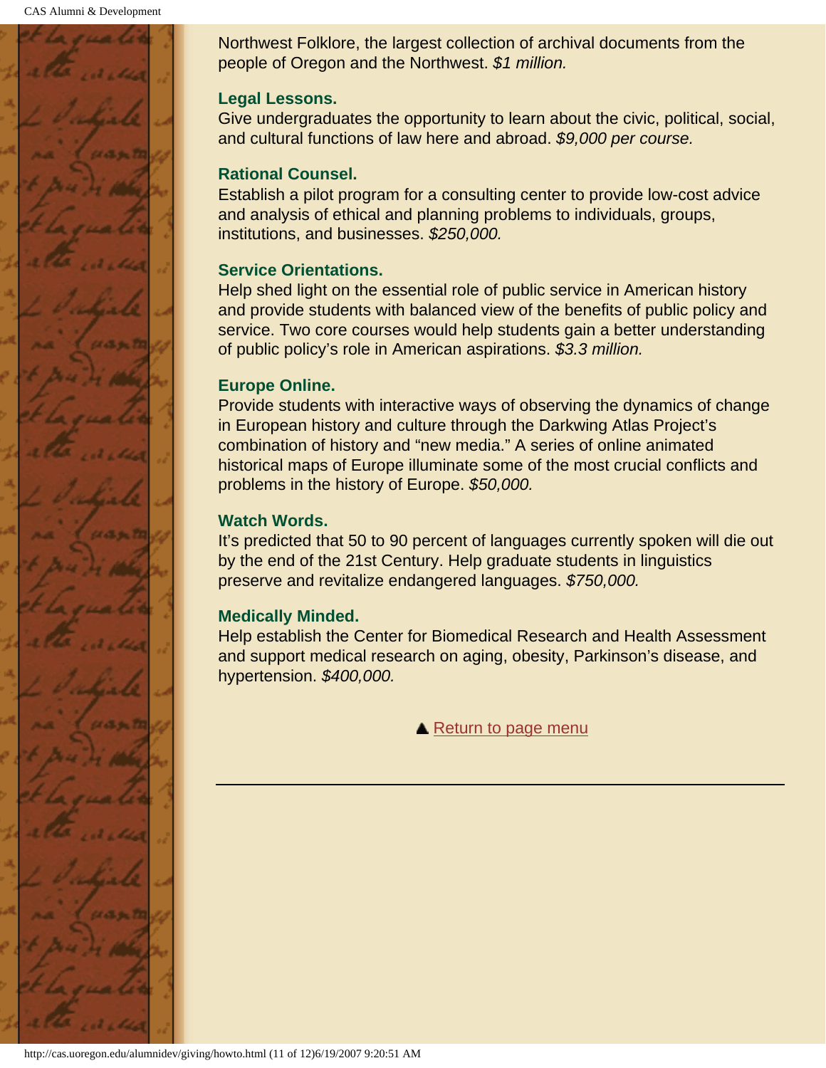Northwest Folklore, the largest collection of archival documents from the people of Oregon and the Northwest. *$1 million.*

**Legal Lessons.**
Give undergraduates the opportunity to learn about the civic, political, social, and cultural functions of law here and abroad. *$9,000 per course.*

**Rational Counsel.**
Establish a pilot program for a consulting center to provide low-cost advice and analysis of ethical and planning problems to individuals, groups, institutions, and businesses. *$250,000.*

**Service Orientations.**
Help shed light on the essential role of public service in American history and provide students with balanced view of the benefits of public policy and service. Two core courses would help students gain a better understanding of public policy's role in American aspirations. *$3.3 million.*

**Europe Online.**
Provide students with interactive ways of observing the dynamics of change in European history and culture through the Darkwing Atlas Project's combination of history and "new media." A series of online animated historical maps of Europe illuminate some of the most crucial conflicts and problems in the history of Europe. *$50,000.*

**Watch Words.**
It's predicted that 50 to 90 percent of languages currently spoken will die out by the end of the 21st Century. Help graduate students in linguistics preserve and revitalize endangered languages. *$750,000.*

**Medically Minded.**
Help establish the Center for Biomedical Research and Health Assessment and support medical research on aging, obesity, Parkinson's disease, and hypertension. *$400,000.*

▲ Return to page menu

---